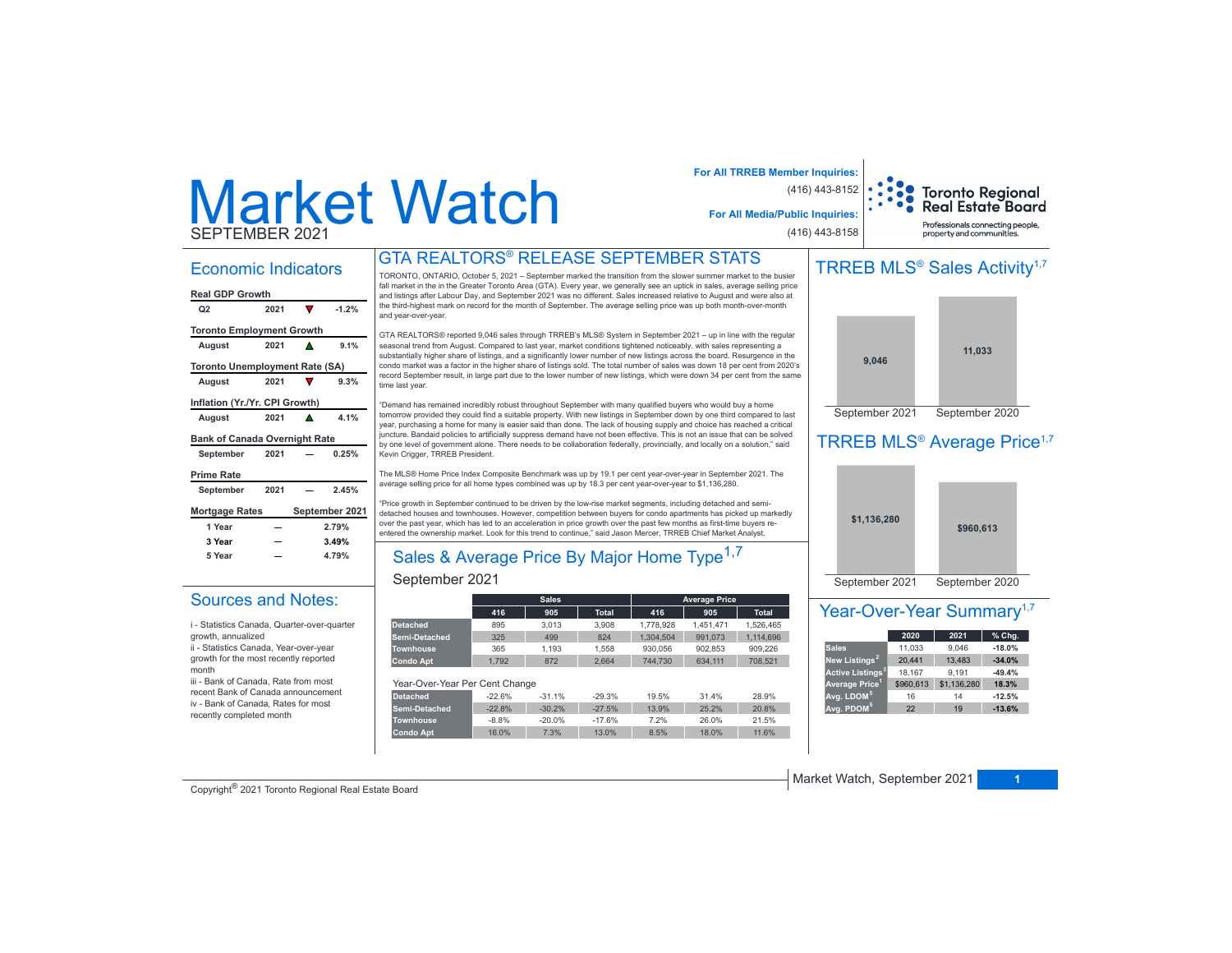# Market Watch

SEPTEMBER 2021

**For All TRREB Member Inquiries:** (416) 443-8152

**For All Media/Public Inquiries:** (416) 443-8158

Toronto Regional Real Estate Board
Professionals connecting people, property and communities.

## Economic Indicators

**Real GDP Growth**

| Q2 | 2021 | ▼ | -1.2% |
|---|---|---|---|

**Toronto Employment Growth**

| August | 2021 | ▲ | 9.1% |
|---|---|---|---|

**Toronto Unemployment Rate (SA)**

| August | 2021 | ▼ | 9.3% |
|---|---|---|---|

**Inflation (Yr./Yr. CPI Growth)**

| August | 2021 | ▲ | 4.1% |
|---|---|---|---|

**Bank of Canada Overnight Rate**

| September | 2021 | — | 0.25% |
|---|---|---|---|

**Prime Rate**

| September | 2021 | — | 2.45% |
|---|---|---|---|

| Mortgage Rates | | September 2021 |
|---|---|---|
| 1 Year | — | 2.79% |
| 3 Year | — | 3.49% |
| 5 Year | — | 4.79% |

## Sources and Notes:

i - Statistics Canada, Quarter-over-quarter growth, annualized

ii - Statistics Canada, Year-over-year growth for the most recently reported month

iii - Bank of Canada, Rate from most recent Bank of Canada announcement

iv - Bank of Canada, Rates for most recently completed month

## GTA REALTORS® RELEASE SEPTEMBER STATS

TORONTO, ONTARIO, October 5, 2021 – September marked the transition from the slower summer market to the busier fall market in the in the Greater Toronto Area (GTA). Every year, we generally see an uptick in sales, average selling price and listings after Labour Day, and September 2021 was no different. Sales increased relative to August and were also at the third-highest mark on record for the month of September. The average selling price was up both month-over-month and year-over-year.

GTA REALTORS® reported 9,046 sales through TRREB's MLS® System in September 2021 – up in line with the regular seasonal trend from August. Compared to last year, market conditions tightened noticeably, with sales representing a substantially higher share of listings, and a significantly lower number of new listings across the board. Resurgence in the condo market was a factor in the higher share of listings sold. The total number of sales was down 18 per cent from 2020's record September result, in large part due to the lower number of new listings, which were down 34 per cent from the same time last year.

"Demand has remained incredibly robust throughout September with many qualified buyers who would buy a home tomorrow provided they could find a suitable property. With new listings in September down by one third compared to last year, purchasing a home for many is easier said than done. The lack of housing supply and choice has reached a critical juncture. Bandaid policies to artificially suppress demand have not been effective. This is not an issue that can be solved by one level of government alone. There needs to be collaboration federally, provincially, and locally on a solution," said Kevin Crigger, TRREB President.

The MLS® Home Price Index Composite Benchmark was up by 19.1 per cent year-over-year in September 2021. The average selling price for all home types combined was up by 18.3 per cent year-over-year to $1,136,280.

"Price growth in September continued to be driven by the low-rise market segments, including detached and semi-detached houses and townhouses. However, competition between buyers for condo apartments has picked up markedly over the past year, which has led to an acceleration in price growth over the past few months as first-time buyers re-entered the ownership market. Look for this trend to continue," said Jason Mercer, TRREB Chief Market Analyst.

## Sales & Average Price By Major Home Type[1,7]

September 2021

| | Sales | | | Average Price | | |
|---|---|---|---|---|---|---|
| | 416 | 905 | Total | 416 | 905 | Total |
| Detached | 895 | 3,013 | 3,908 | 1,778,928 | 1,451,471 | 1,526,465 |
| Semi-Detached | 325 | 499 | 824 | 1,304,504 | 991,073 | 1,114,696 |
| Townhouse | 365 | 1,193 | 1,558 | 930,056 | 902,853 | 909,226 |
| Condo Apt | 1,792 | 872 | 2,664 | 744,730 | 634,111 | 708,521 |

Year-Over-Year Per Cent Change

| | 416 | 905 | Total | 416 | 905 | Total |
|---|---|---|---|---|---|---|
| Detached | -22.6% | -31.1% | -29.3% | 19.5% | 31.4% | 28.9% |
| Semi-Detached | -22.8% | -30.2% | -27.5% | 13.9% | 25.2% | 20.8% |
| Townhouse | -8.8% | -20.0% | -17.6% | 7.2% | 26.0% | 21.5% |
| Condo Apt | 16.0% | 7.3% | 13.0% | 8.5% | 18.0% | 11.6% |

## TRREB MLS® Sales Activity[1,7]

| September 2021 | September 2020 |
|---|---|
| 9,046 | 11,033 |

## TRREB MLS® Average Price[1,7]

| September 2021 | September 2020 |
|---|---|
| $1,136,280 | $960,613 |

## Year-Over-Year Summary[1,7]

| | 2020 | 2021 | % Chg. |
|---|---|---|---|
| Sales | 11,033 | 9,046 | -18.0% |
| New Listings[2] | 20,441 | 13,483 | -34.0% |
| Active Listings[3] | 18,167 | 9,191 | -49.4% |
| Average Price[1] | $960,613 | $1,136,280 | 18.3% |
| Avg. LDOM[5] | 16 | 14 | -12.5% |
| Avg. PDOM[5] | 22 | 19 | -13.6% |

Copyright® 2021 Toronto Regional Real Estate Board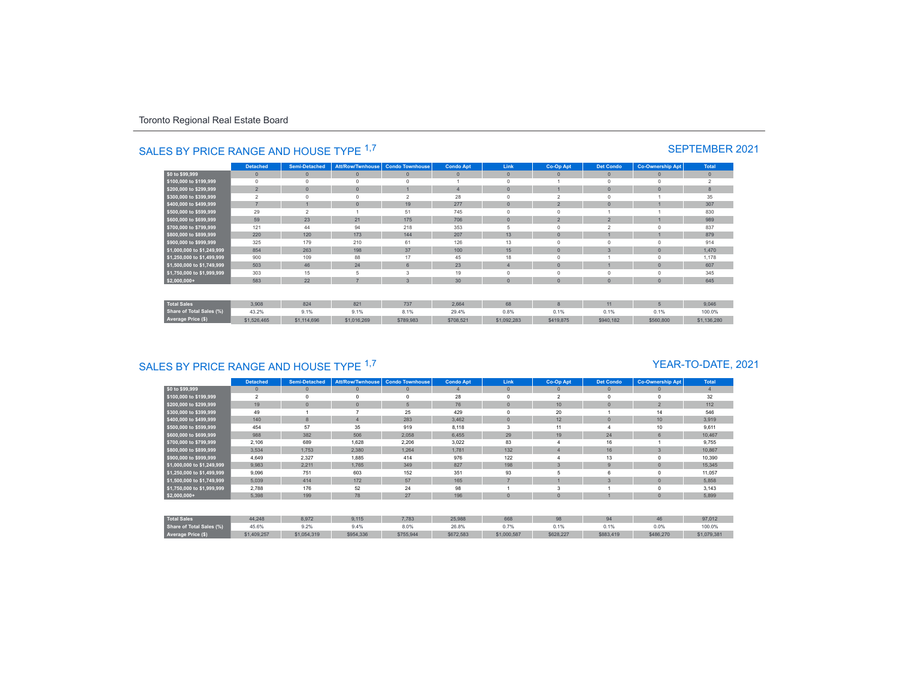Toronto Regional Real Estate Board

## SALES BY PRICE RANGE AND HOUSE TYPE [1,7]

### SEPTEMBER 2021

| | Detached | Semi-Detached | Att/Row/Twnhouse | Condo Townhouse | Condo Apt | Link | Co-Op Apt | Det Condo | Co-Ownership Apt | Total |
|---|---|---|---|---|---|---|---|---|---|---|
| $0 to $99,999 | 0 | 0 | 0 | 0 | 0 | 0 | 0 | 0 | 0 | 0 |
| $100,000 to $199,999 | 0 | 0 | 0 | 0 | 1 | 0 | 1 | 0 | 0 | 2 |
| $200,000 to $299,999 | 2 | 0 | 0 | 1 | 4 | 0 | 1 | 0 | 0 | 8 |
| $300,000 to $399,999 | 2 | 0 | 0 | 2 | 28 | 0 | 2 | 0 | 1 | 35 |
| $400,000 to $499,999 | 7 | 1 | 0 | 19 | 277 | 0 | 2 | 0 | 1 | 307 |
| $500,000 to $599,999 | 29 | 2 | 1 | 51 | 745 | 0 | 0 | 1 | 1 | 830 |
| $600,000 to $699,999 | 59 | 23 | 21 | 175 | 706 | 0 | 2 | 2 | 1 | 989 |
| $700,000 to $799,999 | 121 | 44 | 94 | 218 | 353 | 5 | 0 | 2 | 0 | 837 |
| $800,000 to $899,999 | 220 | 120 | 173 | 144 | 207 | 13 | 0 | 1 | 1 | 879 |
| $900,000 to $999,999 | 325 | 179 | 210 | 61 | 126 | 13 | 0 | 0 | 0 | 914 |
| $1,000,000 to $1,249,999 | 854 | 263 | 198 | 37 | 100 | 15 | 0 | 3 | 0 | 1,470 |
| $1,250,000 to $1,499,999 | 900 | 109 | 88 | 17 | 45 | 18 | 0 | 1 | 0 | 1,178 |
| $1,500,000 to $1,749,999 | 503 | 46 | 24 | 6 | 23 | 4 | 0 | 1 | 0 | 607 |
| $1,750,000 to $1,999,999 | 303 | 15 | 5 | 3 | 19 | 0 | 0 | 0 | 0 | 345 |
| $2,000,000+ | 583 | 22 | 7 | 3 | 30 | 0 | 0 | 0 | 0 | 645 |
| Total Sales | 3,908 | 824 | 821 | 737 | 2,664 | 68 | 8 | 11 | 5 | 9,046 |
| Share of Total Sales (%) | 43.2% | 9.1% | 9.1% | 8.1% | 29.4% | 0.8% | 0.1% | 0.1% | 0.1% | 100.0% |
| Average Price ($) | $1,526,465 | $1,114,696 | $1,016,269 | $789,983 | $708,521 | $1,092,283 | $419,875 | $940,182 | $560,800 | $1,136,280 |

## SALES BY PRICE RANGE AND HOUSE TYPE [1,7]

### YEAR-TO-DATE, 2021

| | Detached | Semi-Detached | Att/Row/Twnhouse | Condo Townhouse | Condo Apt | Link | Co-Op Apt | Det Condo | Co-Ownership Apt | Total |
|---|---|---|---|---|---|---|---|---|---|---|
| $0 to $99,999 | 0 | 0 | 0 | 0 | 4 | 0 | 0 | 0 | 0 | 4 |
| $100,000 to $199,999 | 2 | 0 | 0 | 0 | 28 | 0 | 2 | 0 | 0 | 32 |
| $200,000 to $299,999 | 19 | 0 | 0 | 5 | 76 | 0 | 10 | 0 | 2 | 112 |
| $300,000 to $399,999 | 49 | 1 | 7 | 25 | 429 | 0 | 20 | 1 | 14 | 546 |
| $400,000 to $499,999 | 140 | 8 | 4 | 283 | 3,462 | 0 | 12 | 0 | 10 | 3,919 |
| $500,000 to $599,999 | 454 | 57 | 35 | 919 | 8,118 | 3 | 11 | 4 | 10 | 9,611 |
| $600,000 to $699,999 | 988 | 382 | 506 | 2,058 | 6,455 | 29 | 19 | 24 | 6 | 10,467 |
| $700,000 to $799,999 | 2,106 | 689 | 1,628 | 2,206 | 3,022 | 83 | 4 | 16 | 1 | 9,755 |
| $800,000 to $899,999 | 3,534 | 1,753 | 2,380 | 1,264 | 1,781 | 132 | 4 | 16 | 3 | 10,867 |
| $900,000 to $999,999 | 4,649 | 2,327 | 1,885 | 414 | 976 | 122 | 4 | 13 | 0 | 10,390 |
| $1,000,000 to $1,249,999 | 9,983 | 2,211 | 1,765 | 349 | 827 | 198 | 3 | 9 | 0 | 15,345 |
| $1,250,000 to $1,499,999 | 9,096 | 751 | 603 | 152 | 351 | 93 | 5 | 6 | 0 | 11,057 |
| $1,500,000 to $1,749,999 | 5,039 | 414 | 172 | 57 | 165 | 7 | 1 | 3 | 0 | 5,858 |
| $1,750,000 to $1,999,999 | 2,788 | 176 | 52 | 24 | 98 | 1 | 3 | 1 | 0 | 3,143 |
| $2,000,000+ | 5,398 | 199 | 78 | 27 | 196 | 0 | 0 | 1 | 0 | 5,899 |
| Total Sales | 44,248 | 8,972 | 9,115 | 7,783 | 25,988 | 668 | 98 | 94 | 46 | 97,012 |
| Share of Total Sales (%) | 45.6% | 9.2% | 9.4% | 8.0% | 26.8% | 0.7% | 0.1% | 0.1% | 0.0% | 100.0% |
| Average Price ($) | $1,409,257 | $1,054,319 | $954,336 | $755,944 | $672,583 | $1,000,587 | $628,227 | $883,419 | $486,270 | $1,079,381 |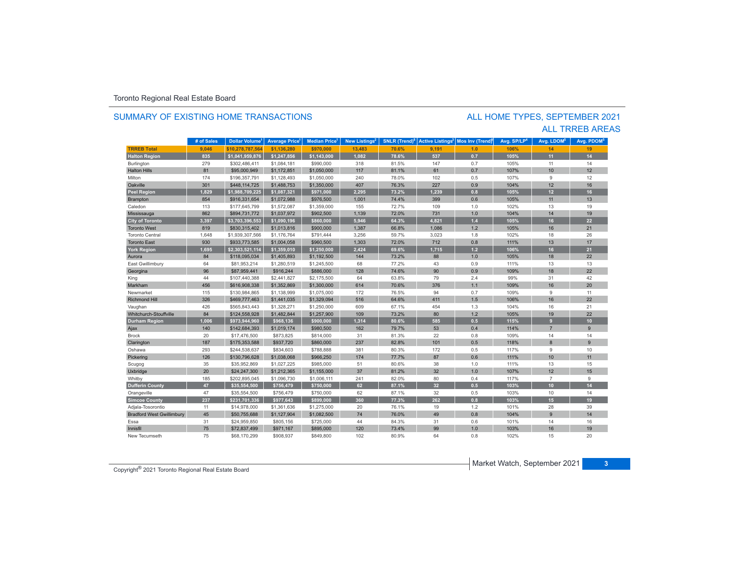Toronto Regional Real Estate Board

## SUMMARY OF EXISTING HOME TRANSACTIONS

## ALL HOME TYPES, SEPTEMBER 2021
## ALL TRREB AREAS

| | # of Sales | Dollar Volume[1] | Average Price[1] | Median Price[1] | New Listings[2] | SNLR (Trend)[8] | Active Listings[3] | Mos Inv (Trend)[9] | Avg. SP/LP[4] | Avg. LDOM[5] | Avg. PDOM[5] |
|---|---|---|---|---|---|---|---|---|---|---|---|
| **TRREB Total** | **9,046** | **$10,278,787,564** | **$1,136,280** | **$970,000** | **13,483** | **70.6%** | **9,191** | **1.0** | **106%** | **14** | **19** |
| **Halton Region** | **835** | **$1,041,959,876** | **$1,247,856** | **$1,143,000** | **1,082** | **78.6%** | **537** | **0.7** | **105%** | **11** | **14** |
| Burlington | 279 | $302,486,411 | $1,084,181 | $990,000 | 318 | 81.5% | 147 | 0.7 | 105% | 11 | 14 |
| Halton Hills | 81 | $95,000,949 | $1,172,851 | $1,050,000 | 117 | 81.1% | 61 | 0.7 | 107% | 10 | 12 |
| Milton | 174 | $196,357,791 | $1,128,493 | $1,050,000 | 240 | 78.0% | 102 | 0.5 | 107% | 9 | 12 |
| Oakville | 301 | $448,114,725 | $1,488,753 | $1,350,000 | 407 | 76.3% | 227 | 0.9 | 104% | 12 | 16 |
| **Peel Region** | **1,829** | **$1,988,709,225** | **$1,087,321** | **$971,000** | **2,295** | **73.2%** | **1,239** | **0.8** | **105%** | **12** | **16** |
| Brampton | 854 | $916,331,654 | $1,072,988 | $976,500 | 1,001 | 74.4% | 399 | 0.6 | 105% | 11 | 13 |
| Caledon | 113 | $177,645,799 | $1,572,087 | $1,359,000 | 155 | 72.7% | 109 | 1.0 | 102% | 13 | 19 |
| Mississauga | 862 | $894,731,772 | $1,037,972 | $902,500 | 1,139 | 72.0% | 731 | 1.0 | 104% | 14 | 19 |
| **City of Toronto** | **3,397** | **$3,703,396,553** | **$1,090,196** | **$860,000** | **5,946** | **64.3%** | **4,821** | **1.4** | **105%** | **16** | **22** |
| Toronto West | 819 | $830,315,402 | $1,013,816 | $900,000 | 1,387 | 66.8% | 1,086 | 1.2 | 105% | 16 | 21 |
| Toronto Central | 1,648 | $1,939,307,566 | $1,176,764 | $791,444 | 3,256 | 59.7% | 3,023 | 1.8 | 102% | 18 | 26 |
| Toronto East | 930 | $933,773,585 | $1,004,058 | $960,500 | 1,303 | 72.0% | 712 | 0.8 | 111% | 13 | 17 |
| **York Region** | **1,695** | **$2,303,521,114** | **$1,359,010** | **$1,250,000** | **2,424** | **69.6%** | **1,715** | **1.2** | **106%** | **16** | **21** |
| Aurora | 84 | $118,095,034 | $1,405,893 | $1,192,500 | 144 | 73.2% | 88 | 1.0 | 105% | 18 | 22 |
| East Gwillimbury | 64 | $81,953,214 | $1,280,519 | $1,245,500 | 68 | 77.2% | 43 | 0.9 | 111% | 13 | 13 |
| Georgina | 96 | $87,959,441 | $916,244 | $886,000 | 128 | 74.6% | 90 | 0.9 | 109% | 18 | 22 |
| King | 44 | $107,440,388 | $2,441,827 | $2,175,500 | 64 | 63.8% | 79 | 2.4 | 99% | 31 | 42 |
| Markham | 456 | $616,908,338 | $1,352,869 | $1,300,000 | 614 | 70.6% | 376 | 1.1 | 109% | 16 | 20 |
| Newmarket | 115 | $130,984,865 | $1,138,999 | $1,075,000 | 172 | 76.5% | 94 | 0.7 | 109% | 9 | 11 |
| Richmond Hill | 326 | $469,777,463 | $1,441,035 | $1,329,094 | 516 | 64.6% | 411 | 1.5 | 106% | 16 | 22 |
| Vaughan | 426 | $565,843,443 | $1,328,271 | $1,250,000 | 609 | 67.1% | 454 | 1.3 | 104% | 16 | 21 |
| Whitchurch-Stouffville | 84 | $124,558,928 | $1,482,844 | $1,257,900 | 109 | 73.2% | 80 | 1.2 | 105% | 19 | 22 |
| **Durham Region** | **1,006** | **$973,944,960** | **$968,136** | **$900,000** | **1,314** | **80.6%** | **585** | **0.5** | **115%** | **9** | **10** |
| Ajax | 140 | $142,684,393 | $1,019,174 | $980,500 | 162 | 79.7% | 53 | 0.4 | 114% | 7 | 9 |
| Brock | 20 | $17,476,500 | $873,825 | $814,000 | 31 | 81.3% | 22 | 0.8 | 109% | 14 | 14 |
| Clarington | 187 | $175,353,588 | $937,720 | $860,000 | 237 | 82.8% | 101 | 0.5 | 118% | 8 | 9 |
| Oshawa | 293 | $244,538,637 | $834,603 | $788,888 | 381 | 80.3% | 172 | 0.5 | 117% | 9 | 10 |
| Pickering | 126 | $130,796,628 | $1,038,068 | $966,250 | 174 | 77.7% | 87 | 0.6 | 111% | 10 | 11 |
| Scugog | 35 | $35,952,869 | $1,027,225 | $985,000 | 51 | 80.6% | 38 | 1.0 | 111% | 13 | 15 |
| Uxbridge | 20 | $24,247,300 | $1,212,365 | $1,155,000 | 37 | 81.2% | 32 | 1.0 | 107% | 12 | 15 |
| Whitby | 185 | $202,895,045 | $1,096,730 | $1,006,111 | 241 | 82.0% | 80 | 0.4 | 117% | 7 | 9 |
| **Dufferin County** | **47** | **$35,554,500** | **$756,479** | **$750,000** | **62** | **87.1%** | **32** | **0.5** | **103%** | **10** | **14** |
| Orangeville | 47 | $35,554,500 | $756,479 | $750,000 | 62 | 87.1% | 32 | 0.5 | 103% | 10 | 14 |
| **Simcoe County** | **237** | **$231,701,336** | **$977,643** | **$899,000** | **360** | **77.3%** | **262** | **0.8** | **103%** | **15** | **19** |
| Adjala-Tosorontio | 11 | $14,978,000 | $1,361,636 | $1,275,000 | 20 | 76.1% | 19 | 1.2 | 101% | 28 | 39 |
| Bradford West Gwillimbury | 45 | $50,755,688 | $1,127,904 | $1,082,500 | 74 | 76.0% | 49 | 0.8 | 104% | 9 | 14 |
| Essa | 31 | $24,959,850 | $805,156 | $725,000 | 44 | 84.3% | 31 | 0.6 | 101% | 14 | 16 |
| Innisfil | 75 | $72,837,499 | $971,167 | $895,000 | 120 | 73.4% | 99 | 1.0 | 103% | 16 | 19 |
| New Tecumseth | 75 | $68,170,299 | $908,937 | $849,800 | 102 | 80.9% | 64 | 0.8 | 102% | 15 | 20 |

Copyright® 2021 Toronto Regional Real Estate Board

Market Watch, September 2021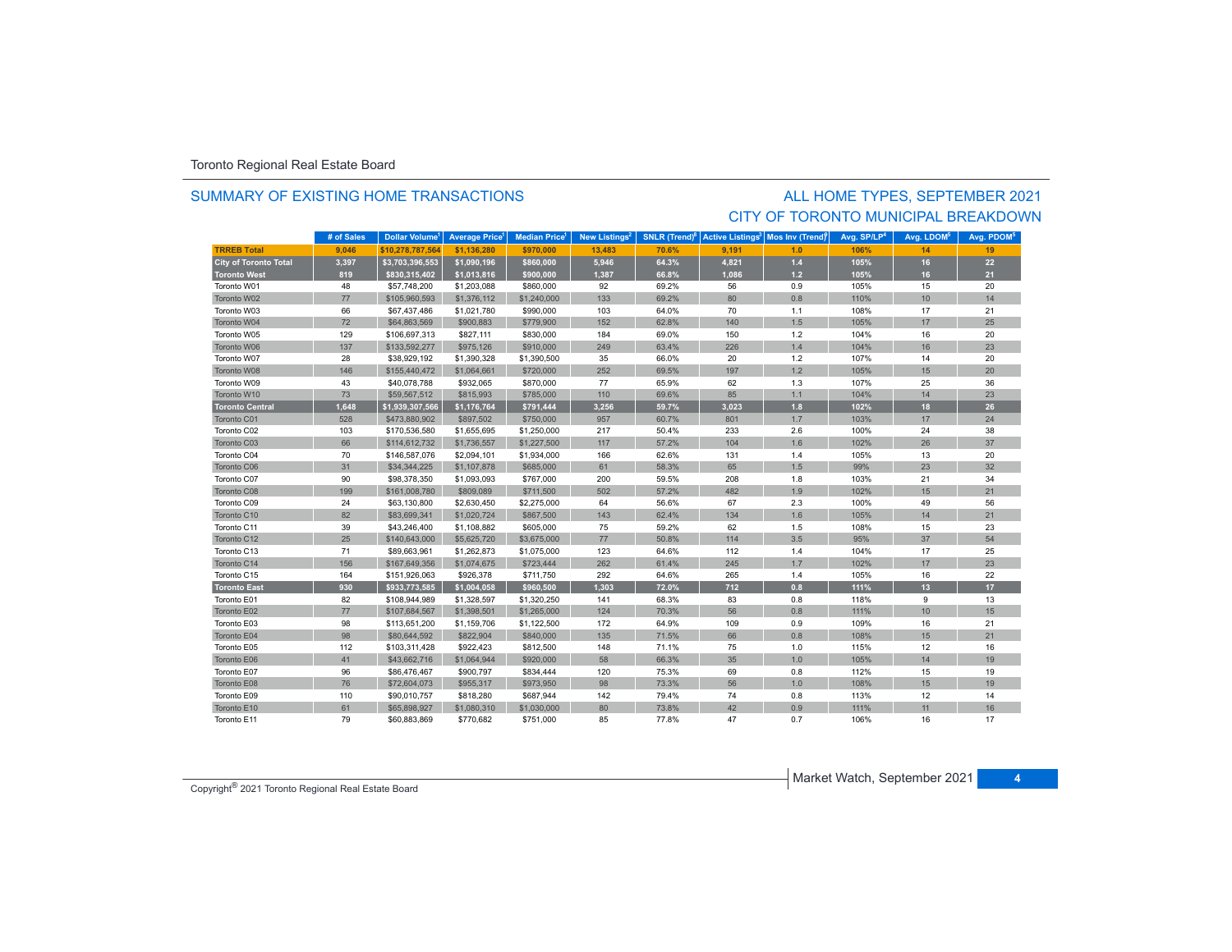Toronto Regional Real Estate Board

## SUMMARY OF EXISTING HOME TRANSACTIONS

## ALL HOME TYPES, SEPTEMBER 2021
## CITY OF TORONTO MUNICIPAL BREAKDOWN

| | # of Sales | Dollar Volume[1] | Average Price[1] | Median Price[1] | New Listings[2] | SNLR (Trend)[8] | Active Listings[3] | Mos Inv (Trend)[9] | Avg. SP/LP[4] | Avg. LDOM[5] | Avg. PDOM[5] |
|---|---|---|---|---|---|---|---|---|---|---|---|
| **TRREB Total** | **9,046** | **$10,278,787,564** | **$1,136,280** | **$970,000** | **13,483** | **70.6%** | **9,191** | **1.0** | **106%** | **14** | **19** |
| **City of Toronto Total** | **3,397** | **$3,703,396,553** | **$1,090,196** | **$860,000** | **5,946** | **64.3%** | **4,821** | **1.4** | **105%** | **16** | **22** |
| **Toronto West** | **819** | **$830,315,402** | **$1,013,816** | **$900,000** | **1,387** | **66.8%** | **1,086** | **1.2** | **105%** | **16** | **21** |
| Toronto W01 | 48 | $57,748,200 | $1,203,088 | $860,000 | 92 | 69.2% | 56 | 0.9 | 105% | 15 | 20 |
| Toronto W02 | 77 | $105,960,593 | $1,376,112 | $1,240,000 | 133 | 69.2% | 80 | 0.8 | 110% | 10 | 14 |
| Toronto W03 | 66 | $67,437,486 | $1,021,780 | $990,000 | 103 | 64.0% | 70 | 1.1 | 108% | 17 | 21 |
| Toronto W04 | 72 | $64,863,569 | $900,883 | $779,900 | 152 | 62.8% | 140 | 1.5 | 105% | 17 | 25 |
| Toronto W05 | 129 | $106,697,313 | $827,111 | $830,000 | 184 | 69.0% | 150 | 1.2 | 104% | 16 | 20 |
| Toronto W06 | 137 | $133,592,277 | $975,126 | $910,000 | 249 | 63.4% | 226 | 1.4 | 104% | 16 | 23 |
| Toronto W07 | 28 | $38,929,192 | $1,390,328 | $1,390,500 | 35 | 66.0% | 20 | 1.2 | 107% | 14 | 20 |
| Toronto W08 | 146 | $155,440,472 | $1,064,661 | $720,000 | 252 | 69.5% | 197 | 1.2 | 105% | 15 | 20 |
| Toronto W09 | 43 | $40,078,788 | $932,065 | $870,000 | 77 | 65.9% | 62 | 1.3 | 107% | 25 | 36 |
| Toronto W10 | 73 | $59,567,512 | $815,993 | $785,000 | 110 | 69.6% | 85 | 1.1 | 104% | 14 | 23 |
| **Toronto Central** | **1,648** | **$1,939,307,566** | **$1,176,764** | **$791,444** | **3,256** | **59.7%** | **3,023** | **1.8** | **102%** | **18** | **26** |
| Toronto C01 | 528 | $473,880,902 | $897,502 | $750,000 | 957 | 60.7% | 801 | 1.7 | 103% | 17 | 24 |
| Toronto C02 | 103 | $170,536,580 | $1,655,695 | $1,250,000 | 217 | 50.4% | 233 | 2.6 | 100% | 24 | 38 |
| Toronto C03 | 66 | $114,612,732 | $1,736,557 | $1,227,500 | 117 | 57.2% | 104 | 1.6 | 102% | 26 | 37 |
| Toronto C04 | 70 | $146,587,076 | $2,094,101 | $1,934,000 | 166 | 62.6% | 131 | 1.4 | 105% | 13 | 20 |
| Toronto C06 | 31 | $34,344,225 | $1,107,878 | $685,000 | 61 | 58.3% | 65 | 1.5 | 99% | 23 | 32 |
| Toronto C07 | 90 | $98,378,350 | $1,093,093 | $767,000 | 200 | 59.5% | 208 | 1.8 | 103% | 21 | 34 |
| Toronto C08 | 199 | $161,008,780 | $809,089 | $711,500 | 502 | 57.2% | 482 | 1.9 | 102% | 15 | 21 |
| Toronto C09 | 24 | $63,130,800 | $2,630,450 | $2,275,000 | 64 | 56.6% | 67 | 2.3 | 100% | 49 | 56 |
| Toronto C10 | 82 | $83,699,341 | $1,020,724 | $867,500 | 143 | 62.4% | 134 | 1.6 | 105% | 14 | 21 |
| Toronto C11 | 39 | $43,246,400 | $1,108,882 | $605,000 | 75 | 59.2% | 62 | 1.5 | 108% | 15 | 23 |
| Toronto C12 | 25 | $140,643,000 | $5,625,720 | $3,675,000 | 77 | 50.8% | 114 | 3.5 | 95% | 37 | 54 |
| Toronto C13 | 71 | $89,663,961 | $1,262,873 | $1,075,000 | 123 | 64.6% | 112 | 1.4 | 104% | 17 | 25 |
| Toronto C14 | 156 | $167,649,356 | $1,074,675 | $723,444 | 262 | 61.4% | 245 | 1.7 | 102% | 17 | 23 |
| Toronto C15 | 164 | $151,926,063 | $926,378 | $711,750 | 292 | 64.6% | 265 | 1.4 | 105% | 16 | 22 |
| **Toronto East** | **930** | **$933,773,585** | **$1,004,058** | **$960,500** | **1,303** | **72.0%** | **712** | **0.8** | **111%** | **13** | **17** |
| Toronto E01 | 82 | $108,944,989 | $1,328,597 | $1,320,250 | 141 | 68.3% | 83 | 0.8 | 118% | 9 | 13 |
| Toronto E02 | 77 | $107,684,567 | $1,398,501 | $1,265,000 | 124 | 70.3% | 56 | 0.8 | 111% | 10 | 15 |
| Toronto E03 | 98 | $113,651,200 | $1,159,706 | $1,122,500 | 172 | 64.9% | 109 | 0.9 | 109% | 16 | 21 |
| Toronto E04 | 98 | $80,644,592 | $822,904 | $840,000 | 135 | 71.5% | 66 | 0.8 | 108% | 15 | 21 |
| Toronto E05 | 112 | $103,311,428 | $922,423 | $812,500 | 148 | 71.1% | 75 | 1.0 | 115% | 12 | 16 |
| Toronto E06 | 41 | $43,662,716 | $1,064,944 | $920,000 | 58 | 66.3% | 35 | 1.0 | 105% | 14 | 19 |
| Toronto E07 | 96 | $86,476,467 | $900,797 | $834,444 | 120 | 75.3% | 69 | 0.8 | 112% | 15 | 19 |
| Toronto E08 | 76 | $72,604,073 | $955,317 | $973,950 | 98 | 73.3% | 56 | 1.0 | 108% | 15 | 19 |
| Toronto E09 | 110 | $90,010,757 | $818,280 | $687,944 | 142 | 79.4% | 74 | 0.8 | 113% | 12 | 14 |
| Toronto E10 | 61 | $65,898,927 | $1,080,310 | $1,030,000 | 80 | 73.8% | 42 | 0.9 | 111% | 11 | 16 |
| Toronto E11 | 79 | $60,883,869 | $770,682 | $751,000 | 85 | 77.8% | 47 | 0.7 | 106% | 16 | 17 |

Copyright® 2021 Toronto Regional Real Estate Board

Market Watch, September 2021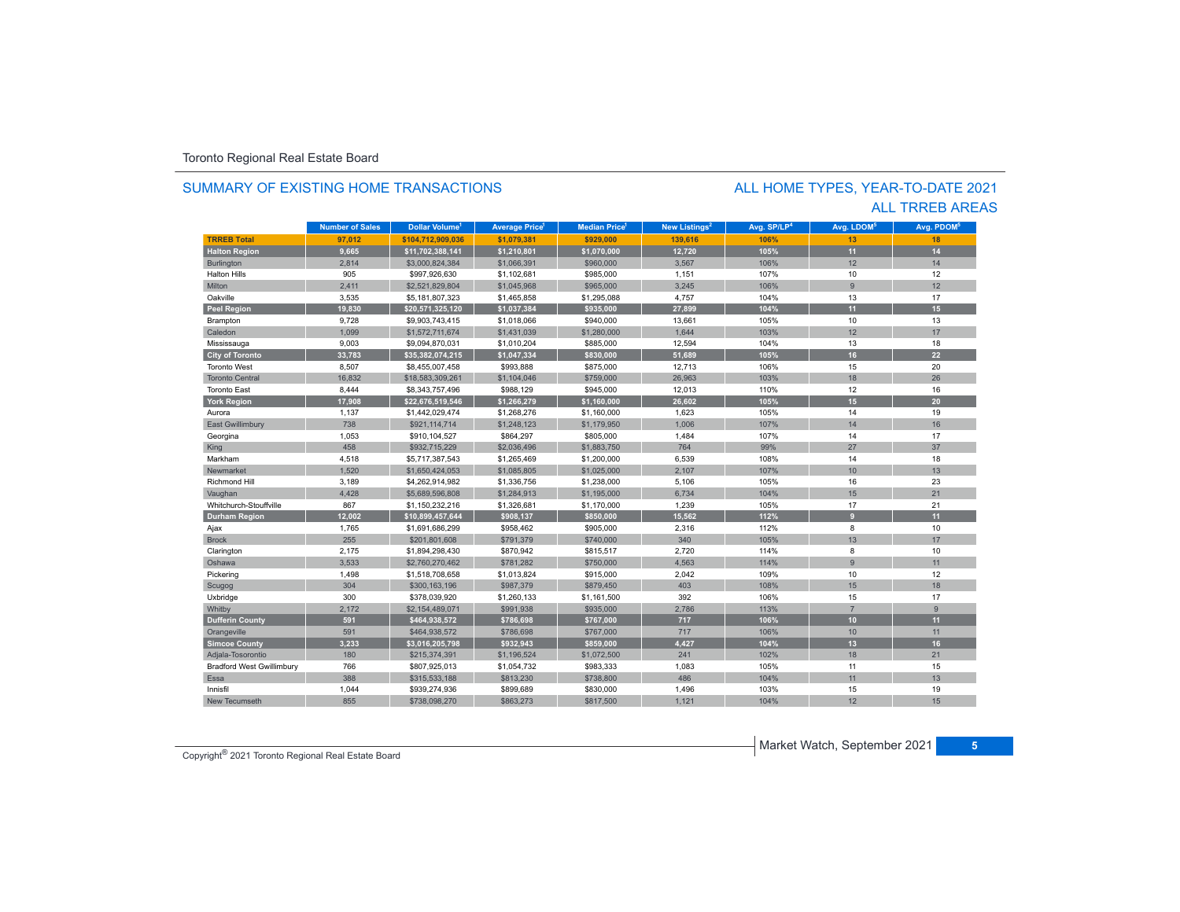Toronto Regional Real Estate Board

## SUMMARY OF EXISTING HOME TRANSACTIONS

## ALL HOME TYPES, YEAR-TO-DATE 2021
## ALL TRREB AREAS

| | Number of Sales | Dollar Volume[1] | Average Price[1] | Median Price[1] | New Listings[2] | Avg. SP/LP[4] | Avg. LDOM[5] | Avg. PDOM[5] |
|---|---|---|---|---|---|---|---|---|
| **TRREB Total** | **97,012** | **$104,712,909,036** | **$1,079,381** | **$929,000** | **139,616** | **106%** | **13** | **18** |
| **Halton Region** | **9,665** | **$11,702,388,141** | **$1,210,801** | **$1,070,000** | **12,720** | **105%** | **11** | **14** |
| Burlington | 2,814 | $3,000,824,384 | $1,066,391 | $960,000 | 3,567 | 106% | 12 | 14 |
| Halton Hills | 905 | $997,926,630 | $1,102,681 | $985,000 | 1,151 | 107% | 10 | 12 |
| Milton | 2,411 | $2,521,829,804 | $1,045,968 | $965,000 | 3,245 | 106% | 9 | 12 |
| Oakville | 3,535 | $5,181,807,323 | $1,465,858 | $1,295,088 | 4,757 | 104% | 13 | 17 |
| **Peel Region** | **19,830** | **$20,571,325,120** | **$1,037,384** | **$935,000** | **27,899** | **104%** | **11** | **15** |
| Brampton | 9,728 | $9,903,743,415 | $1,018,066 | $940,000 | 13,661 | 105% | 10 | 13 |
| Caledon | 1,099 | $1,572,711,674 | $1,431,039 | $1,280,000 | 1,644 | 103% | 12 | 17 |
| Mississauga | 9,003 | $9,094,870,031 | $1,010,204 | $885,000 | 12,594 | 104% | 13 | 18 |
| **City of Toronto** | **33,783** | **$35,382,074,215** | **$1,047,334** | **$830,000** | **51,689** | **105%** | **16** | **22** |
| Toronto West | 8,507 | $8,455,007,458 | $993,888 | $875,000 | 12,713 | 106% | 15 | 20 |
| Toronto Central | 16,832 | $18,583,309,261 | $1,104,046 | $759,000 | 26,963 | 103% | 18 | 26 |
| Toronto East | 8,444 | $8,343,757,496 | $988,129 | $945,000 | 12,013 | 110% | 12 | 16 |
| **York Region** | **17,908** | **$22,676,519,546** | **$1,266,279** | **$1,160,000** | **26,602** | **105%** | **15** | **20** |
| Aurora | 1,137 | $1,442,029,474 | $1,268,276 | $1,160,000 | 1,623 | 105% | 14 | 19 |
| East Gwillimbury | 738 | $921,114,714 | $1,248,123 | $1,179,950 | 1,006 | 107% | 14 | 16 |
| Georgina | 1,053 | $910,104,527 | $864,297 | $805,000 | 1,484 | 107% | 14 | 17 |
| King | 458 | $932,715,229 | $2,036,496 | $1,883,750 | 764 | 99% | 27 | 37 |
| Markham | 4,518 | $5,717,387,543 | $1,265,469 | $1,200,000 | 6,539 | 108% | 14 | 18 |
| Newmarket | 1,520 | $1,650,424,053 | $1,085,805 | $1,025,000 | 2,107 | 107% | 10 | 13 |
| Richmond Hill | 3,189 | $4,262,914,982 | $1,336,756 | $1,238,000 | 5,106 | 105% | 16 | 23 |
| Vaughan | 4,428 | $5,689,596,808 | $1,284,913 | $1,195,000 | 6,734 | 104% | 15 | 21 |
| Whitchurch-Stouffville | 867 | $1,150,232,216 | $1,326,681 | $1,170,000 | 1,239 | 105% | 17 | 21 |
| **Durham Region** | **12,002** | **$10,899,457,644** | **$908,137** | **$850,000** | **15,562** | **112%** | **9** | **11** |
| Ajax | 1,765 | $1,691,686,299 | $958,462 | $905,000 | 2,316 | 112% | 8 | 10 |
| Brock | 255 | $201,801,608 | $791,379 | $740,000 | 340 | 105% | 13 | 17 |
| Clarington | 2,175 | $1,894,298,430 | $870,942 | $815,517 | 2,720 | 114% | 8 | 10 |
| Oshawa | 3,533 | $2,760,270,462 | $781,282 | $750,000 | 4,563 | 114% | 9 | 11 |
| Pickering | 1,498 | $1,518,708,658 | $1,013,824 | $915,000 | 2,042 | 109% | 10 | 12 |
| Scugog | 304 | $300,163,196 | $987,379 | $879,450 | 403 | 108% | 15 | 18 |
| Uxbridge | 300 | $378,039,920 | $1,260,133 | $1,161,500 | 392 | 106% | 15 | 17 |
| Whitby | 2,172 | $2,154,489,071 | $991,938 | $935,000 | 2,786 | 113% | 7 | 9 |
| **Dufferin County** | **591** | **$464,938,572** | **$786,698** | **$767,000** | **717** | **106%** | **10** | **11** |
| Orangeville | 591 | $464,938,572 | $786,698 | $767,000 | 717 | 106% | 10 | 11 |
| **Simcoe County** | **3,233** | **$3,016,205,798** | **$932,943** | **$859,000** | **4,427** | **104%** | **13** | **16** |
| Adjala-Tosorontio | 180 | $215,374,391 | $1,196,524 | $1,072,500 | 241 | 102% | 18 | 21 |
| Bradford West Gwillimbury | 766 | $807,925,013 | $1,054,732 | $983,333 | 1,083 | 105% | 11 | 15 |
| Essa | 388 | $315,533,188 | $813,230 | $738,800 | 486 | 104% | 11 | 13 |
| Innisfil | 1,044 | $939,274,936 | $899,689 | $830,000 | 1,496 | 103% | 15 | 19 |
| New Tecumseth | 855 | $738,098,270 | $863,273 | $817,500 | 1,121 | 104% | 12 | 15 |

Copyright® 2021 Toronto Regional Real Estate Board

Market Watch, September 2021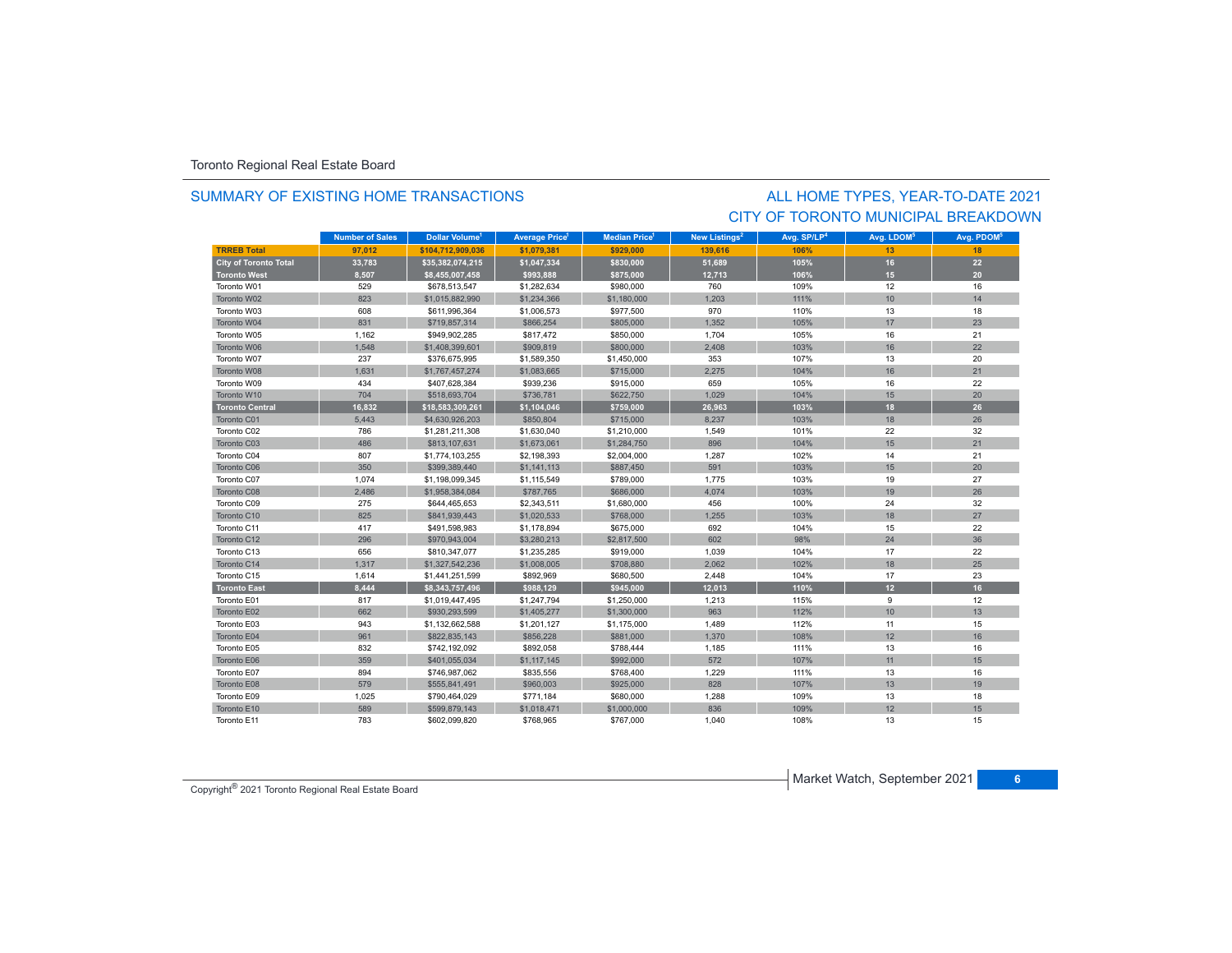Toronto Regional Real Estate Board

## SUMMARY OF EXISTING HOME TRANSACTIONS

## ALL HOME TYPES, YEAR-TO-DATE 2021
## CITY OF TORONTO MUNICIPAL BREAKDOWN

| | Number of Sales | Dollar Volume[1] | Average Price[1] | Median Price[1] | New Listings[2] | Avg. SP/LP[4] | Avg. LDOM[5] | Avg. PDOM[5] |
|---|---|---|---|---|---|---|---|---|
| **TRREB Total** | **97,012** | **$104,712,909,036** | **$1,079,381** | **$929,000** | **139,616** | **106%** | **13** | **18** |
| **City of Toronto Total** | **33,783** | **$35,382,074,215** | **$1,047,334** | **$830,000** | **51,689** | **105%** | **16** | **22** |
| **Toronto West** | **8,507** | **$8,455,007,458** | **$993,888** | **$875,000** | **12,713** | **106%** | **15** | **20** |
| Toronto W01 | 529 | $678,513,547 | $1,282,634 | $980,000 | 760 | 109% | 12 | 16 |
| Toronto W02 | 823 | $1,015,882,990 | $1,234,366 | $1,180,000 | 1,203 | 111% | 10 | 14 |
| Toronto W03 | 608 | $611,996,364 | $1,006,573 | $977,500 | 970 | 110% | 13 | 18 |
| Toronto W04 | 831 | $719,857,314 | $866,254 | $805,000 | 1,352 | 105% | 17 | 23 |
| Toronto W05 | 1,162 | $949,902,285 | $817,472 | $850,000 | 1,704 | 105% | 16 | 21 |
| Toronto W06 | 1,548 | $1,408,399,601 | $909,819 | $800,000 | 2,408 | 103% | 16 | 22 |
| Toronto W07 | 237 | $376,675,995 | $1,589,350 | $1,450,000 | 353 | 107% | 13 | 20 |
| Toronto W08 | 1,631 | $1,767,457,274 | $1,083,665 | $715,000 | 2,275 | 104% | 16 | 21 |
| Toronto W09 | 434 | $407,628,384 | $939,236 | $915,000 | 659 | 105% | 16 | 22 |
| Toronto W10 | 704 | $518,693,704 | $736,781 | $622,750 | 1,029 | 104% | 15 | 20 |
| **Toronto Central** | **16,832** | **$18,583,309,261** | **$1,104,046** | **$759,000** | **26,963** | **103%** | **18** | **26** |
| Toronto C01 | 5,443 | $4,630,926,203 | $850,804 | $715,000 | 8,237 | 103% | 18 | 26 |
| Toronto C02 | 786 | $1,281,211,308 | $1,630,040 | $1,210,000 | 1,549 | 101% | 22 | 32 |
| Toronto C03 | 486 | $813,107,631 | $1,673,061 | $1,284,750 | 896 | 104% | 15 | 21 |
| Toronto C04 | 807 | $1,774,103,255 | $2,198,393 | $2,004,000 | 1,287 | 102% | 14 | 21 |
| Toronto C06 | 350 | $399,389,440 | $1,141,113 | $887,450 | 591 | 103% | 15 | 20 |
| Toronto C07 | 1,074 | $1,198,099,345 | $1,115,549 | $789,000 | 1,775 | 103% | 19 | 27 |
| Toronto C08 | 2,486 | $1,958,384,084 | $787,765 | $686,000 | 4,074 | 103% | 19 | 26 |
| Toronto C09 | 275 | $644,465,653 | $2,343,511 | $1,680,000 | 456 | 100% | 24 | 32 |
| Toronto C10 | 825 | $841,939,443 | $1,020,533 | $768,000 | 1,255 | 103% | 18 | 27 |
| Toronto C11 | 417 | $491,598,983 | $1,178,894 | $675,000 | 692 | 104% | 15 | 22 |
| Toronto C12 | 296 | $970,943,004 | $3,280,213 | $2,817,500 | 602 | 98% | 24 | 36 |
| Toronto C13 | 656 | $810,347,077 | $1,235,285 | $919,000 | 1,039 | 104% | 17 | 22 |
| Toronto C14 | 1,317 | $1,327,542,236 | $1,008,005 | $708,880 | 2,062 | 102% | 18 | 25 |
| Toronto C15 | 1,614 | $1,441,251,599 | $892,969 | $680,500 | 2,448 | 104% | 17 | 23 |
| **Toronto East** | **8,444** | **$8,343,757,496** | **$988,129** | **$945,000** | **12,013** | **110%** | **12** | **16** |
| Toronto E01 | 817 | $1,019,447,495 | $1,247,794 | $1,250,000 | 1,213 | 115% | 9 | 12 |
| Toronto E02 | 662 | $930,293,599 | $1,405,277 | $1,300,000 | 963 | 112% | 10 | 13 |
| Toronto E03 | 943 | $1,132,662,588 | $1,201,127 | $1,175,000 | 1,489 | 112% | 11 | 15 |
| Toronto E04 | 961 | $822,835,143 | $856,228 | $881,000 | 1,370 | 108% | 12 | 16 |
| Toronto E05 | 832 | $742,192,092 | $892,058 | $788,444 | 1,185 | 111% | 13 | 16 |
| Toronto E06 | 359 | $401,055,034 | $1,117,145 | $992,000 | 572 | 107% | 11 | 15 |
| Toronto E07 | 894 | $746,987,062 | $835,556 | $768,400 | 1,229 | 111% | 13 | 16 |
| Toronto E08 | 579 | $555,841,491 | $960,003 | $925,000 | 828 | 107% | 13 | 19 |
| Toronto E09 | 1,025 | $790,464,029 | $771,184 | $680,000 | 1,288 | 109% | 13 | 18 |
| Toronto E10 | 589 | $599,879,143 | $1,018,471 | $1,000,000 | 836 | 109% | 12 | 15 |
| Toronto E11 | 783 | $602,099,820 | $768,965 | $767,000 | 1,040 | 108% | 13 | 15 |

Copyright® 2021 Toronto Regional Real Estate Board

Market Watch, September 2021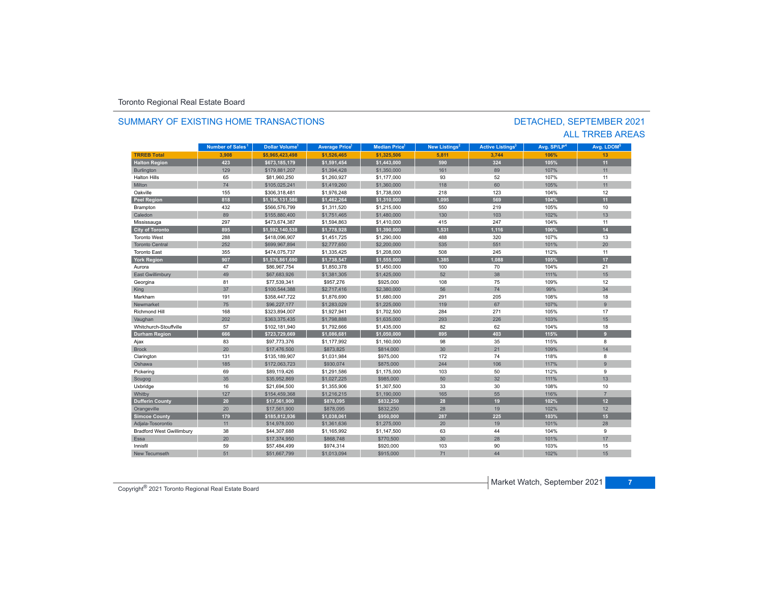Toronto Regional Real Estate Board

## SUMMARY OF EXISTING HOME TRANSACTIONS

## DETACHED, SEPTEMBER 2021
## ALL TRREB AREAS

| | Number of Sales[1] | Dollar Volume[1] | Average Price[1] | Median Price[1] | New Listings[2] | Active Listings[3] | Avg. SP/LP[4] | Avg. LDOM[5] |
|---|---|---|---|---|---|---|---|---|
| **TRREB Total** | **3,908** | **$5,965,423,498** | **$1,526,465** | **$1,325,506** | **5,811** | **3,744** | **106%** | **13** |
| **Halton Region** | **423** | **$673,185,179** | **$1,591,454** | **$1,443,000** | **590** | **324** | **105%** | **11** |
| Burlington | 129 | $179,881,207 | $1,394,428 | $1,350,000 | 161 | 89 | 107% | 11 |
| Halton Hills | 65 | $81,960,250 | $1,260,927 | $1,177,000 | 93 | 52 | 107% | 11 |
| Milton | 74 | $105,025,241 | $1,419,260 | $1,360,000 | 118 | 60 | 105% | 11 |
| Oakville | 155 | $306,318,481 | $1,976,248 | $1,738,000 | 218 | 123 | 104% | 12 |
| **Peel Region** | **818** | **$1,196,131,586** | **$1,462,264** | **$1,310,000** | **1,095** | **569** | **104%** | **11** |
| Brampton | 432 | $566,576,799 | $1,311,520 | $1,215,000 | 550 | 219 | 105% | 10 |
| Caledon | 89 | $155,880,400 | $1,751,465 | $1,480,000 | 130 | 103 | 102% | 13 |
| Mississauga | 297 | $473,674,387 | $1,594,863 | $1,410,000 | 415 | 247 | 104% | 11 |
| **City of Toronto** | **895** | **$1,592,140,538** | **$1,778,928** | **$1,390,000** | **1,531** | **1,116** | **106%** | **14** |
| Toronto West | 288 | $418,096,907 | $1,451,725 | $1,290,000 | 488 | 320 | 107% | 13 |
| Toronto Central | 252 | $699,967,894 | $2,777,650 | $2,200,000 | 535 | 551 | 101% | 20 |
| Toronto East | 355 | $474,075,737 | $1,335,425 | $1,208,000 | 508 | 245 | 112% | 11 |
| **York Region** | **907** | **$1,576,861,690** | **$1,738,547** | **$1,555,000** | **1,385** | **1,088** | **105%** | **17** |
| Aurora | 47 | $86,967,754 | $1,850,378 | $1,450,000 | 100 | 70 | 104% | 21 |
| East Gwillimbury | 49 | $67,683,926 | $1,381,305 | $1,425,000 | 52 | 38 | 111% | 15 |
| Georgina | 81 | $77,539,341 | $957,276 | $925,000 | 108 | 75 | 109% | 12 |
| King | 37 | $100,544,388 | $2,717,416 | $2,380,000 | 56 | 74 | 99% | 34 |
| Markham | 191 | $358,447,722 | $1,876,690 | $1,680,000 | 291 | 205 | 108% | 18 |
| Newmarket | 75 | $96,227,177 | $1,283,029 | $1,225,000 | 119 | 67 | 107% | 9 |
| Richmond Hill | 168 | $323,894,007 | $1,927,941 | $1,702,500 | 284 | 271 | 105% | 17 |
| Vaughan | 202 | $363,375,435 | $1,798,888 | $1,635,000 | 293 | 226 | 103% | 15 |
| Whitchurch-Stouffville | 57 | $102,181,940 | $1,792,666 | $1,435,000 | 82 | 62 | 104% | 18 |
| **Durham Region** | **666** | **$723,729,669** | **$1,086,681** | **$1,050,000** | **895** | **403** | **115%** | **9** |
| Ajax | 83 | $97,773,376 | $1,177,992 | $1,160,000 | 98 | 35 | 115% | 8 |
| Brock | 20 | $17,476,500 | $873,825 | $814,000 | 30 | 21 | 109% | 14 |
| Clarington | 131 | $135,189,907 | $1,031,984 | $975,000 | 172 | 74 | 118% | 8 |
| Oshawa | 185 | $172,063,723 | $930,074 | $875,000 | 244 | 106 | 117% | 9 |
| Pickering | 69 | $89,119,426 | $1,291,586 | $1,175,000 | 103 | 50 | 112% | 9 |
| Scugog | 35 | $35,952,869 | $1,027,225 | $985,000 | 50 | 32 | 111% | 13 |
| Uxbridge | 16 | $21,694,500 | $1,355,906 | $1,307,500 | 33 | 30 | 108% | 10 |
| Whitby | 127 | $154,459,368 | $1,216,215 | $1,190,000 | 165 | 55 | 116% | 7 |
| **Dufferin County** | **20** | **$17,561,900** | **$878,095** | **$832,250** | **28** | **19** | **102%** | **12** |
| Orangeville | 20 | $17,561,900 | $878,095 | $832,250 | 28 | 19 | 102% | 12 |
| **Simcoe County** | **179** | **$185,812,936** | **$1,038,061** | **$950,000** | **287** | **225** | **103%** | **15** |
| Adjala-Tosorontio | 11 | $14,978,000 | $1,361,636 | $1,275,000 | 20 | 19 | 101% | 28 |
| Bradford West Gwillimbury | 38 | $44,307,688 | $1,165,992 | $1,147,500 | 63 | 44 | 104% | 9 |
| Essa | 20 | $17,374,950 | $868,748 | $770,500 | 30 | 28 | 101% | 17 |
| Innisfil | 59 | $57,484,499 | $974,314 | $920,000 | 103 | 90 | 103% | 15 |
| New Tecumseth | 51 | $51,667,799 | $1,013,094 | $915,000 | 71 | 44 | 102% | 15 |

Copyright® 2021 Toronto Regional Real Estate Board

Market Watch, September 2021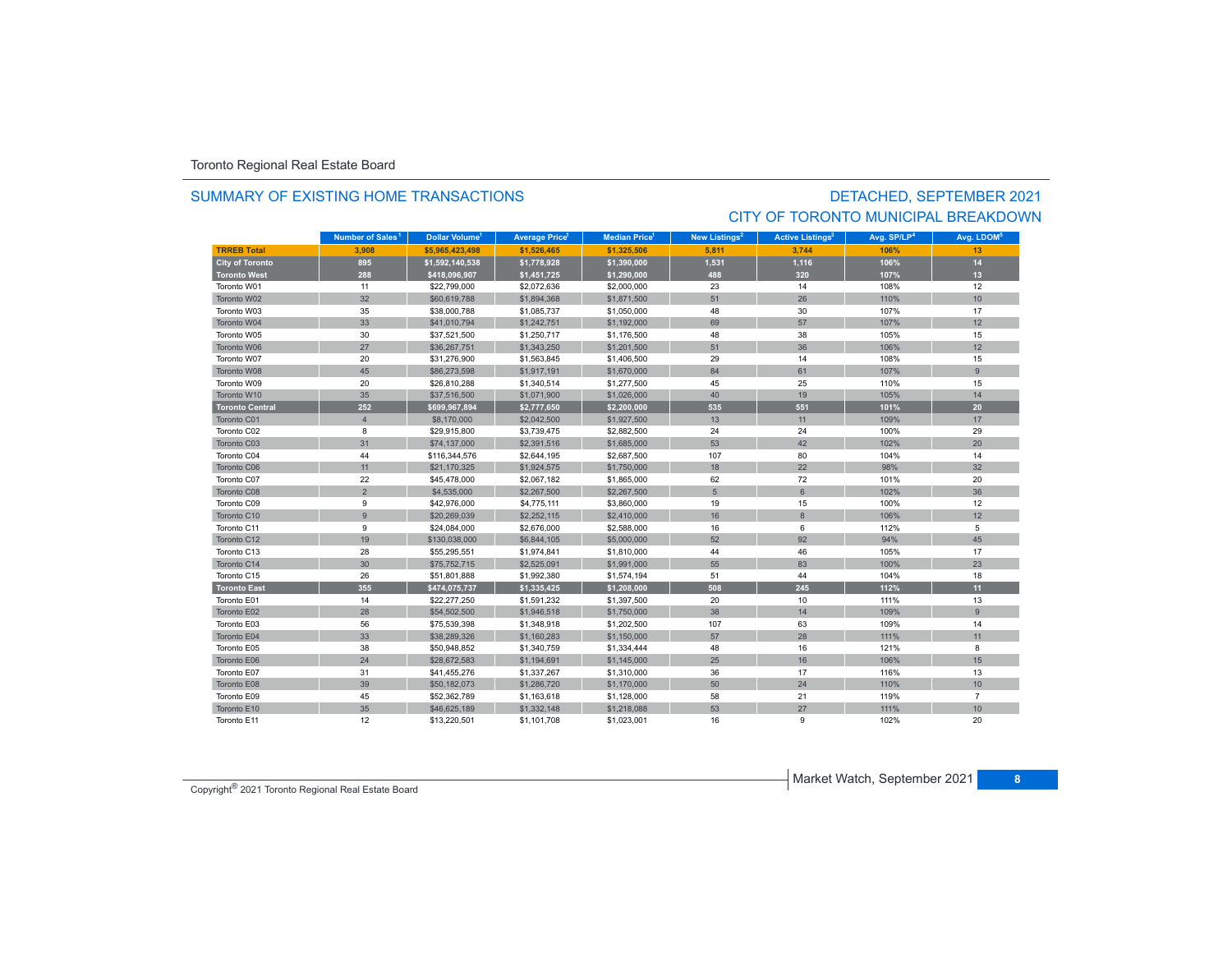Toronto Regional Real Estate Board

## SUMMARY OF EXISTING HOME TRANSACTIONS

## DETACHED, SEPTEMBER 2021
## CITY OF TORONTO MUNICIPAL BREAKDOWN

| | Number of Sales[1] | Dollar Volume[1] | Average Price[1] | Median Price[1] | New Listings[2] | Active Listings[3] | Avg. SP/LP[4] | Avg. LDOM[5] |
|---|---|---|---|---|---|---|---|---|
| **TRREB Total** | **3,908** | **$5,965,423,498** | **$1,526,465** | **$1,325,506** | **5,811** | **3,744** | **106%** | **13** |
| **City of Toronto** | **895** | **$1,592,140,538** | **$1,778,928** | **$1,390,000** | **1,531** | **1,116** | **106%** | **14** |
| **Toronto West** | **288** | **$418,096,907** | **$1,451,725** | **$1,290,000** | **488** | **320** | **107%** | **13** |
| Toronto W01 | 11 | $22,799,000 | $2,072,636 | $2,000,000 | 23 | 14 | 108% | 12 |
| Toronto W02 | 32 | $60,619,788 | $1,894,368 | $1,871,500 | 51 | 26 | 110% | 10 |
| Toronto W03 | 35 | $38,000,788 | $1,085,737 | $1,050,000 | 48 | 30 | 107% | 17 |
| Toronto W04 | 33 | $41,010,794 | $1,242,751 | $1,192,000 | 69 | 57 | 107% | 12 |
| Toronto W05 | 30 | $37,521,500 | $1,250,717 | $1,176,500 | 48 | 38 | 105% | 15 |
| Toronto W06 | 27 | $36,267,751 | $1,343,250 | $1,201,500 | 51 | 36 | 106% | 12 |
| Toronto W07 | 20 | $31,276,900 | $1,563,845 | $1,406,500 | 29 | 14 | 108% | 15 |
| Toronto W08 | 45 | $86,273,598 | $1,917,191 | $1,670,000 | 84 | 61 | 107% | 9 |
| Toronto W09 | 20 | $26,810,288 | $1,340,514 | $1,277,500 | 45 | 25 | 110% | 15 |
| Toronto W10 | 35 | $37,516,500 | $1,071,900 | $1,026,000 | 40 | 19 | 105% | 14 |
| **Toronto Central** | **252** | **$699,967,894** | **$2,777,650** | **$2,200,000** | **535** | **551** | **101%** | **20** |
| Toronto C01 | 4 | $8,170,000 | $2,042,500 | $1,927,500 | 13 | 11 | 109% | 17 |
| Toronto C02 | 8 | $29,915,800 | $3,739,475 | $2,882,500 | 24 | 24 | 100% | 29 |
| Toronto C03 | 31 | $74,137,000 | $2,391,516 | $1,685,000 | 53 | 42 | 102% | 20 |
| Toronto C04 | 44 | $116,344,576 | $2,644,195 | $2,687,500 | 107 | 80 | 104% | 14 |
| Toronto C06 | 11 | $21,170,325 | $1,924,575 | $1,750,000 | 18 | 22 | 98% | 32 |
| Toronto C07 | 22 | $45,478,000 | $2,067,182 | $1,865,000 | 62 | 72 | 101% | 20 |
| Toronto C08 | 2 | $4,535,000 | $2,267,500 | $2,267,500 | 5 | 6 | 102% | 36 |
| Toronto C09 | 9 | $42,976,000 | $4,775,111 | $3,860,000 | 19 | 15 | 100% | 12 |
| Toronto C10 | 9 | $20,269,039 | $2,252,115 | $2,410,000 | 16 | 8 | 106% | 12 |
| Toronto C11 | 9 | $24,084,000 | $2,676,000 | $2,588,000 | 16 | 6 | 112% | 5 |
| Toronto C12 | 19 | $130,038,000 | $6,844,105 | $5,000,000 | 52 | 92 | 94% | 45 |
| Toronto C13 | 28 | $55,295,551 | $1,974,841 | $1,810,000 | 44 | 46 | 105% | 17 |
| Toronto C14 | 30 | $75,752,715 | $2,525,091 | $1,991,000 | 55 | 83 | 100% | 23 |
| Toronto C15 | 26 | $51,801,888 | $1,992,380 | $1,574,194 | 51 | 44 | 104% | 18 |
| **Toronto East** | **355** | **$474,075,737** | **$1,335,425** | **$1,208,000** | **508** | **245** | **112%** | **11** |
| Toronto E01 | 14 | $22,277,250 | $1,591,232 | $1,397,500 | 20 | 10 | 111% | 13 |
| Toronto E02 | 28 | $54,502,500 | $1,946,518 | $1,750,000 | 38 | 14 | 109% | 9 |
| Toronto E03 | 56 | $75,539,398 | $1,348,918 | $1,202,500 | 107 | 63 | 109% | 14 |
| Toronto E04 | 33 | $38,289,326 | $1,160,283 | $1,150,000 | 57 | 28 | 111% | 11 |
| Toronto E05 | 38 | $50,948,852 | $1,340,759 | $1,334,444 | 48 | 16 | 121% | 8 |
| Toronto E06 | 24 | $28,672,583 | $1,194,691 | $1,145,000 | 25 | 16 | 106% | 15 |
| Toronto E07 | 31 | $41,455,276 | $1,337,267 | $1,310,000 | 36 | 17 | 116% | 13 |
| Toronto E08 | 39 | $50,182,073 | $1,286,720 | $1,170,000 | 50 | 24 | 110% | 10 |
| Toronto E09 | 45 | $52,362,789 | $1,163,618 | $1,128,000 | 58 | 21 | 119% | 7 |
| Toronto E10 | 35 | $46,625,189 | $1,332,148 | $1,218,088 | 53 | 27 | 111% | 10 |
| Toronto E11 | 12 | $13,220,501 | $1,101,708 | $1,023,001 | 16 | 9 | 102% | 20 |

Copyright® 2021 Toronto Regional Real Estate Board

Market Watch, September 2021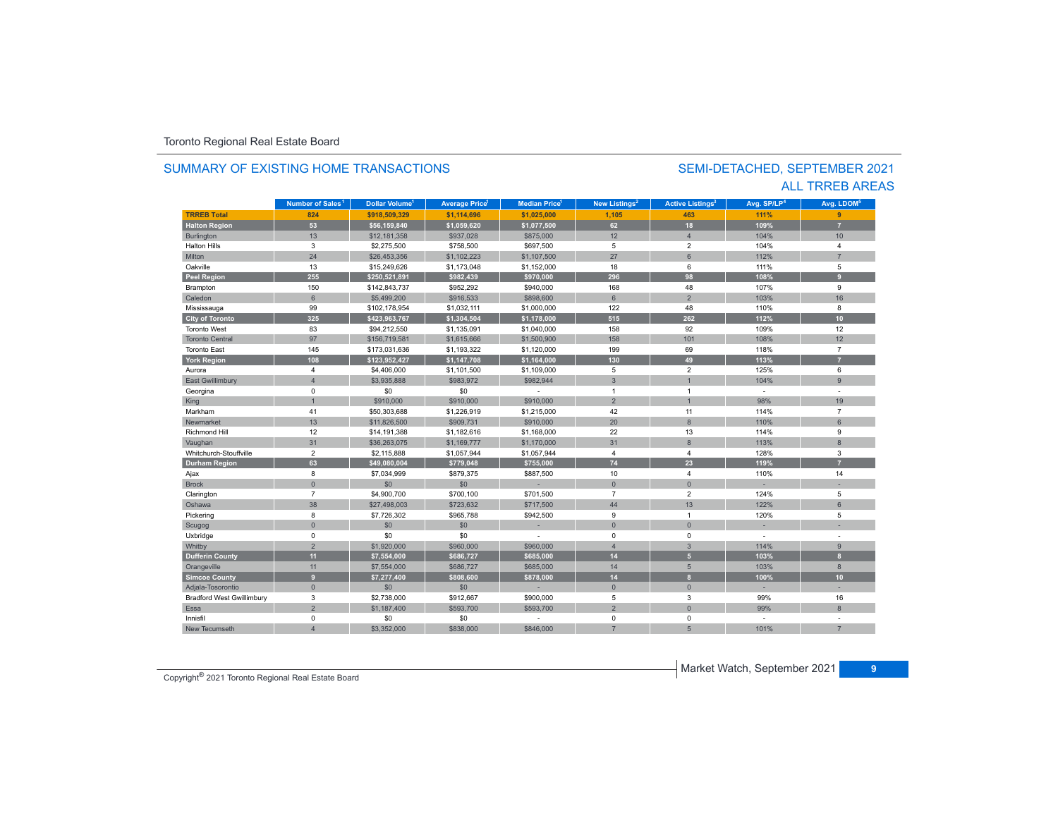Toronto Regional Real Estate Board

## SUMMARY OF EXISTING HOME TRANSACTIONS

## SEMI-DETACHED, SEPTEMBER 2021
## ALL TRREB AREAS

| | Number of Sales[1] | Dollar Volume[1] | Average Price[1] | Median Price[1] | New Listings[2] | Active Listings[3] | Avg. SP/LP[4] | Avg. LDOM[5] |
|---|---|---|---|---|---|---|---|---|
| **TRREB Total** | **824** | **$918,509,329** | **$1,114,696** | **$1,025,000** | **1,105** | **463** | **111%** | **9** |
| **Halton Region** | **53** | **$56,159,840** | **$1,059,620** | **$1,077,500** | **62** | **18** | **109%** | **7** |
| Burlington | 13 | $12,181,358 | $937,028 | $875,000 | 12 | 4 | 104% | 10 |
| Halton Hills | 3 | $2,275,500 | $758,500 | $697,500 | 5 | 2 | 104% | 4 |
| Milton | 24 | $26,453,356 | $1,102,223 | $1,107,500 | 27 | 6 | 112% | 7 |
| Oakville | 13 | $15,249,626 | $1,173,048 | $1,152,000 | 18 | 6 | 111% | 5 |
| **Peel Region** | **255** | **$250,521,891** | **$982,439** | **$970,000** | **296** | **98** | **108%** | **9** |
| Brampton | 150 | $142,843,737 | $952,292 | $940,000 | 168 | 48 | 107% | 9 |
| Caledon | 6 | $5,499,200 | $916,533 | $898,600 | 6 | 2 | 103% | 16 |
| Mississauga | 99 | $102,178,954 | $1,032,111 | $1,000,000 | 122 | 48 | 110% | 8 |
| **City of Toronto** | **325** | **$423,963,767** | **$1,304,504** | **$1,178,000** | **515** | **262** | **112%** | **10** |
| Toronto West | 83 | $94,212,550 | $1,135,091 | $1,040,000 | 158 | 92 | 109% | 12 |
| Toronto Central | 97 | $156,719,581 | $1,615,666 | $1,500,900 | 158 | 101 | 108% | 12 |
| Toronto East | 145 | $173,031,636 | $1,193,322 | $1,120,000 | 199 | 69 | 118% | 7 |
| **York Region** | **108** | **$123,952,427** | **$1,147,708** | **$1,164,000** | **130** | **49** | **113%** | **7** |
| Aurora | 4 | $4,406,000 | $1,101,500 | $1,109,000 | 5 | 2 | 125% | 6 |
| East Gwillimbury | 4 | $3,935,888 | $983,972 | $982,944 | 3 | 1 | 104% | 9 |
| Georgina | 0 | $0 | $0 | - | 1 | 1 | - | - |
| King | 1 | $910,000 | $910,000 | $910,000 | 2 | 1 | 98% | 19 |
| Markham | 41 | $50,303,688 | $1,226,919 | $1,215,000 | 42 | 11 | 114% | 7 |
| Newmarket | 13 | $11,826,500 | $909,731 | $910,000 | 20 | 8 | 110% | 6 |
| Richmond Hill | 12 | $14,191,388 | $1,182,616 | $1,168,000 | 22 | 13 | 114% | 9 |
| Vaughan | 31 | $36,263,075 | $1,169,777 | $1,170,000 | 31 | 8 | 113% | 8 |
| Whitchurch-Stouffville | 2 | $2,115,888 | $1,057,944 | $1,057,944 | 4 | 4 | 128% | 3 |
| **Durham Region** | **63** | **$49,080,004** | **$779,048** | **$755,000** | **74** | **23** | **119%** | **7** |
| Ajax | 8 | $7,034,999 | $879,375 | $887,500 | 10 | 4 | 110% | 14 |
| Brock | 0 | $0 | $0 | - | 0 | 0 | - | - |
| Clarington | 7 | $4,900,700 | $700,100 | $701,500 | 7 | 2 | 124% | 5 |
| Oshawa | 38 | $27,498,003 | $723,632 | $717,500 | 44 | 13 | 122% | 6 |
| Pickering | 8 | $7,726,302 | $965,788 | $942,500 | 9 | 1 | 120% | 5 |
| Scugog | 0 | $0 | $0 | - | 0 | 0 | - | - |
| Uxbridge | 0 | $0 | $0 | - | 0 | 0 | - | - |
| Whitby | 2 | $1,920,000 | $960,000 | $960,000 | 4 | 3 | 114% | 9 |
| **Dufferin County** | **11** | **$7,554,000** | **$686,727** | **$685,000** | **14** | **5** | **103%** | **8** |
| Orangeville | 11 | $7,554,000 | $686,727 | $685,000 | 14 | 5 | 103% | 8 |
| **Simcoe County** | **9** | **$7,277,400** | **$808,600** | **$878,000** | **14** | **8** | **100%** | **10** |
| Adjala-Tosorontio | 0 | $0 | $0 | - | 0 | 0 | - | - |
| Bradford West Gwillimbury | 3 | $2,738,000 | $912,667 | $900,000 | 5 | 3 | 99% | 16 |
| Essa | 2 | $1,187,400 | $593,700 | $593,700 | 2 | 0 | 99% | 8 |
| Innisfil | 0 | $0 | $0 | - | 0 | 0 | - | - |
| New Tecumseth | 4 | $3,352,000 | $838,000 | $846,000 | 7 | 5 | 101% | 7 |

Copyright® 2021 Toronto Regional Real Estate Board

Market Watch, September 2021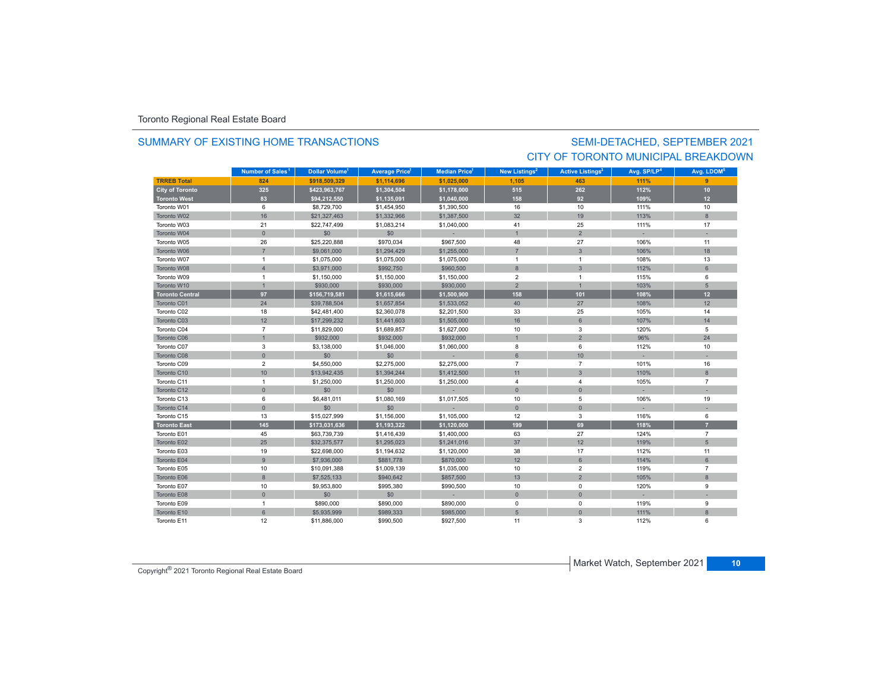Toronto Regional Real Estate Board

## SUMMARY OF EXISTING HOME TRANSACTIONS

## SEMI-DETACHED, SEPTEMBER 2021
## CITY OF TORONTO MUNICIPAL BREAKDOWN

| | Number of Sales[1] | Dollar Volume[1] | Average Price[1] | Median Price[1] | New Listings[2] | Active Listings[3] | Avg. SP/LP[4] | Avg. LDOM[5] |
|---|---|---|---|---|---|---|---|---|
| **TRREB Total** | **824** | **$918,509,329** | **$1,114,696** | **$1,025,000** | **1,105** | **463** | **111%** | **9** |
| **City of Toronto** | **325** | **$423,963,767** | **$1,304,504** | **$1,178,000** | **515** | **262** | **112%** | **10** |
| **Toronto West** | **83** | **$94,212,550** | **$1,135,091** | **$1,040,000** | **158** | **92** | **109%** | **12** |
| Toronto W01 | 6 | $8,729,700 | $1,454,950 | $1,390,500 | 16 | 10 | 111% | 10 |
| Toronto W02 | 16 | $21,327,463 | $1,332,966 | $1,387,500 | 32 | 19 | 113% | 8 |
| Toronto W03 | 21 | $22,747,499 | $1,083,214 | $1,040,000 | 41 | 25 | 111% | 17 |
| Toronto W04 | 0 | $0 | $0 | - | 1 | 2 | - | - |
| Toronto W05 | 26 | $25,220,888 | $970,034 | $967,500 | 48 | 27 | 106% | 11 |
| Toronto W06 | 7 | $9,061,000 | $1,294,429 | $1,255,000 | 7 | 3 | 106% | 18 |
| Toronto W07 | 1 | $1,075,000 | $1,075,000 | $1,075,000 | 1 | 1 | 108% | 13 |
| Toronto W08 | 4 | $3,971,000 | $992,750 | $960,500 | 8 | 3 | 112% | 6 |
| Toronto W09 | 1 | $1,150,000 | $1,150,000 | $1,150,000 | 2 | 1 | 115% | 6 |
| Toronto W10 | 1 | $930,000 | $930,000 | $930,000 | 2 | 1 | 103% | 5 |
| **Toronto Central** | **97** | **$156,719,581** | **$1,615,666** | **$1,500,900** | **158** | **101** | **108%** | **12** |
| Toronto C01 | 24 | $39,788,504 | $1,657,854 | $1,533,052 | 40 | 27 | 108% | 12 |
| Toronto C02 | 18 | $42,481,400 | $2,360,078 | $2,201,500 | 33 | 25 | 105% | 14 |
| Toronto C03 | 12 | $17,299,232 | $1,441,603 | $1,505,000 | 16 | 6 | 107% | 14 |
| Toronto C04 | 7 | $11,829,000 | $1,689,857 | $1,627,000 | 10 | 3 | 120% | 5 |
| Toronto C06 | 1 | $932,000 | $932,000 | $932,000 | 1 | 2 | 96% | 24 |
| Toronto C07 | 3 | $3,138,000 | $1,046,000 | $1,060,000 | 8 | 6 | 112% | 10 |
| Toronto C08 | 0 | $0 | $0 | - | 6 | 10 | - | - |
| Toronto C09 | 2 | $4,550,000 | $2,275,000 | $2,275,000 | 7 | 7 | 101% | 16 |
| Toronto C10 | 10 | $13,942,435 | $1,394,244 | $1,412,500 | 11 | 3 | 110% | 8 |
| Toronto C11 | 1 | $1,250,000 | $1,250,000 | $1,250,000 | 4 | 4 | 105% | 7 |
| Toronto C12 | 0 | $0 | $0 | - | 0 | 0 | - | - |
| Toronto C13 | 6 | $6,481,011 | $1,080,169 | $1,017,505 | 10 | 5 | 106% | 19 |
| Toronto C14 | 0 | $0 | $0 | - | 0 | 0 | - | - |
| Toronto C15 | 13 | $15,027,999 | $1,156,000 | $1,105,000 | 12 | 3 | 116% | 6 |
| **Toronto East** | **145** | **$173,031,636** | **$1,193,322** | **$1,120,000** | **199** | **69** | **118%** | **7** |
| Toronto E01 | 45 | $63,739,739 | $1,416,439 | $1,400,000 | 63 | 27 | 124% | 7 |
| Toronto E02 | 25 | $32,375,577 | $1,295,023 | $1,241,016 | 37 | 12 | 119% | 5 |
| Toronto E03 | 19 | $22,698,000 | $1,194,632 | $1,120,000 | 38 | 17 | 112% | 11 |
| Toronto E04 | 9 | $7,936,000 | $881,778 | $870,000 | 12 | 6 | 114% | 6 |
| Toronto E05 | 10 | $10,091,388 | $1,009,139 | $1,035,000 | 10 | 2 | 119% | 7 |
| Toronto E06 | 8 | $7,525,133 | $940,642 | $857,500 | 13 | 2 | 105% | 8 |
| Toronto E07 | 10 | $9,953,800 | $995,380 | $990,500 | 10 | 0 | 120% | 9 |
| Toronto E08 | 0 | $0 | $0 | - | 0 | 0 | - | - |
| Toronto E09 | 1 | $890,000 | $890,000 | $890,000 | 0 | 0 | 119% | 9 |
| Toronto E10 | 6 | $5,935,999 | $989,333 | $985,000 | 5 | 0 | 111% | 8 |
| Toronto E11 | 12 | $11,886,000 | $990,500 | $927,500 | 11 | 3 | 112% | 6 |

Copyright® 2021 Toronto Regional Real Estate Board

Market Watch, September 2021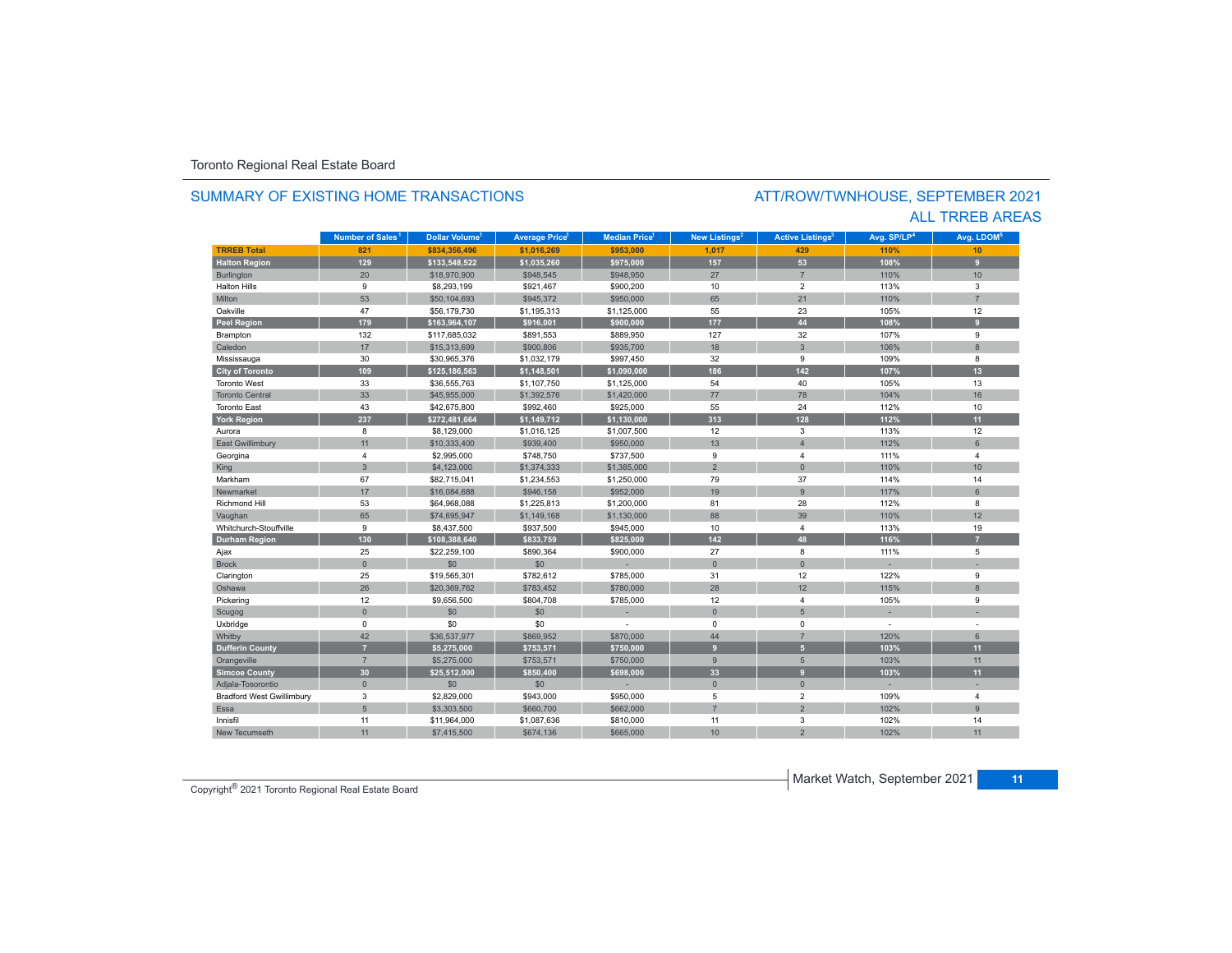Toronto Regional Real Estate Board

## SUMMARY OF EXISTING HOME TRANSACTIONS

## ATT/ROW/TWNHOUSE, SEPTEMBER 2021
## ALL TRREB AREAS

| | Number of Sales[1] | Dollar Volume[1] | Average Price[1] | Median Price[1] | New Listings[2] | Active Listings[3] | Avg. SP/LP[4] | Avg. LDOM[5] |
|---|---|---|---|---|---|---|---|---|
| **TRREB Total** | **821** | **$834,356,496** | **$1,016,269** | **$953,000** | **1,017** | **429** | **110%** | **10** |
| **Halton Region** | **129** | **$133,548,522** | **$1,035,260** | **$975,000** | **157** | **53** | **108%** | **9** |
| Burlington | 20 | $18,970,900 | $948,545 | $948,950 | 27 | 7 | 110% | 10 |
| Halton Hills | 9 | $8,293,199 | $921,467 | $900,200 | 10 | 2 | 113% | 3 |
| Milton | 53 | $50,104,693 | $945,372 | $950,000 | 65 | 21 | 110% | 7 |
| Oakville | 47 | $56,179,730 | $1,195,313 | $1,125,000 | 55 | 23 | 105% | 12 |
| **Peel Region** | **179** | **$163,964,107** | **$916,001** | **$900,000** | **177** | **44** | **108%** | **9** |
| Brampton | 132 | $117,685,032 | $891,553 | $889,950 | 127 | 32 | 107% | 9 |
| Caledon | 17 | $15,313,699 | $900,806 | $935,700 | 18 | 3 | 106% | 8 |
| Mississauga | 30 | $30,965,376 | $1,032,179 | $997,450 | 32 | 9 | 109% | 8 |
| **City of Toronto** | **109** | **$125,186,563** | **$1,148,501** | **$1,090,000** | **186** | **142** | **107%** | **13** |
| Toronto West | 33 | $36,555,763 | $1,107,750 | $1,125,000 | 54 | 40 | 105% | 13 |
| Toronto Central | 33 | $45,955,000 | $1,392,576 | $1,420,000 | 77 | 78 | 104% | 16 |
| Toronto East | 43 | $42,675,800 | $992,460 | $925,000 | 55 | 24 | 112% | 10 |
| **York Region** | **237** | **$272,481,664** | **$1,149,712** | **$1,130,000** | **313** | **128** | **112%** | **11** |
| Aurora | 8 | $8,129,000 | $1,016,125 | $1,007,500 | 12 | 3 | 113% | 12 |
| East Gwillimbury | 11 | $10,333,400 | $939,400 | $950,000 | 13 | 4 | 112% | 6 |
| Georgina | 4 | $2,995,000 | $748,750 | $737,500 | 9 | 4 | 111% | 4 |
| King | 3 | $4,123,000 | $1,374,333 | $1,385,000 | 2 | 0 | 110% | 10 |
| Markham | 67 | $82,715,041 | $1,234,553 | $1,250,000 | 79 | 37 | 114% | 14 |
| Newmarket | 17 | $16,084,688 | $946,158 | $952,000 | 19 | 9 | 117% | 6 |
| Richmond Hill | 53 | $64,968,088 | $1,225,813 | $1,200,000 | 81 | 28 | 112% | 8 |
| Vaughan | 65 | $74,695,947 | $1,149,168 | $1,130,000 | 88 | 39 | 110% | 12 |
| Whitchurch-Stouffville | 9 | $8,437,500 | $937,500 | $945,000 | 10 | 4 | 113% | 19 |
| **Durham Region** | **130** | **$108,388,640** | **$833,759** | **$825,000** | **142** | **48** | **116%** | **7** |
| Ajax | 25 | $22,259,100 | $890,364 | $900,000 | 27 | 8 | 111% | 5 |
| Brock | 0 | $0 | $0 | - | 0 | 0 | - | - |
| Clarington | 25 | $19,565,301 | $782,612 | $785,000 | 31 | 12 | 122% | 9 |
| Oshawa | 26 | $20,369,762 | $783,452 | $780,000 | 28 | 12 | 115% | 8 |
| Pickering | 12 | $9,656,500 | $804,708 | $785,000 | 12 | 4 | 105% | 9 |
| Scugog | 0 | $0 | $0 | - | 0 | 5 | - | - |
| Uxbridge | 0 | $0 | $0 | - | 0 | 0 | - | - |
| Whitby | 42 | $36,537,977 | $869,952 | $870,000 | 44 | 7 | 120% | 6 |
| **Dufferin County** | **7** | **$5,275,000** | **$753,571** | **$750,000** | **9** | **5** | **103%** | **11** |
| Orangeville | 7 | $5,275,000 | $753,571 | $750,000 | 9 | 5 | 103% | 11 |
| **Simcoe County** | **30** | **$25,512,000** | **$850,400** | **$698,000** | **33** | **9** | **103%** | **11** |
| Adjala-Tosorontio | 0 | $0 | $0 | - | 0 | 0 | - | - |
| Bradford West Gwillimbury | 3 | $2,829,000 | $943,000 | $950,000 | 5 | 2 | 109% | 4 |
| Essa | 5 | $3,303,500 | $660,700 | $662,000 | 7 | 2 | 102% | 9 |
| Innisfil | 11 | $11,964,000 | $1,087,636 | $810,000 | 11 | 3 | 102% | 14 |
| New Tecumseth | 11 | $7,415,500 | $674,136 | $665,000 | 10 | 2 | 102% | 11 |

Copyright® 2021 Toronto Regional Real Estate Board

Market Watch, September 2021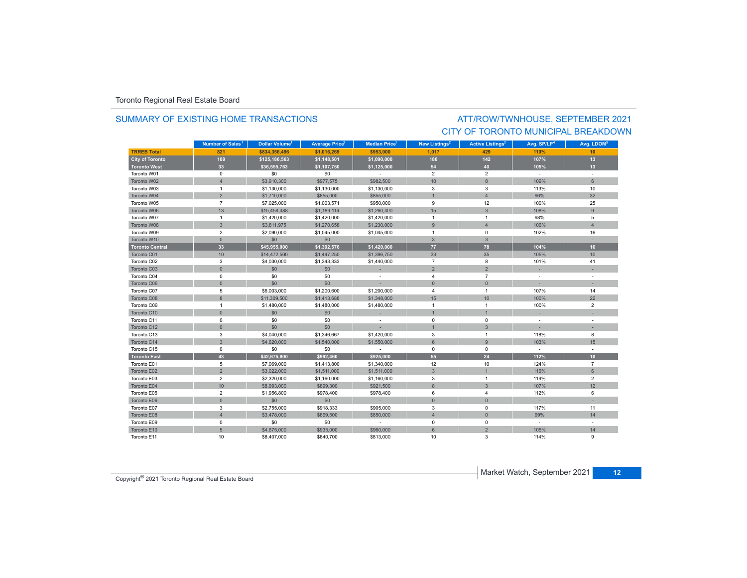Toronto Regional Real Estate Board

## SUMMARY OF EXISTING HOME TRANSACTIONS

## ATT/ROW/TWNHOUSE, SEPTEMBER 2021
## CITY OF TORONTO MUNICIPAL BREAKDOWN

| | Number of Sales[1] | Dollar Volume[1] | Average Price[1] | Median Price[1] | New Listings[2] | Active Listings[3] | Avg. SP/LP[4] | Avg. LDOM[5] |
|---|---|---|---|---|---|---|---|---|
| **TRREB Total** | **821** | **$834,356,496** | **$1,016,269** | **$953,000** | **1,017** | **429** | **110%** | **10** |
| **City of Toronto** | **109** | **$125,186,563** | **$1,148,501** | **$1,090,000** | **186** | **142** | **107%** | **13** |
| **Toronto West** | **33** | **$36,555,763** | **$1,107,750** | **$1,125,000** | **54** | **40** | **105%** | **13** |
| Toronto W01 | 0 | $0 | $0 | - | 2 | 2 | - | - |
| Toronto W02 | 4 | $3,910,300 | $977,575 | $982,500 | 10 | 8 | 109% | 6 |
| Toronto W03 | 1 | $1,130,000 | $1,130,000 | $1,130,000 | 3 | 3 | 113% | 10 |
| Toronto W04 | 2 | $1,710,000 | $855,000 | $855,000 | 1 | 4 | 96% | 32 |
| Toronto W05 | 7 | $7,025,000 | $1,003,571 | $950,000 | 9 | 12 | 100% | 25 |
| Toronto W06 | 13 | $15,458,488 | $1,189,114 | $1,260,400 | 15 | 3 | 108% | 9 |
| Toronto W07 | 1 | $1,420,000 | $1,420,000 | $1,420,000 | 1 | 1 | 98% | 5 |
| Toronto W08 | 3 | $3,811,975 | $1,270,658 | $1,230,000 | 9 | 4 | 106% | 4 |
| Toronto W09 | 2 | $2,090,000 | $1,045,000 | $1,045,000 | 1 | 0 | 102% | 16 |
| Toronto W10 | 0 | $0 | $0 | - | 3 | 3 | - | - |
| **Toronto Central** | **33** | **$45,955,000** | **$1,392,576** | **$1,420,000** | **77** | **78** | **104%** | **16** |
| Toronto C01 | 10 | $14,472,500 | $1,447,250 | $1,396,750 | 33 | 35 | 105% | 10 |
| Toronto C02 | 3 | $4,030,000 | $1,343,333 | $1,440,000 | 7 | 8 | 101% | 41 |
| Toronto C03 | 0 | $0 | $0 | - | 2 | 2 | - | - |
| Toronto C04 | 0 | $0 | $0 | - | 4 | 7 | - | - |
| Toronto C06 | 0 | $0 | $0 | - | 0 | 0 | - | - |
| Toronto C07 | 5 | $6,003,000 | $1,200,600 | $1,200,000 | 4 | 1 | 107% | 14 |
| Toronto C08 | 8 | $11,309,500 | $1,413,688 | $1,348,000 | 15 | 10 | 100% | 22 |
| Toronto C09 | 1 | $1,480,000 | $1,480,000 | $1,480,000 | 1 | 1 | 100% | 2 |
| Toronto C10 | 0 | $0 | $0 | - | 1 | 1 | - | - |
| Toronto C11 | 0 | $0 | $0 | - | 0 | 0 | - | - |
| Toronto C12 | 0 | $0 | $0 | - | 1 | 3 | - | - |
| Toronto C13 | 3 | $4,040,000 | $1,346,667 | $1,420,000 | 3 | 1 | 118% | 8 |
| Toronto C14 | 3 | $4,620,000 | $1,540,000 | $1,550,000 | 6 | 9 | 103% | 15 |
| Toronto C15 | 0 | $0 | $0 | - | 0 | 0 | - | - |
| **Toronto East** | **43** | **$42,675,800** | **$992,460** | **$925,000** | **55** | **24** | **112%** | **10** |
| Toronto E01 | 5 | $7,069,000 | $1,413,800 | $1,340,000 | 12 | 10 | 124% | 7 |
| Toronto E02 | 2 | $3,022,000 | $1,511,000 | $1,511,000 | 3 | 1 | 116% | 6 |
| Toronto E03 | 2 | $2,320,000 | $1,160,000 | $1,160,000 | 3 | 1 | 119% | 2 |
| Toronto E04 | 10 | $8,993,000 | $899,300 | $921,500 | 8 | 3 | 107% | 12 |
| Toronto E05 | 2 | $1,956,800 | $978,400 | $978,400 | 6 | 4 | 112% | 6 |
| Toronto E06 | 0 | $0 | $0 | - | 0 | 0 | - | - |
| Toronto E07 | 3 | $2,755,000 | $918,333 | $905,000 | 3 | 0 | 117% | 11 |
| Toronto E08 | 4 | $3,478,000 | $869,500 | $850,000 | 4 | 0 | 99% | 14 |
| Toronto E09 | 0 | $0 | $0 | - | 0 | 0 | - | - |
| Toronto E10 | 5 | $4,675,000 | $935,000 | $960,000 | 6 | 2 | 105% | 14 |
| Toronto E11 | 10 | $8,407,000 | $840,700 | $813,000 | 10 | 3 | 114% | 9 |

Copyright® 2021 Toronto Regional Real Estate Board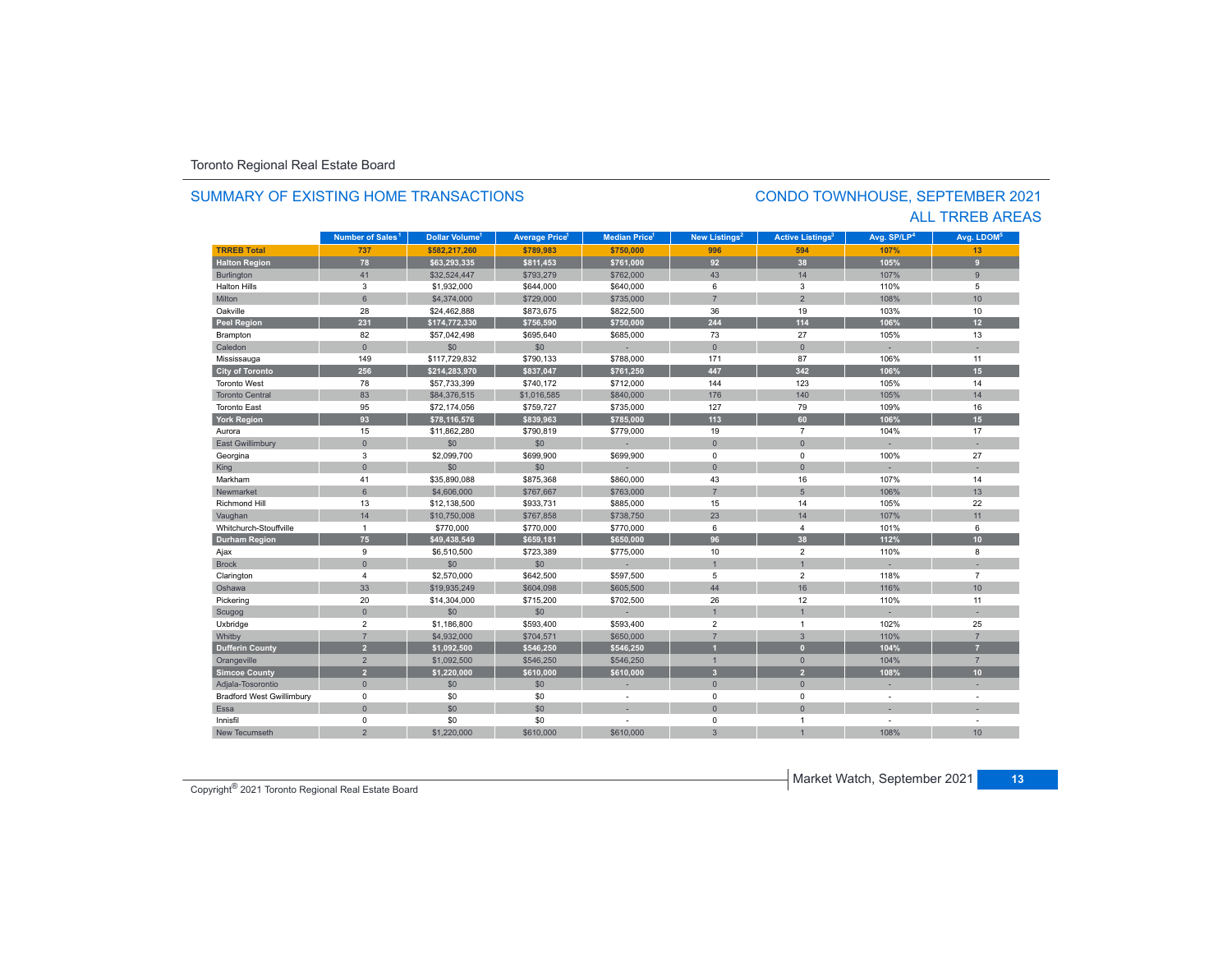Toronto Regional Real Estate Board

## SUMMARY OF EXISTING HOME TRANSACTIONS

## CONDO TOWNHOUSE, SEPTEMBER 2021
## ALL TRREB AREAS

| | Number of Sales[1] | Dollar Volume[1] | Average Price[1] | Median Price[1] | New Listings[2] | Active Listings[3] | Avg. SP/LP[4] | Avg. LDOM[5] |
|---|---|---|---|---|---|---|---|---|
| **TRREB Total** | **737** | **$582,217,260** | **$789,983** | **$750,000** | **996** | **594** | **107%** | **13** |
| **Halton Region** | **78** | **$63,293,335** | **$811,453** | **$761,000** | **92** | **38** | **105%** | **9** |
| Burlington | 41 | $32,524,447 | $793,279 | $762,000 | 43 | 14 | 107% | 9 |
| Halton Hills | 3 | $1,932,000 | $644,000 | $640,000 | 6 | 3 | 110% | 5 |
| Milton | 6 | $4,374,000 | $729,000 | $735,000 | 7 | 2 | 108% | 10 |
| Oakville | 28 | $24,462,888 | $873,675 | $822,500 | 36 | 19 | 103% | 10 |
| **Peel Region** | **231** | **$174,772,330** | **$756,590** | **$750,000** | **244** | **114** | **106%** | **12** |
| Brampton | 82 | $57,042,498 | $695,640 | $685,000 | 73 | 27 | 105% | 13 |
| Caledon | 0 | $0 | $0 | - | 0 | 0 | - | - |
| Mississauga | 149 | $117,729,832 | $790,133 | $788,000 | 171 | 87 | 106% | 11 |
| **City of Toronto** | **256** | **$214,283,970** | **$837,047** | **$761,250** | **447** | **342** | **106%** | **15** |
| Toronto West | 78 | $57,733,399 | $740,172 | $712,000 | 144 | 123 | 105% | 14 |
| Toronto Central | 83 | $84,376,515 | $1,016,585 | $840,000 | 176 | 140 | 105% | 14 |
| Toronto East | 95 | $72,174,056 | $759,727 | $735,000 | 127 | 79 | 109% | 16 |
| **York Region** | **93** | **$78,116,576** | **$839,963** | **$785,000** | **113** | **60** | **106%** | **15** |
| Aurora | 15 | $11,862,280 | $790,819 | $779,000 | 19 | 7 | 104% | 17 |
| East Gwillimbury | 0 | $0 | $0 | - | 0 | 0 | - | - |
| Georgina | 3 | $2,099,700 | $699,900 | $699,900 | 0 | 0 | 100% | 27 |
| King | 0 | $0 | $0 | - | 0 | 0 | - | - |
| Markham | 41 | $35,890,088 | $875,368 | $860,000 | 43 | 16 | 107% | 14 |
| Newmarket | 6 | $4,606,000 | $767,667 | $763,000 | 7 | 5 | 106% | 13 |
| Richmond Hill | 13 | $12,138,500 | $933,731 | $885,000 | 15 | 14 | 105% | 22 |
| Vaughan | 14 | $10,750,008 | $767,858 | $738,750 | 23 | 14 | 107% | 11 |
| Whitchurch-Stouffville | 1 | $770,000 | $770,000 | $770,000 | 6 | 4 | 101% | 6 |
| **Durham Region** | **75** | **$49,438,549** | **$659,181** | **$650,000** | **96** | **38** | **112%** | **10** |
| Ajax | 9 | $6,510,500 | $723,389 | $775,000 | 10 | 2 | 110% | 8 |
| Brock | 0 | $0 | $0 | - | 1 | 1 | - | - |
| Clarington | 4 | $2,570,000 | $642,500 | $597,500 | 5 | 2 | 118% | 7 |
| Oshawa | 33 | $19,935,249 | $604,098 | $605,500 | 44 | 16 | 116% | 10 |
| Pickering | 20 | $14,304,000 | $715,200 | $702,500 | 26 | 12 | 110% | 11 |
| Scugog | 0 | $0 | $0 | - | 1 | 1 | - | - |
| Uxbridge | 2 | $1,186,800 | $593,400 | $593,400 | 2 | 1 | 102% | 25 |
| Whitby | 7 | $4,932,000 | $704,571 | $650,000 | 7 | 3 | 110% | 7 |
| **Dufferin County** | **2** | **$1,092,500** | **$546,250** | **$546,250** | **1** | **0** | **104%** | **7** |
| Orangeville | 2 | $1,092,500 | $546,250 | $546,250 | 1 | 0 | 104% | 7 |
| **Simcoe County** | **2** | **$1,220,000** | **$610,000** | **$610,000** | **3** | **2** | **108%** | **10** |
| Adjala-Tosorontio | 0 | $0 | $0 | - | 0 | 0 | - | - |
| Bradford West Gwillimbury | 0 | $0 | $0 | - | 0 | 0 | - | - |
| Essa | 0 | $0 | $0 | - | 0 | 0 | - | - |
| Innisfil | 0 | $0 | $0 | - | 0 | 1 | - | - |
| New Tecumseth | 2 | $1,220,000 | $610,000 | $610,000 | 3 | 1 | 108% | 10 |

Copyright® 2021 Toronto Regional Real Estate Board

Market Watch, September 2021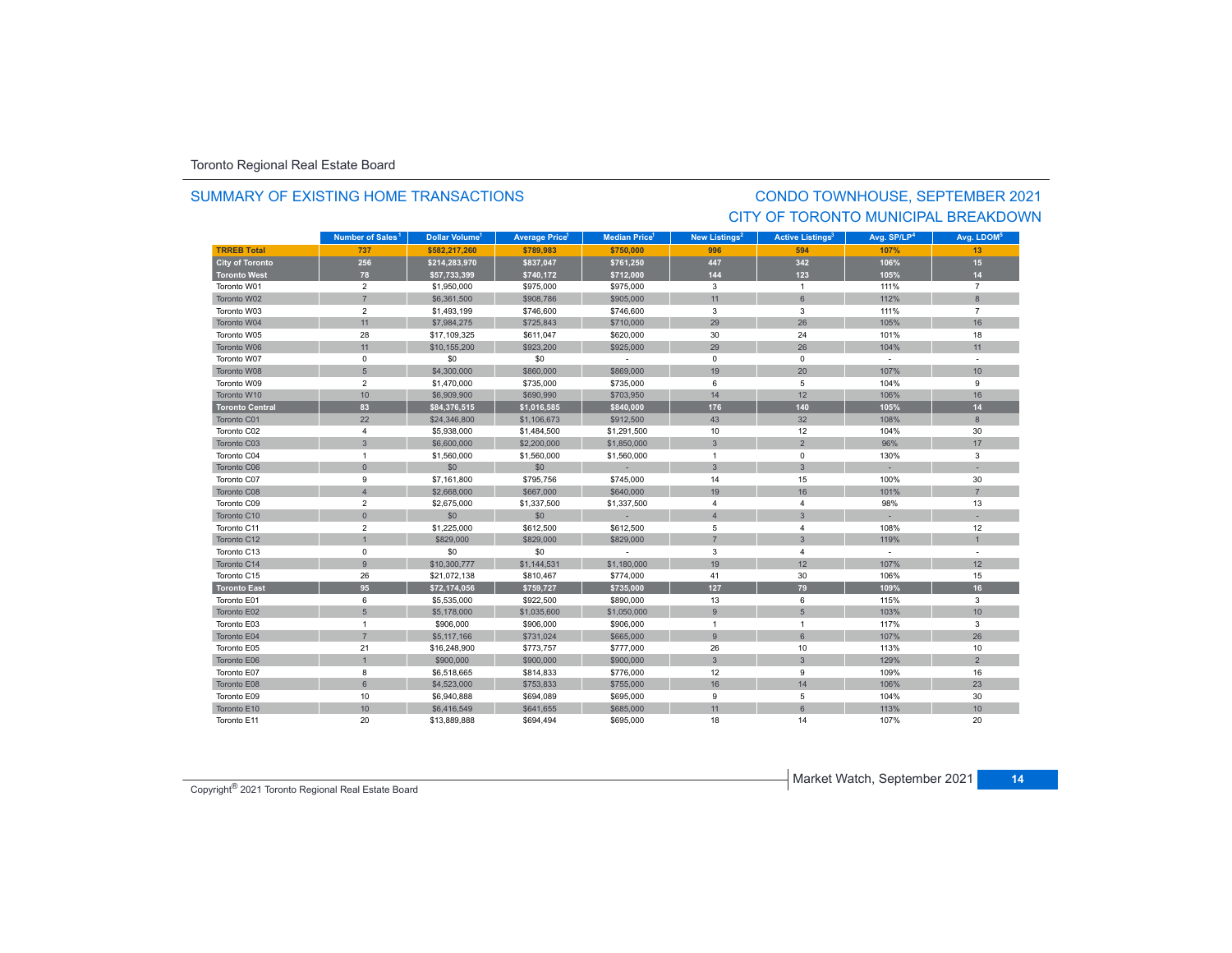Toronto Regional Real Estate Board

## SUMMARY OF EXISTING HOME TRANSACTIONS

## CONDO TOWNHOUSE, SEPTEMBER 2021
## CITY OF TORONTO MUNICIPAL BREAKDOWN

| | Number of Sales[1] | Dollar Volume[1] | Average Price[1] | Median Price[1] | New Listings[2] | Active Listings[3] | Avg. SP/LP[4] | Avg. LDOM[5] |
|---|---|---|---|---|---|---|---|---|
| **TRREB Total** | **737** | **$582,217,260** | **$789,983** | **$750,000** | **996** | **594** | **107%** | **13** |
| **City of Toronto** | **256** | **$214,283,970** | **$837,047** | **$761,250** | **447** | **342** | **106%** | **15** |
| **Toronto West** | **78** | **$57,733,399** | **$740,172** | **$712,000** | **144** | **123** | **105%** | **14** |
| Toronto W01 | 2 | $1,950,000 | $975,000 | $975,000 | 3 | 1 | 111% | 7 |
| Toronto W02 | 7 | $6,361,500 | $908,786 | $905,000 | 11 | 6 | 112% | 8 |
| Toronto W03 | 2 | $1,493,199 | $746,600 | $746,600 | 3 | 3 | 111% | 7 |
| Toronto W04 | 11 | $7,984,275 | $725,843 | $710,000 | 29 | 26 | 105% | 16 |
| Toronto W05 | 28 | $17,109,325 | $611,047 | $620,000 | 30 | 24 | 101% | 18 |
| Toronto W06 | 11 | $10,155,200 | $923,200 | $925,000 | 29 | 26 | 104% | 11 |
| Toronto W07 | 0 | $0 | $0 | - | 0 | 0 | - | - |
| Toronto W08 | 5 | $4,300,000 | $860,000 | $869,000 | 19 | 20 | 107% | 10 |
| Toronto W09 | 2 | $1,470,000 | $735,000 | $735,000 | 6 | 5 | 104% | 9 |
| Toronto W10 | 10 | $6,909,900 | $690,990 | $703,950 | 14 | 12 | 106% | 16 |
| **Toronto Central** | **83** | **$84,376,515** | **$1,016,585** | **$840,000** | **176** | **140** | **105%** | **14** |
| Toronto C01 | 22 | $24,346,800 | $1,106,673 | $912,500 | 43 | 32 | 108% | 8 |
| Toronto C02 | 4 | $5,938,000 | $1,484,500 | $1,291,500 | 10 | 12 | 104% | 30 |
| Toronto C03 | 3 | $6,600,000 | $2,200,000 | $1,850,000 | 3 | 2 | 96% | 17 |
| Toronto C04 | 1 | $1,560,000 | $1,560,000 | $1,560,000 | 1 | 0 | 130% | 3 |
| Toronto C06 | 0 | $0 | $0 | - | 3 | 3 | - | - |
| Toronto C07 | 9 | $7,161,800 | $795,756 | $745,000 | 14 | 15 | 100% | 30 |
| Toronto C08 | 4 | $2,668,000 | $667,000 | $640,000 | 19 | 16 | 101% | 7 |
| Toronto C09 | 2 | $2,675,000 | $1,337,500 | $1,337,500 | 4 | 4 | 98% | 13 |
| Toronto C10 | 0 | $0 | $0 | - | 4 | 3 | - | - |
| Toronto C11 | 2 | $1,225,000 | $612,500 | $612,500 | 5 | 4 | 108% | 12 |
| Toronto C12 | 1 | $829,000 | $829,000 | $829,000 | 7 | 3 | 119% | 1 |
| Toronto C13 | 0 | $0 | $0 | - | 3 | 4 | - | - |
| Toronto C14 | 9 | $10,300,777 | $1,144,531 | $1,180,000 | 19 | 12 | 107% | 12 |
| Toronto C15 | 26 | $21,072,138 | $810,467 | $774,000 | 41 | 30 | 106% | 15 |
| **Toronto East** | **95** | **$72,174,056** | **$759,727** | **$735,000** | **127** | **79** | **109%** | **16** |
| Toronto E01 | 6 | $5,535,000 | $922,500 | $890,000 | 13 | 6 | 115% | 3 |
| Toronto E02 | 5 | $5,178,000 | $1,035,600 | $1,050,000 | 9 | 5 | 103% | 10 |
| Toronto E03 | 1 | $906,000 | $906,000 | $906,000 | 1 | 1 | 117% | 3 |
| Toronto E04 | 7 | $5,117,166 | $731,024 | $665,000 | 9 | 6 | 107% | 26 |
| Toronto E05 | 21 | $16,248,900 | $773,757 | $777,000 | 26 | 10 | 113% | 10 |
| Toronto E06 | 1 | $900,000 | $900,000 | $900,000 | 3 | 3 | 129% | 2 |
| Toronto E07 | 8 | $6,518,665 | $814,833 | $776,000 | 12 | 9 | 109% | 16 |
| Toronto E08 | 6 | $4,523,000 | $753,833 | $755,000 | 16 | 14 | 106% | 23 |
| Toronto E09 | 10 | $6,940,888 | $694,089 | $695,000 | 9 | 5 | 104% | 30 |
| Toronto E10 | 10 | $6,416,549 | $641,655 | $685,000 | 11 | 6 | 113% | 10 |
| Toronto E11 | 20 | $13,889,888 | $694,494 | $695,000 | 18 | 14 | 107% | 20 |

Copyright® 2021 Toronto Regional Real Estate Board

Market Watch, September 2021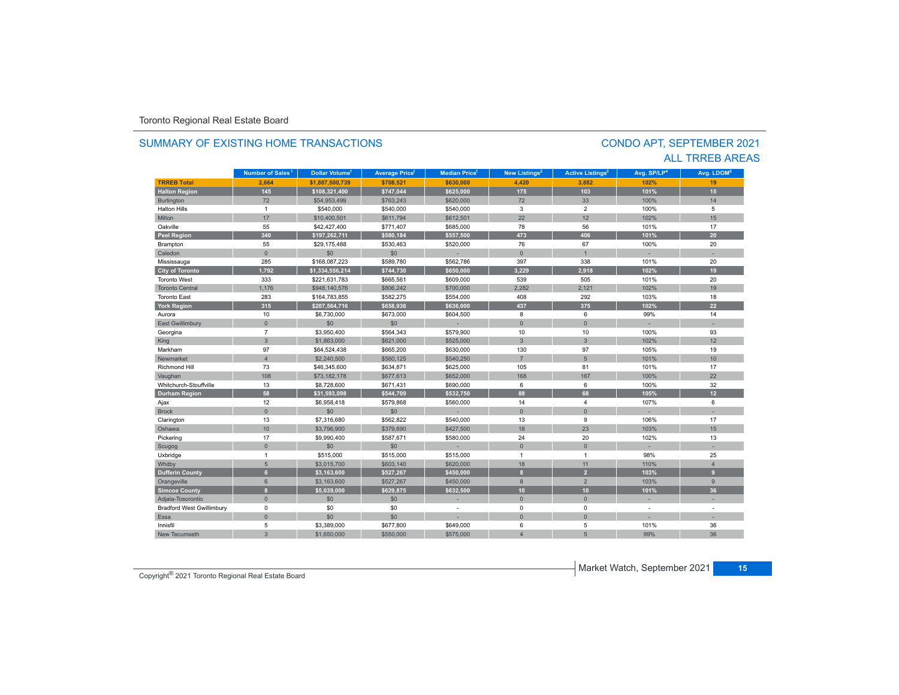Toronto Regional Real Estate Board

## SUMMARY OF EXISTING HOME TRANSACTIONS

## CONDO APT, SEPTEMBER 2021
## ALL TRREB AREAS

| | Number of Sales[1] | Dollar Volume[1] | Average Price[1] | Median Price[1] | New Listings[2] | Active Listings[3] | Avg. SP/LP[4] | Avg. LDOM[5] |
|---|---|---|---|---|---|---|---|---|
| **TRREB Total** | **2,664** | **$1,887,500,739** | **$708,521** | **$630,000** | **4,420** | **3,882** | **102%** | **19** |
| **Halton Region** | **145** | **$108,321,400** | **$747,044** | **$625,000** | **175** | **103** | **101%** | **15** |
| Burlington | 72 | $54,953,499 | $763,243 | $620,000 | 72 | 33 | 100% | 14 |
| Halton Hills | 1 | $540,000 | $540,000 | $540,000 | 3 | 2 | 100% | 5 |
| Milton | 17 | $10,400,501 | $611,794 | $612,501 | 22 | 12 | 102% | 15 |
| Oakville | 55 | $42,427,400 | $771,407 | $685,000 | 78 | 56 | 101% | 17 |
| **Peel Region** | **340** | **$197,262,711** | **$580,184** | **$557,500** | **473** | **406** | **101%** | **20** |
| Brampton | 55 | $29,175,488 | $530,463 | $520,000 | 76 | 67 | 100% | 20 |
| Caledon | 0 | $0 | $0 | - | 0 | 1 | - | - |
| Mississauga | 285 | $168,087,223 | $589,780 | $562,786 | 397 | 338 | 101% | 20 |
| **City of Toronto** | **1,792** | **$1,334,556,214** | **$744,730** | **$650,000** | **3,229** | **2,918** | **102%** | **19** |
| Toronto West | 333 | $221,631,783 | $665,561 | $609,000 | 539 | 505 | 101% | 20 |
| Toronto Central | 1,176 | $948,140,576 | $806,242 | $700,000 | 2,282 | 2,121 | 102% | 19 |
| Toronto East | 283 | $164,783,855 | $582,275 | $554,000 | 408 | 292 | 103% | 18 |
| **York Region** | **315** | **$207,564,716** | **$658,936** | **$636,000** | **437** | **375** | **102%** | **22** |
| Aurora | 10 | $6,730,000 | $673,000 | $604,500 | 8 | 6 | 99% | 14 |
| East Gwillimbury | 0 | $0 | $0 | - | 0 | 0 | - | - |
| Georgina | 7 | $3,950,400 | $564,343 | $579,900 | 10 | 10 | 100% | 93 |
| King | 3 | $1,863,000 | $621,000 | $525,000 | 3 | 3 | 102% | 12 |
| Markham | 97 | $64,524,438 | $665,200 | $630,000 | 130 | 97 | 105% | 19 |
| Newmarket | 4 | $2,240,500 | $560,125 | $540,250 | 7 | 5 | 101% | 10 |
| Richmond Hill | 73 | $46,345,600 | $634,871 | $625,000 | 105 | 81 | 101% | 17 |
| Vaughan | 108 | $73,182,178 | $677,613 | $652,000 | 168 | 167 | 100% | 22 |
| Whitchurch-Stouffville | 13 | $8,728,600 | $671,431 | $690,000 | 6 | 6 | 100% | 32 |
| **Durham Region** | **58** | **$31,593,098** | **$544,709** | **$532,750** | **88** | **68** | **105%** | **12** |
| Ajax | 12 | $6,958,418 | $579,868 | $560,000 | 14 | 4 | 107% | 6 |
| Brock | 0 | $0 | $0 | - | 0 | 0 | - | - |
| Clarington | 13 | $7,316,680 | $562,822 | $540,000 | 13 | 9 | 106% | 17 |
| Oshawa | 10 | $3,796,900 | $379,690 | $427,500 | 18 | 23 | 103% | 15 |
| Pickering | 17 | $9,990,400 | $587,671 | $580,000 | 24 | 20 | 102% | 13 |
| Scugog | 0 | $0 | $0 | - | 0 | 0 | - | - |
| Uxbridge | 1 | $515,000 | $515,000 | $515,000 | 1 | 1 | 98% | 25 |
| Whitby | 5 | $3,015,700 | $603,140 | $620,000 | 18 | 11 | 110% | 4 |
| **Dufferin County** | **6** | **$3,163,600** | **$527,267** | **$450,000** | **8** | **2** | **103%** | **9** |
| Orangeville | 6 | $3,163,600 | $527,267 | $450,000 | 8 | 2 | 103% | 9 |
| **Simcoe County** | **8** | **$5,039,000** | **$629,875** | **$632,500** | **10** | **10** | **101%** | **36** |
| Adjala-Tosorontio | 0 | $0 | $0 | - | 0 | 0 | - | - |
| Bradford West Gwillimbury | 0 | $0 | $0 | - | 0 | 0 | - | - |
| Essa | 0 | $0 | $0 | - | 0 | 0 | - | - |
| Innisfil | 5 | $3,389,000 | $677,800 | $649,000 | 6 | 5 | 101% | 36 |
| New Tecumseth | 3 | $1,650,000 | $550,000 | $575,000 | 4 | 5 | 99% | 36 |

Copyright® 2021 Toronto Regional Real Estate Board

Market Watch, September 2021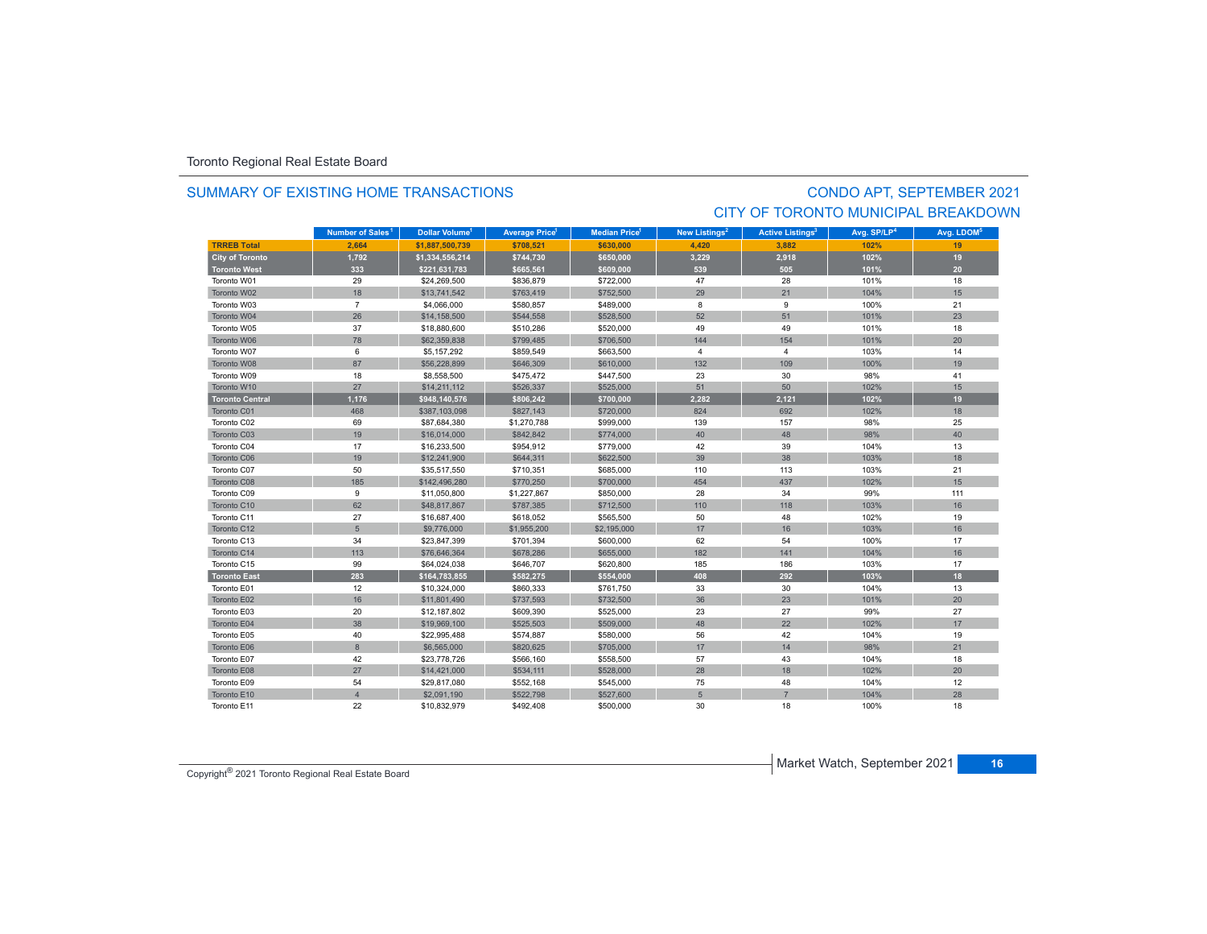Toronto Regional Real Estate Board

## SUMMARY OF EXISTING HOME TRANSACTIONS

## CONDO APT, SEPTEMBER 2021
## CITY OF TORONTO MUNICIPAL BREAKDOWN

| | Number of Sales[1] | Dollar Volume[1] | Average Price[1] | Median Price[1] | New Listings[2] | Active Listings[3] | Avg. SP/LP[4] | Avg. LDOM[5] |
|---|---|---|---|---|---|---|---|---|
| **TRREB Total** | **2,664** | **$1,887,500,739** | **$708,521** | **$630,000** | **4,420** | **3,882** | **102%** | **19** |
| **City of Toronto** | **1,792** | **$1,334,556,214** | **$744,730** | **$650,000** | **3,229** | **2,918** | **102%** | **19** |
| **Toronto West** | **333** | **$221,631,783** | **$665,561** | **$609,000** | **539** | **505** | **101%** | **20** |
| Toronto W01 | 29 | $24,269,500 | $836,879 | $722,000 | 47 | 28 | 101% | 18 |
| Toronto W02 | 18 | $13,741,542 | $763,419 | $752,500 | 29 | 21 | 104% | 15 |
| Toronto W03 | 7 | $4,066,000 | $580,857 | $489,000 | 8 | 9 | 100% | 21 |
| Toronto W04 | 26 | $14,158,500 | $544,558 | $528,500 | 52 | 51 | 101% | 23 |
| Toronto W05 | 37 | $18,880,600 | $510,286 | $520,000 | 49 | 49 | 101% | 18 |
| Toronto W06 | 78 | $62,359,838 | $799,485 | $706,500 | 144 | 154 | 101% | 20 |
| Toronto W07 | 6 | $5,157,292 | $859,549 | $663,500 | 4 | 4 | 103% | 14 |
| Toronto W08 | 87 | $56,228,899 | $646,309 | $610,000 | 132 | 109 | 100% | 19 |
| Toronto W09 | 18 | $8,558,500 | $475,472 | $447,500 | 23 | 30 | 98% | 41 |
| Toronto W10 | 27 | $14,211,112 | $526,337 | $525,000 | 51 | 50 | 102% | 15 |
| **Toronto Central** | **1,176** | **$948,140,576** | **$806,242** | **$700,000** | **2,282** | **2,121** | **102%** | **19** |
| Toronto C01 | 468 | $387,103,098 | $827,143 | $720,000 | 824 | 692 | 102% | 18 |
| Toronto C02 | 69 | $87,684,380 | $1,270,788 | $999,000 | 139 | 157 | 98% | 25 |
| Toronto C03 | 19 | $16,014,000 | $842,842 | $774,000 | 40 | 48 | 98% | 40 |
| Toronto C04 | 17 | $16,233,500 | $954,912 | $779,000 | 42 | 39 | 104% | 13 |
| Toronto C06 | 19 | $12,241,900 | $644,311 | $622,500 | 39 | 38 | 103% | 18 |
| Toronto C07 | 50 | $35,517,550 | $710,351 | $685,000 | 110 | 113 | 103% | 21 |
| Toronto C08 | 185 | $142,496,280 | $770,250 | $700,000 | 454 | 437 | 102% | 15 |
| Toronto C09 | 9 | $11,050,800 | $1,227,867 | $850,000 | 28 | 34 | 99% | 111 |
| Toronto C10 | 62 | $48,817,867 | $787,385 | $712,500 | 110 | 118 | 103% | 16 |
| Toronto C11 | 27 | $16,687,400 | $618,052 | $565,500 | 50 | 48 | 102% | 19 |
| Toronto C12 | 5 | $9,776,000 | $1,955,200 | $2,195,000 | 17 | 16 | 103% | 16 |
| Toronto C13 | 34 | $23,847,399 | $701,394 | $600,000 | 62 | 54 | 100% | 17 |
| Toronto C14 | 113 | $76,646,364 | $678,286 | $655,000 | 182 | 141 | 104% | 16 |
| Toronto C15 | 99 | $64,024,038 | $646,707 | $620,800 | 185 | 186 | 103% | 17 |
| **Toronto East** | **283** | **$164,783,855** | **$582,275** | **$554,000** | **408** | **292** | **103%** | **18** |
| Toronto E01 | 12 | $10,324,000 | $860,333 | $761,750 | 33 | 30 | 104% | 13 |
| Toronto E02 | 16 | $11,801,490 | $737,593 | $732,500 | 36 | 23 | 101% | 20 |
| Toronto E03 | 20 | $12,187,802 | $609,390 | $525,000 | 23 | 27 | 99% | 27 |
| Toronto E04 | 38 | $19,969,100 | $525,503 | $509,000 | 48 | 22 | 102% | 17 |
| Toronto E05 | 40 | $22,995,488 | $574,887 | $580,000 | 56 | 42 | 104% | 19 |
| Toronto E06 | 8 | $6,565,000 | $820,625 | $705,000 | 17 | 14 | 98% | 21 |
| Toronto E07 | 42 | $23,778,726 | $566,160 | $558,500 | 57 | 43 | 104% | 18 |
| Toronto E08 | 27 | $14,421,000 | $534,111 | $528,000 | 28 | 18 | 102% | 20 |
| Toronto E09 | 54 | $29,817,080 | $552,168 | $545,000 | 75 | 48 | 104% | 12 |
| Toronto E10 | 4 | $2,091,190 | $522,798 | $527,600 | 5 | 7 | 104% | 28 |
| Toronto E11 | 22 | $10,832,979 | $492,408 | $500,000 | 30 | 18 | 100% | 18 |

Copyright® 2021 Toronto Regional Real Estate Board

Market Watch, September 2021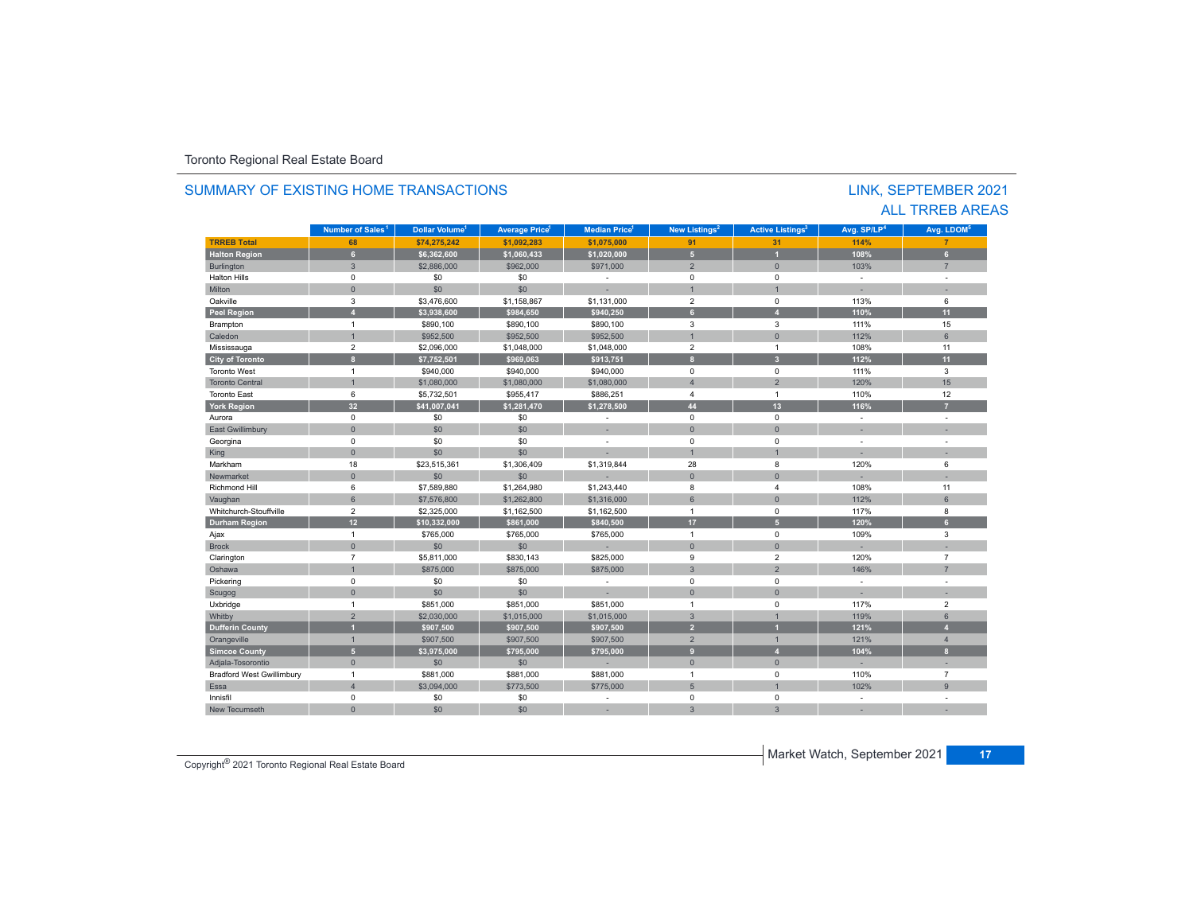Toronto Regional Real Estate Board

## SUMMARY OF EXISTING HOME TRANSACTIONS

## LINK, SEPTEMBER 2021
## ALL TRREB AREAS

| | Number of Sales[1] | Dollar Volume[1] | Average Price[1] | Median Price[1] | New Listings[2] | Active Listings[3] | Avg. SP/LP[4] | Avg. LDOM[5] |
|---|---|---|---|---|---|---|---|---|
| **TRREB Total** | **68** | **$74,275,242** | **$1,092,283** | **$1,075,000** | **91** | **31** | **114%** | **7** |
| **Halton Region** | **6** | **$6,362,600** | **$1,060,433** | **$1,020,000** | **5** | **1** | **108%** | **6** |
| Burlington | 3 | $2,886,000 | $962,000 | $971,000 | 2 | 0 | 103% | 7 |
| Halton Hills | 0 | $0 | $0 | - | 0 | 0 | - | - |
| Milton | 0 | $0 | $0 | - | 1 | 1 | - | - |
| Oakville | 3 | $3,476,600 | $1,158,867 | $1,131,000 | 2 | 0 | 113% | 6 |
| **Peel Region** | **4** | **$3,938,600** | **$984,650** | **$940,250** | **6** | **4** | **110%** | **11** |
| Brampton | 1 | $890,100 | $890,100 | $890,100 | 3 | 3 | 111% | 15 |
| Caledon | 1 | $952,500 | $952,500 | $952,500 | 1 | 0 | 112% | 6 |
| Mississauga | 2 | $2,096,000 | $1,048,000 | $1,048,000 | 2 | 1 | 108% | 11 |
| **City of Toronto** | **8** | **$7,752,501** | **$969,063** | **$913,751** | **8** | **3** | **112%** | **11** |
| Toronto West | 1 | $940,000 | $940,000 | $940,000 | 0 | 0 | 111% | 3 |
| Toronto Central | 1 | $1,080,000 | $1,080,000 | $1,080,000 | 4 | 2 | 120% | 15 |
| Toronto East | 6 | $5,732,501 | $955,417 | $886,251 | 4 | 1 | 110% | 12 |
| **York Region** | **32** | **$41,007,041** | **$1,281,470** | **$1,278,500** | **44** | **13** | **116%** | **7** |
| Aurora | 0 | $0 | $0 | - | 0 | 0 | - | - |
| East Gwillimbury | 0 | $0 | $0 | - | 0 | 0 | - | - |
| Georgina | 0 | $0 | $0 | - | 0 | 0 | - | - |
| King | 0 | $0 | $0 | - | 1 | 1 | - | - |
| Markham | 18 | $23,515,361 | $1,306,409 | $1,319,844 | 28 | 8 | 120% | 6 |
| Newmarket | 0 | $0 | $0 | - | 0 | 0 | - | - |
| Richmond Hill | 6 | $7,589,880 | $1,264,980 | $1,243,440 | 8 | 4 | 108% | 11 |
| Vaughan | 6 | $7,576,800 | $1,262,800 | $1,316,000 | 6 | 0 | 112% | 6 |
| Whitchurch-Stouffville | 2 | $2,325,000 | $1,162,500 | $1,162,500 | 1 | 0 | 117% | 8 |
| **Durham Region** | **12** | **$10,332,000** | **$861,000** | **$840,500** | **17** | **5** | **120%** | **6** |
| Ajax | 1 | $765,000 | $765,000 | $765,000 | 1 | 0 | 109% | 3 |
| Brock | 0 | $0 | $0 | - | 0 | 0 | - | - |
| Clarington | 7 | $5,811,000 | $830,143 | $825,000 | 9 | 2 | 120% | 7 |
| Oshawa | 1 | $875,000 | $875,000 | $875,000 | 3 | 2 | 146% | 7 |
| Pickering | 0 | $0 | $0 | - | 0 | 0 | - | - |
| Scugog | 0 | $0 | $0 | - | 0 | 0 | - | - |
| Uxbridge | 1 | $851,000 | $851,000 | $851,000 | 1 | 0 | 117% | 2 |
| Whitby | 2 | $2,030,000 | $1,015,000 | $1,015,000 | 3 | 1 | 119% | 6 |
| **Dufferin County** | **1** | **$907,500** | **$907,500** | **$907,500** | **2** | **1** | **121%** | **4** |
| Orangeville | 1 | $907,500 | $907,500 | $907,500 | 2 | 1 | 121% | 4 |
| **Simcoe County** | **5** | **$3,975,000** | **$795,000** | **$795,000** | **9** | **4** | **104%** | **8** |
| Adjala-Tosorontio | 0 | $0 | $0 | - | 0 | 0 | - | - |
| Bradford West Gwillimbury | 1 | $881,000 | $881,000 | $881,000 | 1 | 0 | 110% | 7 |
| Essa | 4 | $3,094,000 | $773,500 | $775,000 | 5 | 1 | 102% | 9 |
| Innisfil | 0 | $0 | $0 | - | 0 | 0 | - | - |
| New Tecumseth | 0 | $0 | $0 | - | 3 | 3 | - | - |

Copyright® 2021 Toronto Regional Real Estate Board

Market Watch, September 2021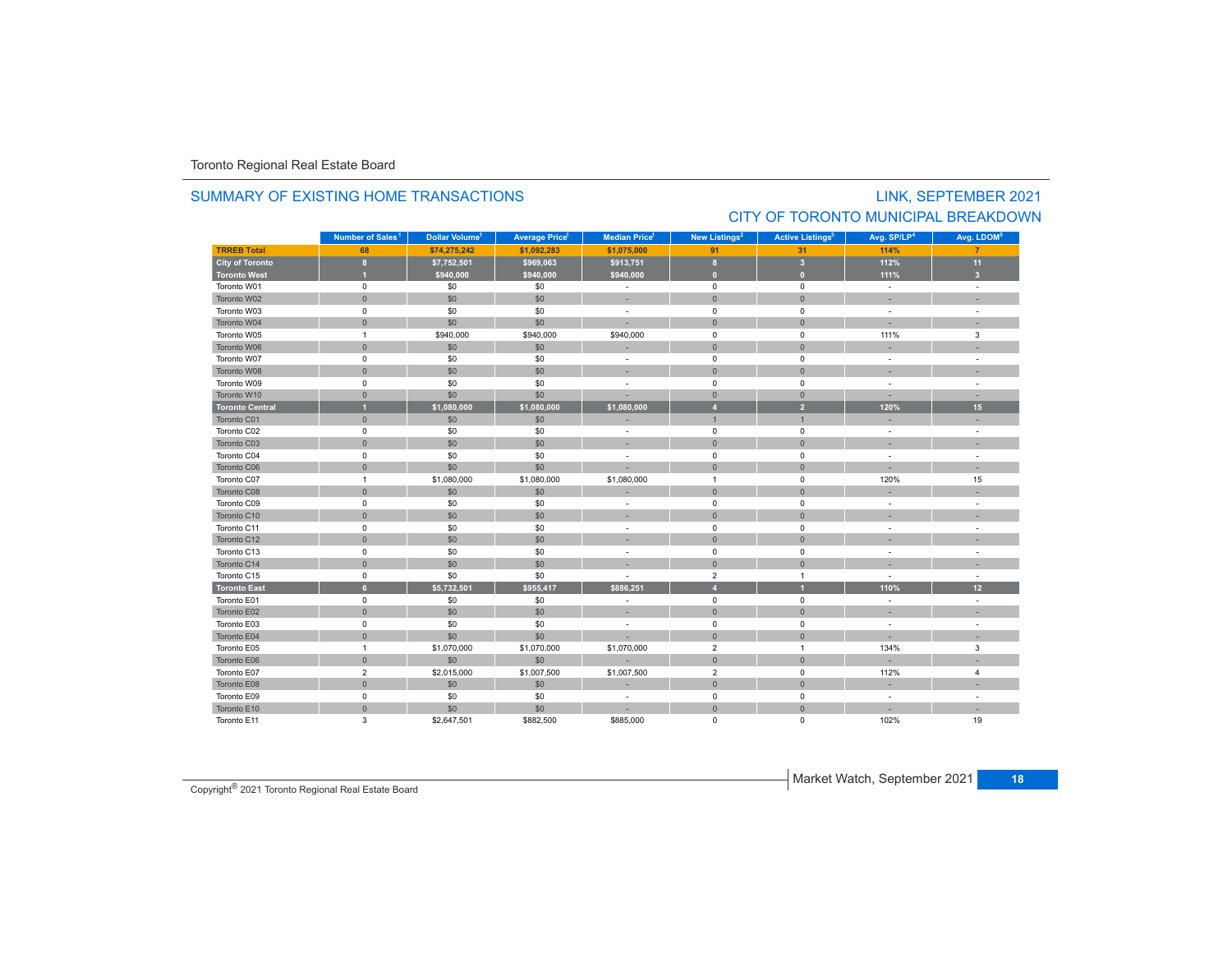Toronto Regional Real Estate Board

## SUMMARY OF EXISTING HOME TRANSACTIONS

## LINK, SEPTEMBER 2021

## CITY OF TORONTO MUNICIPAL BREAKDOWN

| | Number of Sales[1] | Dollar Volume[1] | Average Price[1] | Median Price[1] | New Listings[2] | Active Listings[3] | Avg. SP/LP[4] | Avg. LDOM[5] |
|---|---|---|---|---|---|---|---|---|
| **TRREB Total** | **68** | **$74,275,242** | **$1,092,283** | **$1,075,000** | **91** | **31** | **114%** | **7** |
| **City of Toronto** | **8** | **$7,752,501** | **$969,063** | **$913,751** | **8** | **3** | **112%** | **11** |
| **Toronto West** | **1** | **$940,000** | **$940,000** | **$940,000** | **0** | **0** | **111%** | **3** |
| Toronto W01 | 0 | $0 | $0 | - | 0 | 0 | - | - |
| Toronto W02 | 0 | $0 | $0 | - | 0 | 0 | - | - |
| Toronto W03 | 0 | $0 | $0 | - | 0 | 0 | - | - |
| Toronto W04 | 0 | $0 | $0 | - | 0 | 0 | - | - |
| Toronto W05 | 1 | $940,000 | $940,000 | $940,000 | 0 | 0 | 111% | 3 |
| Toronto W06 | 0 | $0 | $0 | - | 0 | 0 | - | - |
| Toronto W07 | 0 | $0 | $0 | - | 0 | 0 | - | - |
| Toronto W08 | 0 | $0 | $0 | - | 0 | 0 | - | - |
| Toronto W09 | 0 | $0 | $0 | - | 0 | 0 | - | - |
| Toronto W10 | 0 | $0 | $0 | - | 0 | 0 | - | - |
| **Toronto Central** | **1** | **$1,080,000** | **$1,080,000** | **$1,080,000** | **4** | **2** | **120%** | **15** |
| Toronto C01 | 0 | $0 | $0 | - | 1 | 1 | - | - |
| Toronto C02 | 0 | $0 | $0 | - | 0 | 0 | - | - |
| Toronto C03 | 0 | $0 | $0 | - | 0 | 0 | - | - |
| Toronto C04 | 0 | $0 | $0 | - | 0 | 0 | - | - |
| Toronto C06 | 0 | $0 | $0 | - | 0 | 0 | - | - |
| Toronto C07 | 1 | $1,080,000 | $1,080,000 | $1,080,000 | 1 | 0 | 120% | 15 |
| Toronto C08 | 0 | $0 | $0 | - | 0 | 0 | - | - |
| Toronto C09 | 0 | $0 | $0 | - | 0 | 0 | - | - |
| Toronto C10 | 0 | $0 | $0 | - | 0 | 0 | - | - |
| Toronto C11 | 0 | $0 | $0 | - | 0 | 0 | - | - |
| Toronto C12 | 0 | $0 | $0 | - | 0 | 0 | - | - |
| Toronto C13 | 0 | $0 | $0 | - | 0 | 0 | - | - |
| Toronto C14 | 0 | $0 | $0 | - | 0 | 0 | - | - |
| Toronto C15 | 0 | $0 | $0 | - | 2 | 1 | - | - |
| **Toronto East** | **6** | **$5,732,501** | **$955,417** | **$886,251** | **4** | **1** | **110%** | **12** |
| Toronto E01 | 0 | $0 | $0 | - | 0 | 0 | - | - |
| Toronto E02 | 0 | $0 | $0 | - | 0 | 0 | - | - |
| Toronto E03 | 0 | $0 | $0 | - | 0 | 0 | - | - |
| Toronto E04 | 0 | $0 | $0 | - | 0 | 0 | - | - |
| Toronto E05 | 1 | $1,070,000 | $1,070,000 | $1,070,000 | 2 | 1 | 134% | 3 |
| Toronto E06 | 0 | $0 | $0 | - | 0 | 0 | - | - |
| Toronto E07 | 2 | $2,015,000 | $1,007,500 | $1,007,500 | 2 | 0 | 112% | 4 |
| Toronto E08 | 0 | $0 | $0 | - | 0 | 0 | - | - |
| Toronto E09 | 0 | $0 | $0 | - | 0 | 0 | - | - |
| Toronto E10 | 0 | $0 | $0 | - | 0 | 0 | - | - |
| Toronto E11 | 3 | $2,647,501 | $882,500 | $885,000 | 0 | 0 | 102% | 19 |

Copyright® 2021 Toronto Regional Real Estate Board

Market Watch, September 2021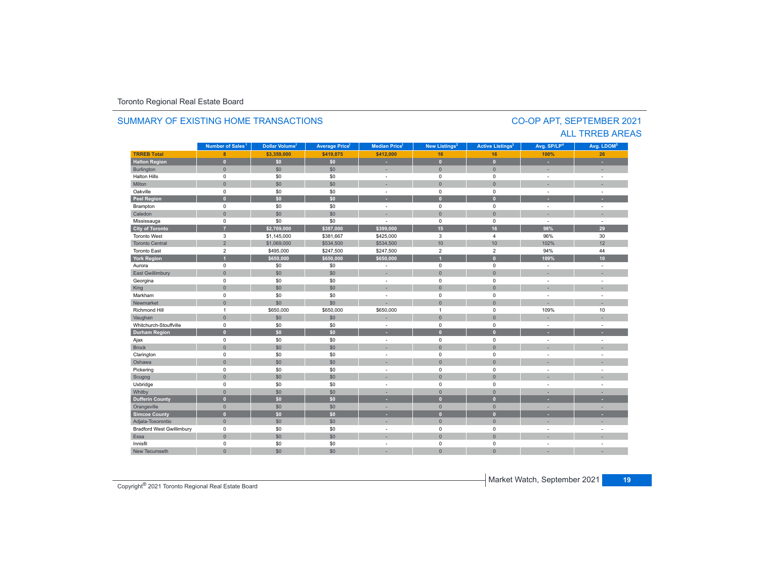Toronto Regional Real Estate Board

## SUMMARY OF EXISTING HOME TRANSACTIONS

## CO-OP APT, SEPTEMBER 2021
## ALL TRREB AREAS

| | Number of Sales[1] | Dollar Volume[1] | Average Price[1] | Median Price[1] | New Listings[2] | Active Listings[3] | Avg. SP/LP[4] | Avg. LDOM[5] |
|---|---|---|---|---|---|---|---|---|
| **TRREB Total** | **8** | **$3,359,000** | **$419,875** | **$412,000** | **16** | **16** | **100%** | **26** |
| **Halton Region** | **0** | **$0** | **$0** | **-** | **0** | **0** | **-** | **-** |
| Burlington | 0 | $0 | $0 | - | 0 | 0 | - | - |
| Halton Hills | 0 | $0 | $0 | - | 0 | 0 | - | - |
| Milton | 0 | $0 | $0 | - | 0 | 0 | - | - |
| Oakville | 0 | $0 | $0 | - | 0 | 0 | - | - |
| **Peel Region** | **0** | **$0** | **$0** | **-** | **0** | **0** | **-** | **-** |
| Brampton | 0 | $0 | $0 | - | 0 | 0 | - | - |
| Caledon | 0 | $0 | $0 | - | 0 | 0 | - | - |
| Mississauga | 0 | $0 | $0 | - | 0 | 0 | - | - |
| **City of Toronto** | **7** | **$2,709,000** | **$387,000** | **$399,000** | **15** | **16** | **98%** | **29** |
| Toronto West | 3 | $1,145,000 | $381,667 | $425,000 | 3 | 4 | 96% | 30 |
| Toronto Central | 2 | $1,069,000 | $534,500 | $534,500 | 10 | 10 | 102% | 12 |
| Toronto East | 2 | $495,000 | $247,500 | $247,500 | 2 | 2 | 94% | 44 |
| **York Region** | **1** | **$650,000** | **$650,000** | **$650,000** | **1** | **0** | **109%** | **10** |
| Aurora | 0 | $0 | $0 | - | 0 | 0 | - | - |
| East Gwillimbury | 0 | $0 | $0 | - | 0 | 0 | - | - |
| Georgina | 0 | $0 | $0 | - | 0 | 0 | - | - |
| King | 0 | $0 | $0 | - | 0 | 0 | - | - |
| Markham | 0 | $0 | $0 | - | 0 | 0 | - | - |
| Newmarket | 0 | $0 | $0 | - | 0 | 0 | - | - |
| Richmond Hill | 1 | $650,000 | $650,000 | $650,000 | 1 | 0 | 109% | 10 |
| Vaughan | 0 | $0 | $0 | - | 0 | 0 | - | - |
| Whitchurch-Stouffville | 0 | $0 | $0 | - | 0 | 0 | - | - |
| **Durham Region** | **0** | **$0** | **$0** | **-** | **0** | **0** | **-** | **-** |
| Ajax | 0 | $0 | $0 | - | 0 | 0 | - | - |
| Brock | 0 | $0 | $0 | - | 0 | 0 | - | - |
| Clarington | 0 | $0 | $0 | - | 0 | 0 | - | - |
| Oshawa | 0 | $0 | $0 | - | 0 | 0 | - | - |
| Pickering | 0 | $0 | $0 | - | 0 | 0 | - | - |
| Scugog | 0 | $0 | $0 | - | 0 | 0 | - | - |
| Uxbridge | 0 | $0 | $0 | - | 0 | 0 | - | - |
| Whitby | 0 | $0 | $0 | - | 0 | 0 | - | - |
| **Dufferin County** | **0** | **$0** | **$0** | **-** | **0** | **0** | **-** | **-** |
| Orangeville | 0 | $0 | $0 | - | 0 | 0 | - | - |
| **Simcoe County** | **0** | **$0** | **$0** | **-** | **0** | **0** | **-** | **-** |
| Adjala-Tosorontio | 0 | $0 | $0 | - | 0 | 0 | - | - |
| Bradford West Gwillimbury | 0 | $0 | $0 | - | 0 | 0 | - | - |
| Essa | 0 | $0 | $0 | - | 0 | 0 | - | - |
| Innisfil | 0 | $0 | $0 | - | 0 | 0 | - | - |
| New Tecumseth | 0 | $0 | $0 | - | 0 | 0 | - | - |

Copyright® 2021 Toronto Regional Real Estate Board

Market Watch, September 2021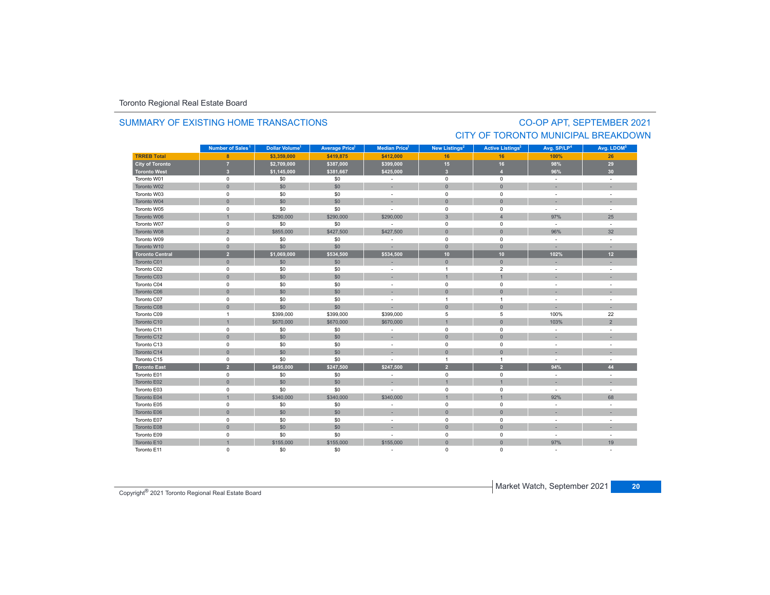Toronto Regional Real Estate Board

## SUMMARY OF EXISTING HOME TRANSACTIONS

## CO-OP APT, SEPTEMBER 2021
## CITY OF TORONTO MUNICIPAL BREAKDOWN

| | Number of Sales[1] | Dollar Volume[1] | Average Price[1] | Median Price[1] | New Listings[2] | Active Listings[3] | Avg. SP/LP[4] | Avg. LDOM[5] |
|---|---|---|---|---|---|---|---|---|
| **TRREB Total** | **8** | **$3,359,000** | **$419,875** | **$412,000** | **16** | **16** | **100%** | **26** |
| **City of Toronto** | **7** | **$2,709,000** | **$387,000** | **$399,000** | **15** | **16** | **98%** | **29** |
| **Toronto West** | **3** | **$1,145,000** | **$381,667** | **$425,000** | **3** | **4** | **96%** | **30** |
| Toronto W01 | 0 | $0 | $0 | - | 0 | 0 | - | - |
| Toronto W02 | 0 | $0 | $0 | - | 0 | 0 | - | - |
| Toronto W03 | 0 | $0 | $0 | - | 0 | 0 | - | - |
| Toronto W04 | 0 | $0 | $0 | - | 0 | 0 | - | - |
| Toronto W05 | 0 | $0 | $0 | - | 0 | 0 | - | - |
| Toronto W06 | 1 | $290,000 | $290,000 | $290,000 | 3 | 4 | 97% | 25 |
| Toronto W07 | 0 | $0 | $0 | - | 0 | 0 | - | - |
| Toronto W08 | 2 | $855,000 | $427,500 | $427,500 | 0 | 0 | 96% | 32 |
| Toronto W09 | 0 | $0 | $0 | - | 0 | 0 | - | - |
| Toronto W10 | 0 | $0 | $0 | - | 0 | 0 | - | - |
| **Toronto Central** | **2** | **$1,069,000** | **$534,500** | **$534,500** | **10** | **10** | **102%** | **12** |
| Toronto C01 | 0 | $0 | $0 | - | 0 | 0 | - | - |
| Toronto C02 | 0 | $0 | $0 | - | 1 | 2 | - | - |
| Toronto C03 | 0 | $0 | $0 | - | 1 | 1 | - | - |
| Toronto C04 | 0 | $0 | $0 | - | 0 | 0 | - | - |
| Toronto C06 | 0 | $0 | $0 | - | 0 | 0 | - | - |
| Toronto C07 | 0 | $0 | $0 | - | 1 | 1 | - | - |
| Toronto C08 | 0 | $0 | $0 | - | 0 | 0 | - | - |
| Toronto C09 | 1 | $399,000 | $399,000 | $399,000 | 5 | 5 | 100% | 22 |
| Toronto C10 | 1 | $670,000 | $670,000 | $670,000 | 1 | 0 | 103% | 2 |
| Toronto C11 | 0 | $0 | $0 | - | 0 | 0 | - | - |
| Toronto C12 | 0 | $0 | $0 | - | 0 | 0 | - | - |
| Toronto C13 | 0 | $0 | $0 | - | 0 | 0 | - | - |
| Toronto C14 | 0 | $0 | $0 | - | 0 | 0 | - | - |
| Toronto C15 | 0 | $0 | $0 | - | 1 | 1 | - | - |
| **Toronto East** | **2** | **$495,000** | **$247,500** | **$247,500** | **2** | **2** | **94%** | **44** |
| Toronto E01 | 0 | $0 | $0 | - | 0 | 0 | - | - |
| Toronto E02 | 0 | $0 | $0 | - | 1 | 1 | - | - |
| Toronto E03 | 0 | $0 | $0 | - | 0 | 0 | - | - |
| Toronto E04 | 1 | $340,000 | $340,000 | $340,000 | 1 | 1 | 92% | 68 |
| Toronto E05 | 0 | $0 | $0 | - | 0 | 0 | - | - |
| Toronto E06 | 0 | $0 | $0 | - | 0 | 0 | - | - |
| Toronto E07 | 0 | $0 | $0 | - | 0 | 0 | - | - |
| Toronto E08 | 0 | $0 | $0 | - | 0 | 0 | - | - |
| Toronto E09 | 0 | $0 | $0 | - | 0 | 0 | - | - |
| Toronto E10 | 1 | $155,000 | $155,000 | $155,000 | 0 | 0 | 97% | 19 |
| Toronto E11 | 0 | $0 | $0 | - | 0 | 0 | - | - |

Copyright® 2021 Toronto Regional Real Estate Board

Market Watch, September 2021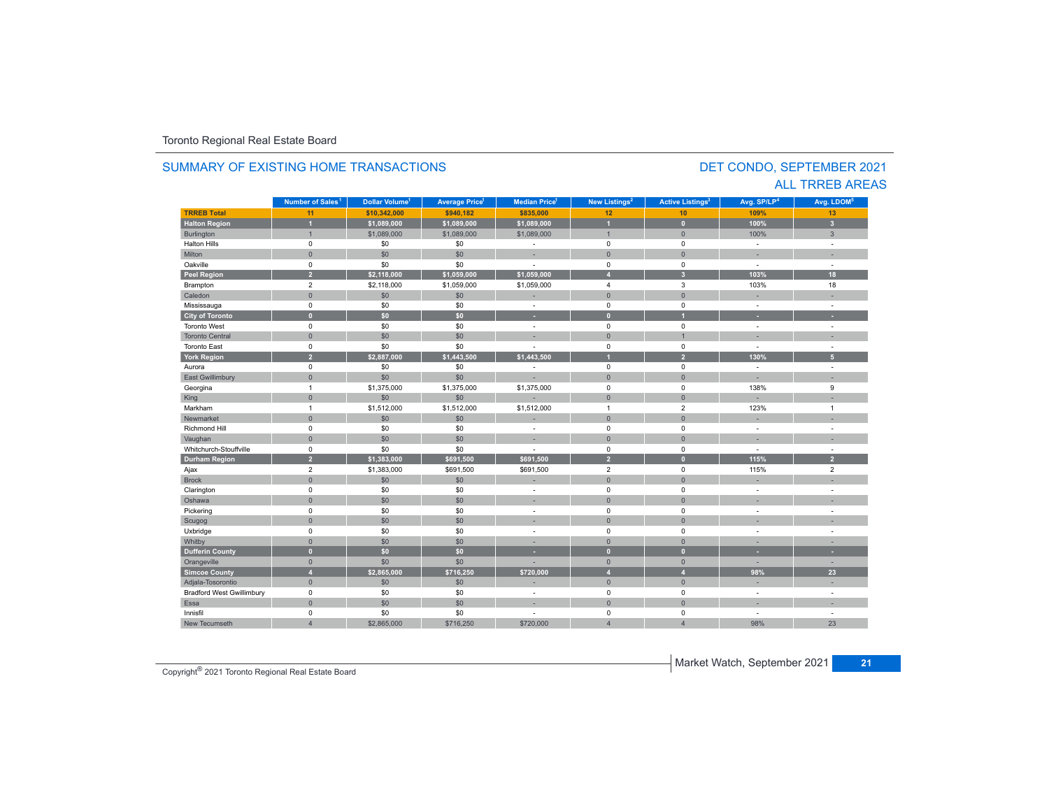Toronto Regional Real Estate Board

## SUMMARY OF EXISTING HOME TRANSACTIONS

## DET CONDO, SEPTEMBER 2021
## ALL TRREB AREAS

| | Number of Sales[1] | Dollar Volume[1] | Average Price[1] | Median Price[1] | New Listings[2] | Active Listings[3] | Avg. SP/LP[4] | Avg. LDOM[5] |
|---|---|---|---|---|---|---|---|---|
| **TRREB Total** | **11** | **$10,342,000** | **$940,182** | **$835,000** | **12** | **10** | **109%** | **13** |
| **Halton Region** | **1** | **$1,089,000** | **$1,089,000** | **$1,089,000** | **1** | **0** | **100%** | **3** |
| Burlington | 1 | $1,089,000 | $1,089,000 | $1,089,000 | 1 | 0 | 100% | 3 |
| Halton Hills | 0 | $0 | $0 | - | 0 | 0 | - | - |
| Milton | 0 | $0 | $0 | - | 0 | 0 | - | - |
| Oakville | 0 | $0 | $0 | - | 0 | 0 | - | - |
| **Peel Region** | **2** | **$2,118,000** | **$1,059,000** | **$1,059,000** | **4** | **3** | **103%** | **18** |
| Brampton | 2 | $2,118,000 | $1,059,000 | $1,059,000 | 4 | 3 | 103% | 18 |
| Caledon | 0 | $0 | $0 | - | 0 | 0 | - | - |
| Mississauga | 0 | $0 | $0 | - | 0 | 0 | - | - |
| **City of Toronto** | **0** | **$0** | **$0** | **-** | **0** | **1** | **-** | **-** |
| Toronto West | 0 | $0 | $0 | - | 0 | 0 | - | - |
| Toronto Central | 0 | $0 | $0 | - | 0 | 1 | - | - |
| Toronto East | 0 | $0 | $0 | - | 0 | 0 | - | - |
| **York Region** | **2** | **$2,887,000** | **$1,443,500** | **$1,443,500** | **1** | **2** | **130%** | **5** |
| Aurora | 0 | $0 | $0 | - | 0 | 0 | - | - |
| East Gwillimbury | 0 | $0 | $0 | - | 0 | 0 | - | - |
| Georgina | 1 | $1,375,000 | $1,375,000 | $1,375,000 | 0 | 0 | 138% | 9 |
| King | 0 | $0 | $0 | - | 0 | 0 | - | - |
| Markham | 1 | $1,512,000 | $1,512,000 | $1,512,000 | 1 | 2 | 123% | 1 |
| Newmarket | 0 | $0 | $0 | - | 0 | 0 | - | - |
| Richmond Hill | 0 | $0 | $0 | - | 0 | 0 | - | - |
| Vaughan | 0 | $0 | $0 | - | 0 | 0 | - | - |
| Whitchurch-Stouffville | 0 | $0 | $0 | - | 0 | 0 | - | - |
| **Durham Region** | **2** | **$1,383,000** | **$691,500** | **$691,500** | **2** | **0** | **115%** | **2** |
| Ajax | 2 | $1,383,000 | $691,500 | $691,500 | 2 | 0 | 115% | 2 |
| Brock | 0 | $0 | $0 | - | 0 | 0 | - | - |
| Clarington | 0 | $0 | $0 | - | 0 | 0 | - | - |
| Oshawa | 0 | $0 | $0 | - | 0 | 0 | - | - |
| Pickering | 0 | $0 | $0 | - | 0 | 0 | - | - |
| Scugog | 0 | $0 | $0 | - | 0 | 0 | - | - |
| Uxbridge | 0 | $0 | $0 | - | 0 | 0 | - | - |
| Whitby | 0 | $0 | $0 | - | 0 | 0 | - | - |
| **Dufferin County** | **0** | **$0** | **$0** | **-** | **0** | **0** | **-** | **-** |
| Orangeville | 0 | $0 | $0 | - | 0 | 0 | - | - |
| **Simcoe County** | **4** | **$2,865,000** | **$716,250** | **$720,000** | **4** | **4** | **98%** | **23** |
| Adjala-Tosorontio | 0 | $0 | $0 | - | 0 | 0 | - | - |
| Bradford West Gwillimbury | 0 | $0 | $0 | - | 0 | 0 | - | - |
| Essa | 0 | $0 | $0 | - | 0 | 0 | - | - |
| Innisfil | 0 | $0 | $0 | - | 0 | 0 | - | - |
| New Tecumseth | 4 | $2,865,000 | $716,250 | $720,000 | 4 | 4 | 98% | 23 |

Copyright® 2021 Toronto Regional Real Estate Board

Market Watch, September 2021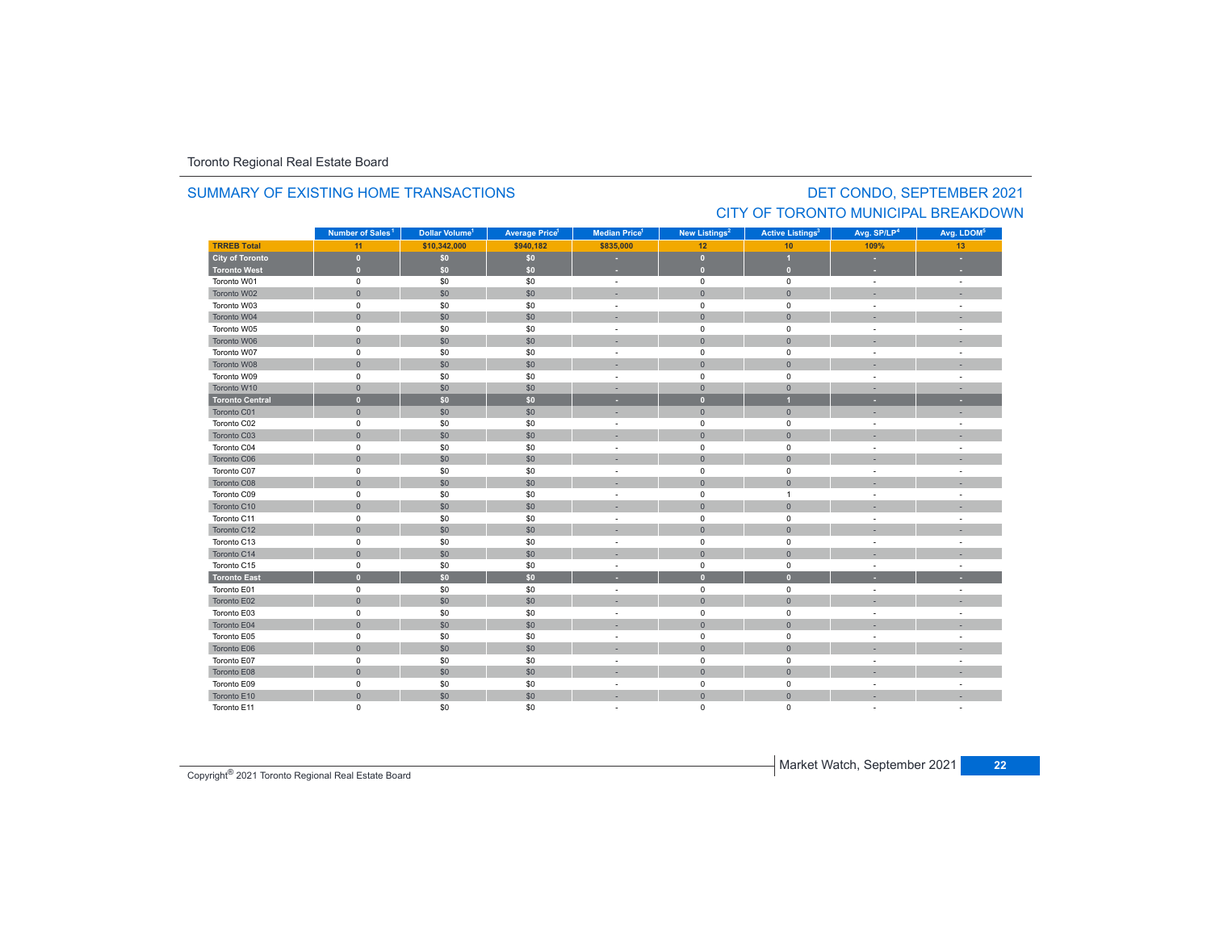Toronto Regional Real Estate Board

## SUMMARY OF EXISTING HOME TRANSACTIONS

## DET CONDO, SEPTEMBER 2021
## CITY OF TORONTO MUNICIPAL BREAKDOWN

| | Number of Sales[1] | Dollar Volume[1] | Average Price[1] | Median Price[1] | New Listings[2] | Active Listings[3] | Avg. SP/LP[4] | Avg. LDOM[5] |
|---|---|---|---|---|---|---|---|---|
| **TRREB Total** | **11** | **$10,342,000** | **$940,182** | **$835,000** | **12** | **10** | **109%** | **13** |
| **City of Toronto** | **0** | **$0** | **$0** | **-** | **0** | **1** | **-** | **-** |
| **Toronto West** | **0** | **$0** | **$0** | **-** | **0** | **0** | **-** | **-** |
| Toronto W01 | 0 | $0 | $0 | - | 0 | 0 | - | - |
| Toronto W02 | 0 | $0 | $0 | - | 0 | 0 | - | - |
| Toronto W03 | 0 | $0 | $0 | - | 0 | 0 | - | - |
| Toronto W04 | 0 | $0 | $0 | - | 0 | 0 | - | - |
| Toronto W05 | 0 | $0 | $0 | - | 0 | 0 | - | - |
| Toronto W06 | 0 | $0 | $0 | - | 0 | 0 | - | - |
| Toronto W07 | 0 | $0 | $0 | - | 0 | 0 | - | - |
| Toronto W08 | 0 | $0 | $0 | - | 0 | 0 | - | - |
| Toronto W09 | 0 | $0 | $0 | - | 0 | 0 | - | - |
| Toronto W10 | 0 | $0 | $0 | - | 0 | 0 | - | - |
| **Toronto Central** | **0** | **$0** | **$0** | **-** | **0** | **1** | **-** | **-** |
| Toronto C01 | 0 | $0 | $0 | - | 0 | 0 | - | - |
| Toronto C02 | 0 | $0 | $0 | - | 0 | 0 | - | - |
| Toronto C03 | 0 | $0 | $0 | - | 0 | 0 | - | - |
| Toronto C04 | 0 | $0 | $0 | - | 0 | 0 | - | - |
| Toronto C06 | 0 | $0 | $0 | - | 0 | 0 | - | - |
| Toronto C07 | 0 | $0 | $0 | - | 0 | 0 | - | - |
| Toronto C08 | 0 | $0 | $0 | - | 0 | 0 | - | - |
| Toronto C09 | 0 | $0 | $0 | - | 0 | 1 | - | - |
| Toronto C10 | 0 | $0 | $0 | - | 0 | 0 | - | - |
| Toronto C11 | 0 | $0 | $0 | - | 0 | 0 | - | - |
| Toronto C12 | 0 | $0 | $0 | - | 0 | 0 | - | - |
| Toronto C13 | 0 | $0 | $0 | - | 0 | 0 | - | - |
| Toronto C14 | 0 | $0 | $0 | - | 0 | 0 | - | - |
| Toronto C15 | 0 | $0 | $0 | - | 0 | 0 | - | - |
| **Toronto East** | **0** | **$0** | **$0** | **-** | **0** | **0** | **-** | **-** |
| Toronto E01 | 0 | $0 | $0 | - | 0 | 0 | - | - |
| Toronto E02 | 0 | $0 | $0 | - | 0 | 0 | - | - |
| Toronto E03 | 0 | $0 | $0 | - | 0 | 0 | - | - |
| Toronto E04 | 0 | $0 | $0 | - | 0 | 0 | - | - |
| Toronto E05 | 0 | $0 | $0 | - | 0 | 0 | - | - |
| Toronto E06 | 0 | $0 | $0 | - | 0 | 0 | - | - |
| Toronto E07 | 0 | $0 | $0 | - | 0 | 0 | - | - |
| Toronto E08 | 0 | $0 | $0 | - | 0 | 0 | - | - |
| Toronto E09 | 0 | $0 | $0 | - | 0 | 0 | - | - |
| Toronto E10 | 0 | $0 | $0 | - | 0 | 0 | - | - |
| Toronto E11 | 0 | $0 | $0 | - | 0 | 0 | - | - |

Copyright® 2021 Toronto Regional Real Estate Board

Market Watch, September 2021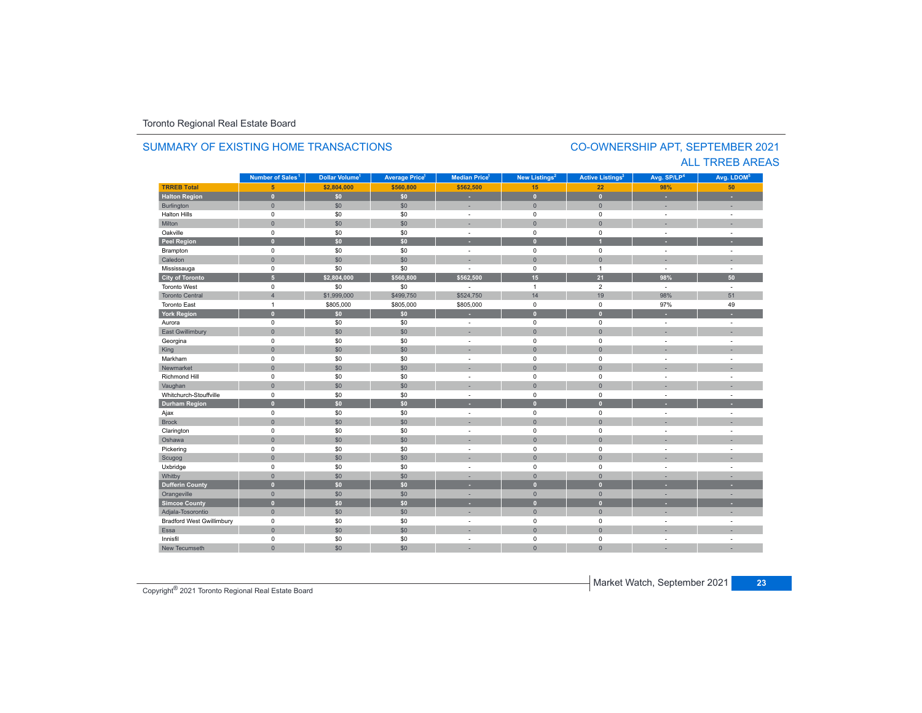Toronto Regional Real Estate Board

## SUMMARY OF EXISTING HOME TRANSACTIONS

## CO-OWNERSHIP APT, SEPTEMBER 2021
## ALL TRREB AREAS

| | Number of Sales[1] | Dollar Volume[1] | Average Price[1] | Median Price[1] | New Listings[2] | Active Listings[3] | Avg. SP/LP[4] | Avg. LDOM[5] |
|---|---|---|---|---|---|---|---|---|
| **TRREB Total** | **5** | **$2,804,000** | **$560,800** | **$562,500** | **15** | **22** | **98%** | **50** |
| **Halton Region** | **0** | **$0** | **$0** | **-** | **0** | **0** | **-** | **-** |
| Burlington | 0 | $0 | $0 | - | 0 | 0 | - | - |
| Halton Hills | 0 | $0 | $0 | - | 0 | 0 | - | - |
| Milton | 0 | $0 | $0 | - | 0 | 0 | - | - |
| Oakville | 0 | $0 | $0 | - | 0 | 0 | - | - |
| **Peel Region** | **0** | **$0** | **$0** | **-** | **0** | **1** | **-** | **-** |
| Brampton | 0 | $0 | $0 | - | 0 | 0 | - | - |
| Caledon | 0 | $0 | $0 | - | 0 | 0 | - | - |
| Mississauga | 0 | $0 | $0 | - | 0 | 1 | - | - |
| **City of Toronto** | **5** | **$2,804,000** | **$560,800** | **$562,500** | **15** | **21** | **98%** | **50** |
| Toronto West | 0 | $0 | $0 | - | 1 | 2 | - | - |
| Toronto Central | 4 | $1,999,000 | $499,750 | $524,750 | 14 | 19 | 98% | 51 |
| Toronto East | 1 | $805,000 | $805,000 | $805,000 | 0 | 0 | 97% | 49 |
| **York Region** | **0** | **$0** | **$0** | **-** | **0** | **0** | **-** | **-** |
| Aurora | 0 | $0 | $0 | - | 0 | 0 | - | - |
| East Gwillimbury | 0 | $0 | $0 | - | 0 | 0 | - | - |
| Georgina | 0 | $0 | $0 | - | 0 | 0 | - | - |
| King | 0 | $0 | $0 | - | 0 | 0 | - | - |
| Markham | 0 | $0 | $0 | - | 0 | 0 | - | - |
| Newmarket | 0 | $0 | $0 | - | 0 | 0 | - | - |
| Richmond Hill | 0 | $0 | $0 | - | 0 | 0 | - | - |
| Vaughan | 0 | $0 | $0 | - | 0 | 0 | - | - |
| Whitchurch-Stouffville | 0 | $0 | $0 | - | 0 | 0 | - | - |
| **Durham Region** | **0** | **$0** | **$0** | **-** | **0** | **0** | **-** | **-** |
| Ajax | 0 | $0 | $0 | - | 0 | 0 | - | - |
| Brock | 0 | $0 | $0 | - | 0 | 0 | - | - |
| Clarington | 0 | $0 | $0 | - | 0 | 0 | - | - |
| Oshawa | 0 | $0 | $0 | - | 0 | 0 | - | - |
| Pickering | 0 | $0 | $0 | - | 0 | 0 | - | - |
| Scugog | 0 | $0 | $0 | - | 0 | 0 | - | - |
| Uxbridge | 0 | $0 | $0 | - | 0 | 0 | - | - |
| Whitby | 0 | $0 | $0 | - | 0 | 0 | - | - |
| **Dufferin County** | **0** | **$0** | **$0** | **-** | **0** | **0** | **-** | **-** |
| Orangeville | 0 | $0 | $0 | - | 0 | 0 | - | - |
| **Simcoe County** | **0** | **$0** | **$0** | **-** | **0** | **0** | **-** | **-** |
| Adjala-Tosorontio | 0 | $0 | $0 | - | 0 | 0 | - | - |
| Bradford West Gwillimbury | 0 | $0 | $0 | - | 0 | 0 | - | - |
| Essa | 0 | $0 | $0 | - | 0 | 0 | - | - |
| Innisfil | 0 | $0 | $0 | - | 0 | 0 | - | - |
| New Tecumseth | 0 | $0 | $0 | - | 0 | 0 | - | - |

Copyright® 2021 Toronto Regional Real Estate Board

Market Watch, September 2021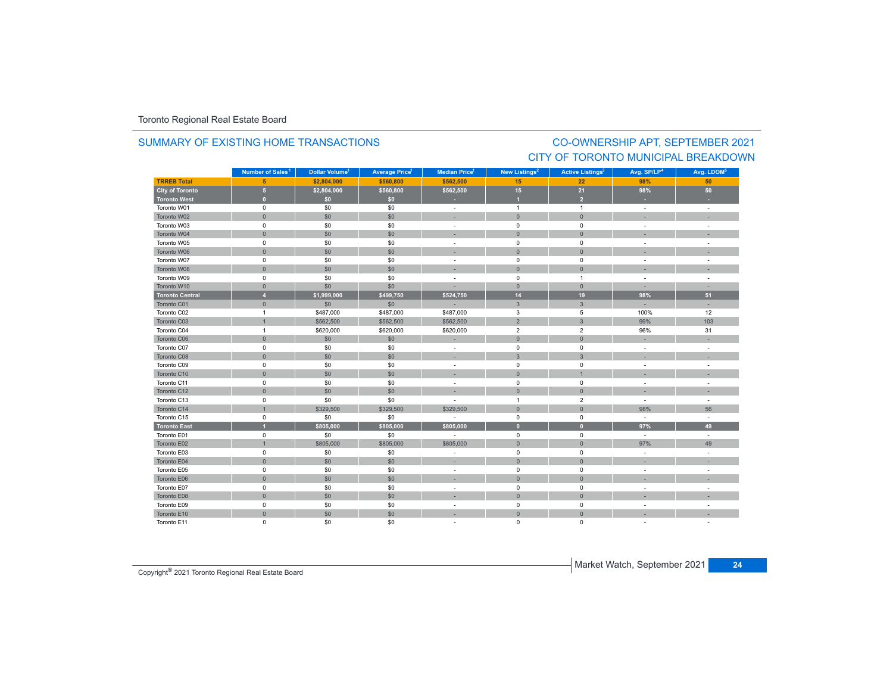Toronto Regional Real Estate Board

## SUMMARY OF EXISTING HOME TRANSACTIONS

## CO-OWNERSHIP APT, SEPTEMBER 2021
## CITY OF TORONTO MUNICIPAL BREAKDOWN

| | Number of Sales[1] | Dollar Volume[1] | Average Price[1] | Median Price[1] | New Listings[2] | Active Listings[3] | Avg. SP/LP[4] | Avg. LDOM[5] |
|---|---|---|---|---|---|---|---|---|
| **TRREB Total** | **5** | **$2,804,000** | **$560,800** | **$562,500** | **15** | **22** | **98%** | **50** |
| **City of Toronto** | **5** | **$2,804,000** | **$560,800** | **$562,500** | **15** | **21** | **98%** | **50** |
| **Toronto West** | **0** | **$0** | **$0** | **-** | **1** | **2** | **-** | **-** |
| Toronto W01 | 0 | $0 | $0 | - | 1 | 1 | - | - |
| Toronto W02 | 0 | $0 | $0 | - | 0 | 0 | - | - |
| Toronto W03 | 0 | $0 | $0 | - | 0 | 0 | - | - |
| Toronto W04 | 0 | $0 | $0 | - | 0 | 0 | - | - |
| Toronto W05 | 0 | $0 | $0 | - | 0 | 0 | - | - |
| Toronto W06 | 0 | $0 | $0 | - | 0 | 0 | - | - |
| Toronto W07 | 0 | $0 | $0 | - | 0 | 0 | - | - |
| Toronto W08 | 0 | $0 | $0 | - | 0 | 0 | - | - |
| Toronto W09 | 0 | $0 | $0 | - | 0 | 1 | - | - |
| Toronto W10 | 0 | $0 | $0 | - | 0 | 0 | - | - |
| **Toronto Central** | **4** | **$1,999,000** | **$499,750** | **$524,750** | **14** | **19** | **98%** | **51** |
| Toronto C01 | 0 | $0 | $0 | - | 3 | 3 | - | - |
| Toronto C02 | 1 | $487,000 | $487,000 | $487,000 | 3 | 5 | 100% | 12 |
| Toronto C03 | 1 | $562,500 | $562,500 | $562,500 | 2 | 3 | 99% | 103 |
| Toronto C04 | 1 | $620,000 | $620,000 | $620,000 | 2 | 2 | 96% | 31 |
| Toronto C06 | 0 | $0 | $0 | - | 0 | 0 | - | - |
| Toronto C07 | 0 | $0 | $0 | - | 0 | 0 | - | - |
| Toronto C08 | 0 | $0 | $0 | - | 3 | 3 | - | - |
| Toronto C09 | 0 | $0 | $0 | - | 0 | 0 | - | - |
| Toronto C10 | 0 | $0 | $0 | - | 0 | 1 | - | - |
| Toronto C11 | 0 | $0 | $0 | - | 0 | 0 | - | - |
| Toronto C12 | 0 | $0 | $0 | - | 0 | 0 | - | - |
| Toronto C13 | 0 | $0 | $0 | - | 1 | 2 | - | - |
| Toronto C14 | 1 | $329,500 | $329,500 | $329,500 | 0 | 0 | 98% | 56 |
| Toronto C15 | 0 | $0 | $0 | - | 0 | 0 | - | - |
| **Toronto East** | **1** | **$805,000** | **$805,000** | **$805,000** | **0** | **0** | **97%** | **49** |
| Toronto E01 | 0 | $0 | $0 | - | 0 | 0 | - | - |
| Toronto E02 | 1 | $805,000 | $805,000 | $805,000 | 0 | 0 | 97% | 49 |
| Toronto E03 | 0 | $0 | $0 | - | 0 | 0 | - | - |
| Toronto E04 | 0 | $0 | $0 | - | 0 | 0 | - | - |
| Toronto E05 | 0 | $0 | $0 | - | 0 | 0 | - | - |
| Toronto E06 | 0 | $0 | $0 | - | 0 | 0 | - | - |
| Toronto E07 | 0 | $0 | $0 | - | 0 | 0 | - | - |
| Toronto E08 | 0 | $0 | $0 | - | 0 | 0 | - | - |
| Toronto E09 | 0 | $0 | $0 | - | 0 | 0 | - | - |
| Toronto E10 | 0 | $0 | $0 | - | 0 | 0 | - | - |
| Toronto E11 | 0 | $0 | $0 | - | 0 | 0 | - | - |

Copyright® 2021 Toronto Regional Real Estate Board

Market Watch, September 2021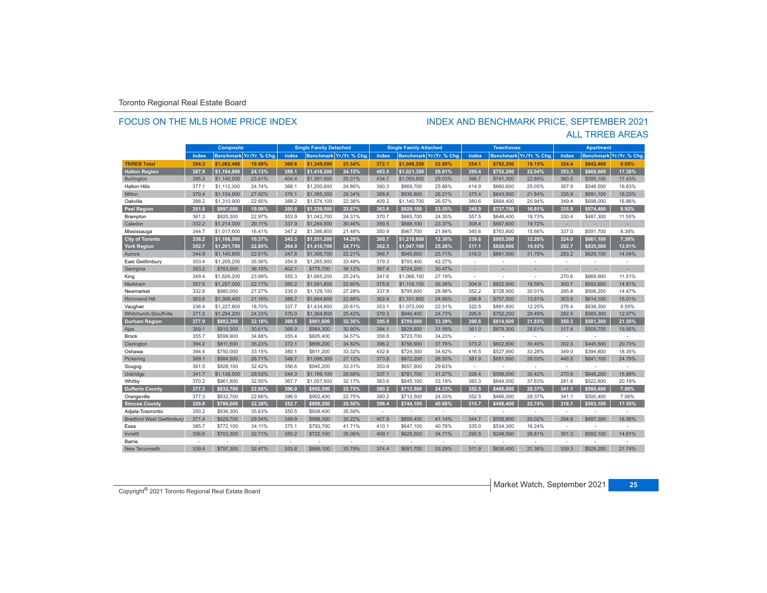Toronto Regional Real Estate Board

## FOCUS ON THE MLS HOME PRICE INDEX

## INDEX AND BENCHMARK PRICE, SEPTEMBER 2021
## ALL TRREB AREAS

| | Composite | | | Single Family Detached | | | Single Family Attached | | | Townhouse | | | Apartment | | |
|---|---|---|---|---|---|---|---|---|---|---|---|---|---|---|---|
| | Index | Benchmark | Yr./Yr. % Chg. | Index | Benchmark | Yr./Yr. % Chg. | Index | Benchmark | Yr./Yr. % Chg. | Index | Benchmark | Yr./Yr. % Chg. | Index | Benchmark | Yr./Yr. % Chg. |
| **TRREB Total** | **354.3** | **$1,082,400** | **19.09%** | **360.6** | **$1,349,000** | **23.54%** | **372.1** | **$1,048,200** | **22.60%** | **354.1** | **$762,200** | **18.15%** | **324.4** | **$642,400** | **9.08%** |
| **Halton Region** | **387.9** | **$1,194,800** | **24.13%** | **388.1** | **$1,416,200** | **24.15%** | **403.5** | **$1,021,300** | **26.61%** | **390.4** | **$752,200** | **22.04%** | **353.3** | **$668,600** | **17.38%** |
| Burlington | 395.3 | $1,140,500 | 23.61% | 404.4 | $1,391,900 | 25.01% | 434.7 | $1,059,800 | 29.03% | 396.7 | $741,300 | 22.89% | 360.5 | $595,100 | 17.43% |
| Halton Hills | 377.1 | $1,112,300 | 24.74% | 368.1 | $1,200,600 | 24.86% | 390.3 | $869,700 | 25.66% | 414.9 | $660,600 | 25.05% | 357.9 | $546,500 | 18.63% |
| Milton | 379.4 | $1,154,800 | 27.62% | 376.1 | $1,385,300 | 26.34% | 388.6 | $936,800 | 26.21% | 375.4 | $643,900 | 21.84% | 335.9 | $691,100 | 18.23% |
| Oakville | 388.2 | $1,310,900 | 22.65% | 388.2 | $1,574,100 | 22.38% | 409.2 | $1,140,700 | 26.57% | 380.6 | $864,400 | 20.94% | 349.4 | $698,000 | 16.86% |
| **Peel Region** | **351.8** | **$997,000** | **19.99%** | **350.0** | **$1,239,500** | **23.67%** | **363.6** | **$929,100** | **23.55%** | **348.9** | **$737,700** | **16.61%** | **335.9** | **$574,400** | **8.92%** |
| Brampton | 361.3 | $920,300 | 22.97% | 353.9 | $1,042,700 | 24.31% | 370.7 | $865,700 | 24.35% | 357.5 | $646,400 | 18.73% | 330.4 | $487,300 | 11.55% |
| Caledon | 332.2 | $1,214,000 | 29.11% | 337.9 | $1,284,500 | 30.46% | 359.5 | $888,100 | 23.37% | 308.4 | $667,600 | 19.72% | - | - | - |
| Mississauga | 344.7 | $1,017,600 | 16.41% | 347.2 | $1,386,800 | 21.48% | 350.9 | $967,700 | 21.84% | 345.6 | $763,800 | 15.66% | 337.0 | $591,700 | 8.39% |
| **City of Toronto** | **336.2** | **$1,108,500** | **10.37%** | **343.3** | **$1,551,200** | **14.28%** | **360.7** | **$1,218,600** | **12.30%** | **339.6** | **$805,500** | **12.26%** | **324.0** | **$661,100** | **7.36%** |
| **York Region** | **352.7** | **$1,201,700** | **22.85%** | **364.9** | **$1,410,700** | **24.71%** | **362.3** | **$1,047,100** | **25.28%** | **317.1** | **$820,600** | **19.93%** | **292.7** | **$635,500** | **13.01%** |
| Aurora | 344.9 | $1,140,800 | 22.61% | 347.8 | $1,306,700 | 22.21% | 366.7 | $945,600 | 25.71% | 318.0 | $861,500 | 31.79% | 293.2 | $629,100 | 14.04% |
| East Gwillimbury | 353.4 | $1,209,200 | 35.56% | 354.8 | $1,265,900 | 33.48% | 379.3 | $793,400 | 42.27% | - | - | - | - | - | - |
| Georgina | 393.2 | $763,000 | 36.10% | 402.1 | $775,700 | 36.12% | 367.4 | $724,200 | 30.47% | - | - | - | - | - | - |
| King | 349.4 | $1,626,200 | 23.99% | 355.3 | $1,665,200 | 25.24% | 347.6 | $1,066,100 | 27.19% | - | - | - | 270.6 | $668,900 | 11.31% |
| Markham | 357.6 | $1,257,000 | 22.17% | 380.2 | $1,591,800 | 22.80% | 375.6 | $1,118,100 | 26.38% | 304.9 | $822,900 | 18.59% | 300.7 | $692,600 | 14.81% |
| Newmarket | 332.8 | $980,000 | 27.27% | 335.0 | $1,129,100 | 27.28% | 337.8 | $795,600 | 28.88% | 352.2 | $728,900 | 30.01% | 295.8 | $506,200 | 14.47% |
| Richmond Hill | 363.6 | $1,306,400 | 21.16% | 389.7 | $1,664,600 | 22.66% | 362.4 | $1,101,800 | 24.66% | 298.8 | $757,500 | 13.61% | 303.5 | $614,100 | 15.01% |
| Vaughan | 336.4 | $1,227,800 | 18.70% | 337.7 | $1,434,800 | 20.61% | 353.1 | $1,072,000 | 22.31% | 322.5 | $891,800 | 12.25% | 276.4 | $638,300 | 9.55% |
| Whitchurch-Stouffville | 371.5 | $1,294,200 | 24.33% | 370.0 | $1,364,800 | 25.42% | 379.3 | $946,400 | 24.73% | 395.6 | $702,200 | 29.49% | 292.5 | $585,300 | 12.07% |
| **Durham Region** | **377.9** | **$882,300** | **32.18%** | **368.5** | **$961,600** | **32.36%** | **395.9** | **$789,600** | **33.39%** | **390.6** | **$614,600** | **31.83%** | **350.3** | **$581,300** | **21.55%** |
| Ajax | 369.1 | $910,300 | 30.61% | 366.9 | $984,300 | 30.90% | 384.1 | $828,800 | 31.59% | 361.0 | $678,300 | 28.61% | 317.4 | $509,700 | 19.95% |
| Brock | 355.7 | $599,900 | 34.68% | 355.4 | $605,400 | 34.57% | 358.8 | $723,700 | 34.23% | - | - | - | - | - | - |
| Clarington | 384.2 | $811,500 | 35.23% | 372.1 | $896,200 | 34.82% | 396.2 | $756,900 | 37.76% | 373.2 | $602,800 | 30.40% | 302.3 | $445,500 | 20.73% |
| Oshawa | 394.4 | $750,000 | 33.15% | 380.1 | $811,200 | 33.32% | 432.8 | $724,300 | 34.62% | 416.5 | $527,900 | 33.28% | 349.0 | $394,800 | 18.35% |
| Pickering | 369.1 | $984,500 | 26.71% | 348.7 | $1,086,300 | 27.12% | 373.8 | $872,200 | 26.50% | 381.9 | $651,600 | 28.03% | 446.5 | $841,100 | 24.79% |
| Scugog | 361.5 | $928,100 | 32.42% | 356.6 | $945,200 | 33.31% | 353.9 | $657,900 | 29.63% | - | - | - | - | - | - |
| Uxbridge | 341.7 | $1,138,500 | 29.53% | 344.3 | $1,189,100 | 29.68% | 337.1 | $781,700 | 31.27% | 328.4 | $598,000 | 30.42% | 270.6 | $646,200 | 15.89% |
| Whitby | 370.2 | $961,800 | 32.50% | 367.7 | $1,057,500 | 32.17% | 383.6 | $845,100 | 33.19% | 383.3 | $644,000 | 37.63% | 281.6 | $522,800 | 20.19% |
| **Dufferin County** | **377.3** | **$832,700** | **22.66%** | **396.0** | **$902,500** | **22.75%** | **380.2** | **$712,500** | **24.33%** | **352.5** | **$466,000** | **28.37%** | **341.1** | **$500,400** | **7.06%** |
| Orangeville | 377.3 | $832,700 | 22.66% | 396.0 | $902,400 | 22.75% | 380.2 | $712,500 | 24.33% | 352.5 | $466,000 | 28.37% | 341.1 | $500,400 | 7.06% |
| **Simcoe County** | **359.8** | **$786,000** | **32.38%** | **352.7** | **$809,200** | **35.50%** | **398.4** | **$744,100** | **40.68%** | **315.7** | **$498,400** | **22.74%** | **318.1** | **$503,100** | **17.55%** |
| Adjala-Tosorontio | 350.2 | $936,300 | 35.63% | 350.5 | $938,400 | 35.59% | - | - | - | - | - | - | - | - | - |
| Bradford West Gwillimbury | 371.4 | $929,700 | 29.54% | 349.9 | $998,300 | 30.22% | 407.9 | $859,400 | 41.14% | 344.7 | $559,800 | 20.02% | 294.8 | $497,300 | 16.06% |
| Essa | 385.7 | $772,100 | 34.11% | 375.1 | $793,700 | 41.71% | 410.1 | $647,100 | 40.78% | 335.0 | $534,300 | 16.24% | - | - | - |
| Innisfil | 356.6 | $703,300 | 32.71% | 355.2 | $722,100 | 35.06% | 409.1 | $625,500 | 34.71% | 295.5 | $248,500 | 28.81% | 301.3 | $592,100 | 14.61% |
| Barrie | - | - | - | - | - | - | - | - | - | - | - | - | - | - | - |
| New Tecumseth | 339.4 | $797,300 | 32.47% | 333.8 | $869,100 | 33.79% | 374.4 | $681,700 | 33.29% | 311.9 | $630,400 | 21.36% | 339.3 | $529,200 | 21.74% |

Copyright® 2021 Toronto Regional Real Estate Board

Market Watch, September 2021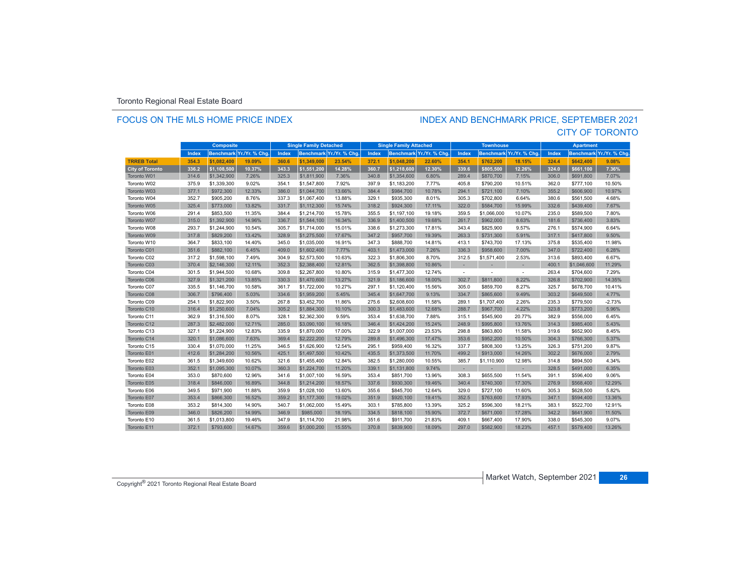Toronto Regional Real Estate Board

## FOCUS ON THE MLS HOME PRICE INDEX

## INDEX AND BENCHMARK PRICE, SEPTEMBER 2021
## CITY OF TORONTO

| | Composite | | | Single Family Detached | | | Single Family Attached | | | Townhouse | | | Apartment | | |
|---|---|---|---|---|---|---|---|---|---|---|---|---|---|---|---|
| | Index | Benchmark | Yr./Yr. % Chg. | Index | Benchmark | Yr./Yr. % Chg. | Index | Benchmark | Yr./Yr. % Chg. | Index | Benchmark | Yr./Yr. % Chg. | Index | Benchmark | Yr./Yr. % Chg. |
| **TRREB Total** | **354.3** | **$1,082,400** | **19.09%** | **360.6** | **$1,349,000** | **23.54%** | **372.1** | **$1,048,200** | **22.60%** | **354.1** | **$762,200** | **18.15%** | **324.4** | **$642,400** | **9.08%** |
| **City of Toronto** | **336.2** | **$1,108,500** | **10.37%** | **343.3** | **$1,551,200** | **14.28%** | **360.7** | **$1,218,600** | **12.30%** | **339.6** | **$805,500** | **12.26%** | **324.0** | **$661,100** | **7.36%** |
| Toronto W01 | 314.6 | $1,342,900 | 7.26% | 325.3 | $1,811,900 | 7.36% | 340.8 | $1,354,600 | 6.80% | 289.4 | $870,700 | 7.15% | 306.0 | $691,800 | 7.07% |
| Toronto W02 | 375.9 | $1,339,300 | 9.02% | 354.1 | $1,547,800 | 7.92% | 397.9 | $1,183,200 | 7.77% | 405.8 | $790,200 | 10.51% | 362.0 | $777,100 | 10.50% |
| Toronto W03 | 377.1 | $972,300 | 12.33% | 386.0 | $1,044,700 | 13.66% | 384.4 | $984,700 | 10.78% | 294.1 | $721,100 | 7.10% | 355.2 | $606,900 | 10.97% |
| Toronto W04 | 352.7 | $905,200 | 8.76% | 337.3 | $1,067,400 | 13.88% | 329.1 | $935,300 | 8.01% | 305.3 | $702,800 | 6.64% | 380.6 | $561,500 | 4.68% |
| Toronto W05 | 325.4 | $773,000 | 13.82% | 331.7 | $1,112,300 | 15.74% | 318.2 | $924,300 | 17.11% | 322.0 | $584,700 | 15.99% | 332.6 | $439,400 | 7.67% |
| Toronto W06 | 291.4 | $853,500 | 11.35% | 384.4 | $1,214,700 | 15.78% | 355.5 | $1,197,100 | 19.18% | 359.5 | $1,066,000 | 10.07% | 235.0 | $589,500 | 7.80% |
| Toronto W07 | 315.0 | $1,392,900 | 14.96% | 336.7 | $1,544,100 | 16.34% | 336.9 | $1,400,500 | 19.68% | 261.7 | $962,000 | 8.63% | 181.6 | $736,400 | 3.83% |
| Toronto W08 | 293.7 | $1,244,900 | 10.54% | 305.7 | $1,714,000 | 15.01% | 338.6 | $1,273,300 | 17.81% | 343.4 | $825,900 | 9.57% | 276.1 | $574,900 | 6.64% |
| Toronto W09 | 317.8 | $829,200 | 13.42% | 328.9 | $1,275,500 | 17.67% | 347.2 | $957,700 | 19.39% | 263.3 | $731,300 | 5.91% | 317.1 | $417,800 | 9.50% |
| Toronto W10 | 364.7 | $833,100 | 14.40% | 345.0 | $1,035,000 | 16.91% | 347.3 | $888,700 | 14.81% | 413.1 | $743,700 | 17.13% | 375.8 | $535,400 | 11.98% |
| Toronto C01 | 351.6 | $882,100 | 6.45% | 409.0 | $1,602,400 | 7.77% | 403.1 | $1,473,000 | 7.26% | 336.3 | $958,600 | 7.00% | 347.0 | $722,400 | 6.28% |
| Toronto C02 | 317.2 | $1,598,100 | 7.49% | 304.9 | $2,573,500 | 10.63% | 322.3 | $1,806,300 | 8.70% | 312.5 | $1,571,400 | 2.53% | 313.6 | $893,400 | 6.67% |
| Toronto C03 | 370.4 | $2,146,300 | 12.11% | 352.3 | $2,388,400 | 12.81% | 362.5 | $1,398,800 | 10.86% | - | - | - | 400.1 | $1,046,600 | 11.29% |
| Toronto C04 | 301.5 | $1,944,500 | 10.68% | 309.8 | $2,267,800 | 10.80% | 315.9 | $1,477,300 | 12.74% | - | - | - | 263.4 | $704,600 | 7.29% |
| Toronto C06 | 327.9 | $1,321,200 | 13.85% | 330.3 | $1,470,600 | 13.27% | 321.9 | $1,186,600 | 18.00% | 302.7 | $811,800 | 8.22% | 326.8 | $702,900 | 14.35% |
| Toronto C07 | 335.5 | $1,146,700 | 10.58% | 361.7 | $1,722,000 | 10.27% | 297.1 | $1,120,400 | 15.56% | 305.0 | $859,700 | 8.27% | 325.7 | $678,700 | 10.41% |
| Toronto C08 | 306.7 | $796,400 | 5.03% | 334.6 | $1,959,200 | 5.45% | 345.4 | $1,647,700 | 9.13% | 334.7 | $865,600 | 9.49% | 303.2 | $649,500 | 4.77% |
| Toronto C09 | 254.1 | $1,822,900 | 3.50% | 267.8 | $3,452,700 | 11.86% | 275.6 | $2,608,600 | 11.58% | 289.1 | $1,707,400 | 2.26% | 235.3 | $779,500 | -2.73% |
| Toronto C10 | 316.4 | $1,250,600 | 7.04% | 305.2 | $1,884,300 | 10.10% | 300.3 | $1,483,600 | 12.68% | 288.7 | $967,700 | 4.22% | 323.8 | $773,200 | 5.96% |
| Toronto C11 | 362.9 | $1,316,500 | 8.07% | 328.1 | $2,362,300 | 9.59% | 353.4 | $1,638,700 | 7.88% | 315.1 | $545,900 | 20.77% | 382.9 | $556,000 | 6.45% |
| Toronto C12 | 287.3 | $2,482,000 | 12.71% | 285.0 | $3,090,100 | 16.18% | 346.4 | $1,424,200 | 15.24% | 248.9 | $995,800 | 13.76% | 314.3 | $985,400 | 5.43% |
| Toronto C13 | 327.1 | $1,224,900 | 12.83% | 335.9 | $1,870,000 | 17.00% | 322.9 | $1,007,000 | 23.53% | 298.8 | $863,800 | 11.58% | 319.6 | $652,900 | 8.45% |
| Toronto C14 | 320.1 | $1,086,600 | 7.63% | 369.4 | $2,222,200 | 12.79% | 289.8 | $1,496,300 | 17.47% | 353.6 | $952,200 | 10.50% | 304.3 | $766,300 | 5.37% |
| Toronto C15 | 330.4 | $1,070,000 | 11.25% | 346.5 | $1,626,900 | 12.54% | 295.1 | $959,400 | 16.32% | 337.7 | $808,300 | 13.25% | 326.3 | $751,200 | 9.87% |
| Toronto E01 | 412.6 | $1,284,200 | 10.56% | 425.1 | $1,497,500 | 10.42% | 435.5 | $1,373,500 | 11.70% | 499.2 | $913,000 | 14.26% | 302.2 | $676,000 | 2.79% |
| Toronto E02 | 361.5 | $1,349,600 | 10.62% | 321.6 | $1,455,400 | 12.84% | 382.5 | $1,280,000 | 10.55% | 385.7 | $1,110,900 | 12.98% | 314.8 | $894,500 | 4.34% |
| Toronto E03 | 352.1 | $1,095,300 | 10.07% | 360.3 | $1,224,700 | 11.20% | 339.1 | $1,131,800 | 9.74% | - | - | - | 328.5 | $491,000 | 6.35% |
| Toronto E04 | 353.0 | $870,600 | 12.96% | 341.6 | $1,007,100 | 16.59% | 353.4 | $851,700 | 13.96% | 308.3 | $655,500 | 11.54% | 391.1 | $596,400 | 9.06% |
| Toronto E05 | 318.4 | $846,000 | 16.89% | 344.8 | $1,214,200 | 18.57% | 337.6 | $930,300 | 19.46% | 340.4 | $740,300 | 17.30% | 276.9 | $568,400 | 12.29% |
| Toronto E06 | 349.5 | $971,900 | 11.88% | 359.9 | $1,028,100 | 13.60% | 355.6 | $845,700 | 12.64% | 329.0 | $727,100 | 11.60% | 305.3 | $628,500 | 5.82% |
| Toronto E07 | 353.4 | $866,300 | 16.52% | 359.2 | $1,177,300 | 19.02% | 351.9 | $920,100 | 19.41% | 352.5 | $763,600 | 17.93% | 347.1 | $594,400 | 13.36% |
| Toronto E08 | 353.2 | $814,300 | 14.90% | 340.7 | $1,062,000 | 15.49% | 303.1 | $785,800 | 13.39% | 325.2 | $596,300 | 18.21% | 383.1 | $522,700 | 12.91% |
| Toronto E09 | 346.0 | $826,200 | 14.99% | 346.9 | $985,000 | 18.19% | 334.5 | $818,100 | 15.90% | 372.7 | $671,000 | 17.28% | 342.2 | $641,900 | 11.50% |
| Toronto E10 | 361.5 | $1,013,800 | 19.46% | 347.9 | $1,114,700 | 21.98% | 351.6 | $911,700 | 21.83% | 409.1 | $667,400 | 17.90% | 338.0 | $545,300 | 9.07% |
| Toronto E11 | 372.1 | $793,600 | 14.67% | 359.6 | $1,000,200 | 15.55% | 370.8 | $839,900 | 18.09% | 297.0 | $582,900 | 18.23% | 457.1 | $579,400 | 13.26% |

Copyright® 2021 Toronto Regional Real Estate Board

Market Watch, September 2021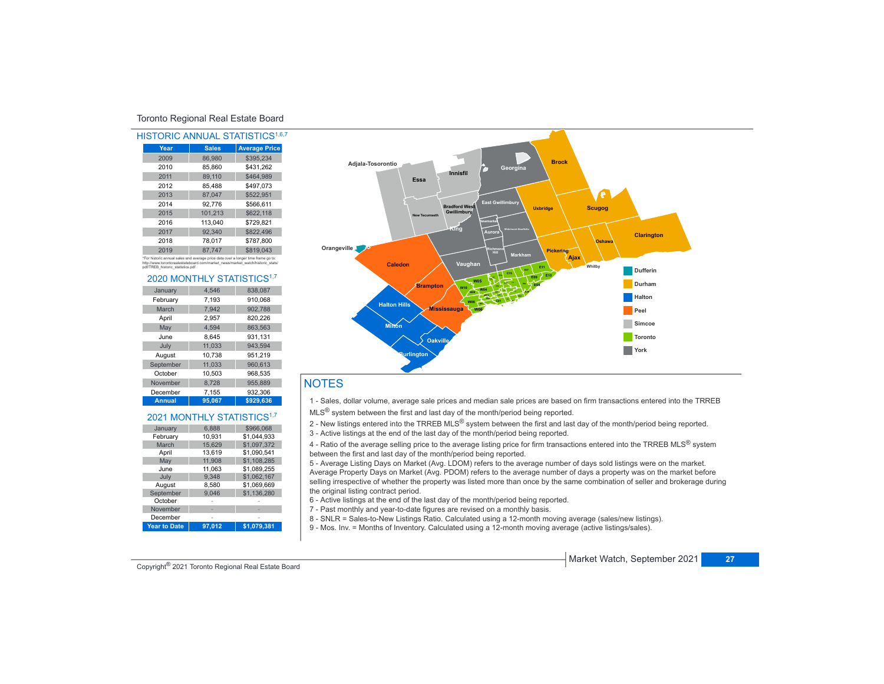Toronto Regional Real Estate Board

## HISTORIC ANNUAL STATISTICS[1,6,7]

| Year | Sales | Average Price |
|---|---|---|
| 2009 | 86,980 | $395,234 |
| 2010 | 85,860 | $431,262 |
| 2011 | 89,110 | $464,989 |
| 2012 | 85,488 | $497,073 |
| 2013 | 87,047 | $522,951 |
| 2014 | 92,776 | $566,611 |
| 2015 | 101,213 | $622,118 |
| 2016 | 113,040 | $729,821 |
| 2017 | 92,340 | $822,496 |
| 2018 | 78,017 | $787,800 |
| 2019 | 87,747 | $819,043 |

*For historic annual sales and average price data over a longer time frame go to: http://www.torontorealestateboard.com/market_news/market_watch/historic_stats/pdf/TREB_historic_statistics.pdf

## 2020 MONTHLY STATISTICS[1,7]

| | | |
|---|---|---|
| January | 4,546 | 838,087 |
| February | 7,193 | 910,068 |
| March | 7,942 | 902,788 |
| April | 2,957 | 820,226 |
| May | 4,594 | 863,563 |
| June | 8,645 | 931,131 |
| July | 11,033 | 943,594 |
| August | 10,738 | 951,219 |
| September | 11,033 | 960,613 |
| October | 10,503 | 968,535 |
| November | 8,728 | 955,889 |
| December | 7,155 | 932,306 |
| **Annual** | **95,067** | **$929,636** |

## 2021 MONTHLY STATISTICS[1,7]

| | | |
|---|---|---|
| January | 6,888 | $966,068 |
| February | 10,931 | $1,044,933 |
| March | 15,629 | $1,097,372 |
| April | 13,619 | $1,090,541 |
| May | 11,908 | $1,108,285 |
| June | 11,063 | $1,089,255 |
| July | 9,348 | $1,062,167 |
| August | 8,580 | $1,069,669 |
| September | 9,046 | $1,136,280 |
| October | - | - |
| November | - | - |
| December | - | - |
| **Year to Date** | **97,012** | **$1,079,381** |

Adjala-Tosorontio
Essa
Innisfil
Georgina
Brock
Bradford West Gwillimbury
East Gwillimbury
Uxbridge
Scugog
New Tecumseth
King
Newmarket
Aurora
Whitchurch-Stouffville
Oshawa
Clarington
Orangeville
Richmond Hill
Markham
Pickering
Ajax
Whitby
Caledon
Vaughan
Brampton
Halton Hills
Mississauga
Milton
Oakville
Burlington

Dufferin
Durham
Halton
Peel
Simcoe
Toronto
York

## NOTES

1 - Sales, dollar volume, average sale prices and median sale prices are based on firm transactions entered into the TRREB MLS® system between the first and last day of the month/period being reported.

2 - New listings entered into the TRREB MLS® system between the first and last day of the month/period being reported.

3 - Active listings at the end of the last day of the month/period being reported.

4 - Ratio of the average selling price to the average listing price for firm transactions entered into the TRREB MLS® system between the first and last day of the month/period being reported.

5 - Average Listing Days on Market (Avg. LDOM) refers to the average number of days sold listings were on the market. Average Property Days on Market (Avg. PDOM) refers to the average number of days a property was on the market before selling irrespective of whether the property was listed more than once by the same combination of seller and brokerage during the original listing contract period.

6 - Active listings at the end of the last day of the month/period being reported.

7 - Past monthly and year-to-date figures are revised on a monthly basis.

8 - SNLR = Sales-to-New Listings Ratio. Calculated using a 12-month moving average (sales/new listings).

9 - Mos. Inv. = Months of Inventory. Calculated using a 12-month moving average (active listings/sales).

Copyright® 2021 Toronto Regional Real Estate Board